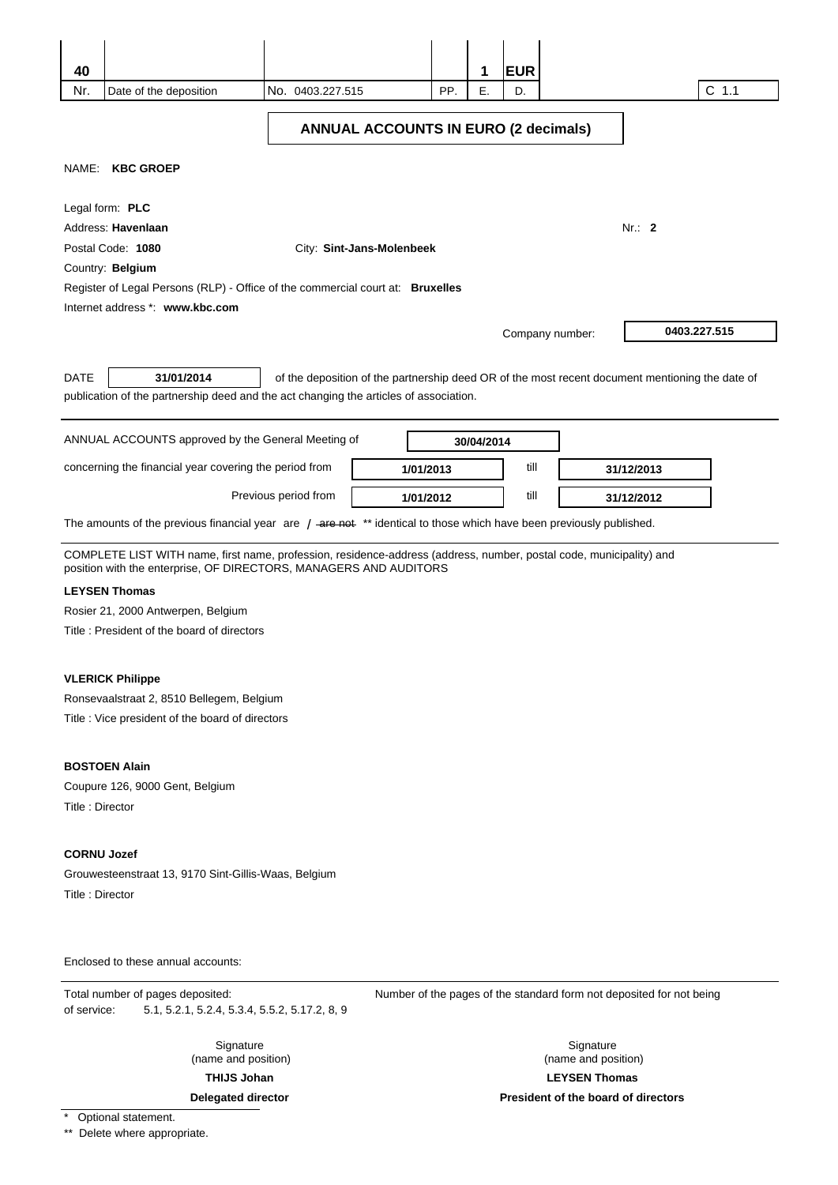| 40 | | | | 1 | EUR | |
|---|---|---|---|---|---|---|
| Nr. | Date of the deposition | No. 0403.227.515 | PP. | E. | D. | C 1.1 |

## ANNUAL ACCOUNTS IN EURO (2 decimals)

NAME: **KBC GROEP**

Legal form: **PLC**

Address: **Havenlaan** Nr.: **2**

Postal Code: **1080** City: **Sint-Jans-Molenbeek**

Country: **Belgium**

Register of Legal Persons (RLP) - Office of the commercial court at: **Bruxelles**

Internet address *: **www.kbc.com**

Company number: **0403.227.515**

DATE **31/01/2014** of the deposition of the partnership deed OR of the most recent document mentioning the date of publication of the partnership deed and the act changing the articles of association.

ANNUAL ACCOUNTS approved by the General Meeting of **30/04/2014**

concerning the financial year covering the period from **1/01/2013** till **31/12/2013**

Previous period from **1/01/2012** till **31/12/2012**

The amounts of the previous financial year are / ~~are not~~ ** identical to those which have been previously published.

COMPLETE LIST WITH name, first name, profession, residence-address (address, number, postal code, municipality) and position with the enterprise, OF DIRECTORS, MANAGERS AND AUDITORS

**LEYSEN Thomas**

Rosier 21, 2000 Antwerpen, Belgium

Title : President of the board of directors

**VLERICK Philippe**

Ronsevaalstraat 2, 8510 Bellegem, Belgium

Title : Vice president of the board of directors

**BOSTOEN Alain**

Coupure 126, 9000 Gent, Belgium

Title : Director

**CORNU Jozef**

Grouwesteenstraat 13, 9170 Sint-Gillis-Waas, Belgium

Title : Director

Enclosed to these annual accounts:

Total number of pages deposited: Number of the pages of the standard form not deposited for not being of service: 5.1, 5.2.1, 5.2.4, 5.3.4, 5.5.2, 5.17.2, 8, 9

Signature (name and position)
**THIJS Johan**
**Delegated director**

Signature (name and position)
**LEYSEN Thomas**
**President of the board of directors**

\* Optional statement.

** Delete where appropriate.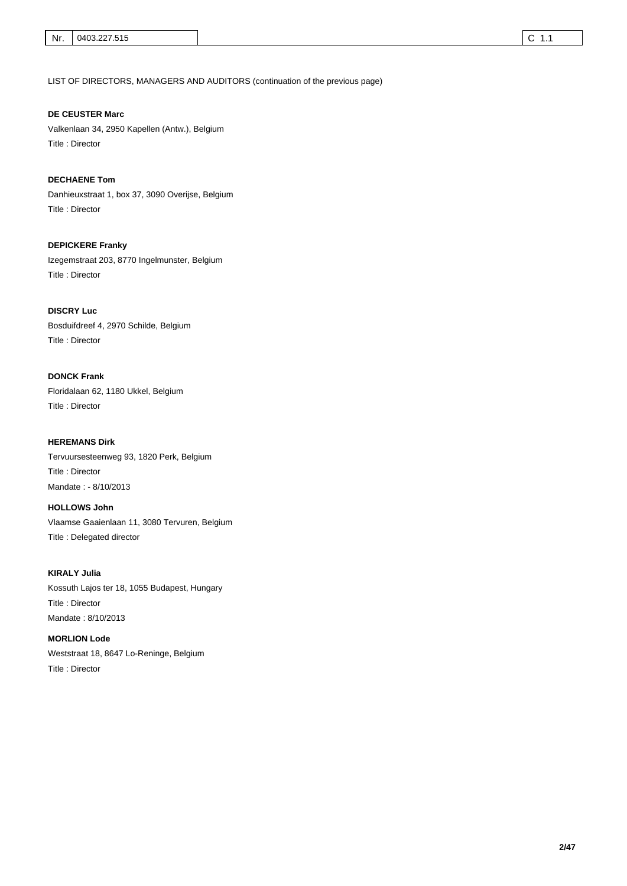LIST OF DIRECTORS, MANAGERS AND AUDITORS (continuation of the previous page)

**DE CEUSTER Marc**

Valkenlaan 34, 2950 Kapellen (Antw.), Belgium

Title : Director

**DECHAENE Tom**

Danhieuxstraat 1, box 37, 3090 Overijse, Belgium

Title : Director

**DEPICKERE Franky**

Izegemstraat 203, 8770 Ingelmunster, Belgium

Title : Director

**DISCRY Luc**

Bosduifdreef 4, 2970 Schilde, Belgium

Title : Director

**DONCK Frank**

Floridalaan 62, 1180 Ukkel, Belgium

Title : Director

**HEREMANS Dirk**

Tervuursesteenweg 93, 1820 Perk, Belgium

Title : Director

Mandate : - 8/10/2013

**HOLLOWS John**

Vlaamse Gaaienlaan 11, 3080 Tervuren, Belgium

Title : Delegated director

**KIRALY Julia**

Kossuth Lajos ter 18, 1055 Budapest, Hungary

Title : Director

Mandate : 8/10/2013

**MORLION Lode**

Weststraat 18, 8647 Lo-Reninge, Belgium

Title : Director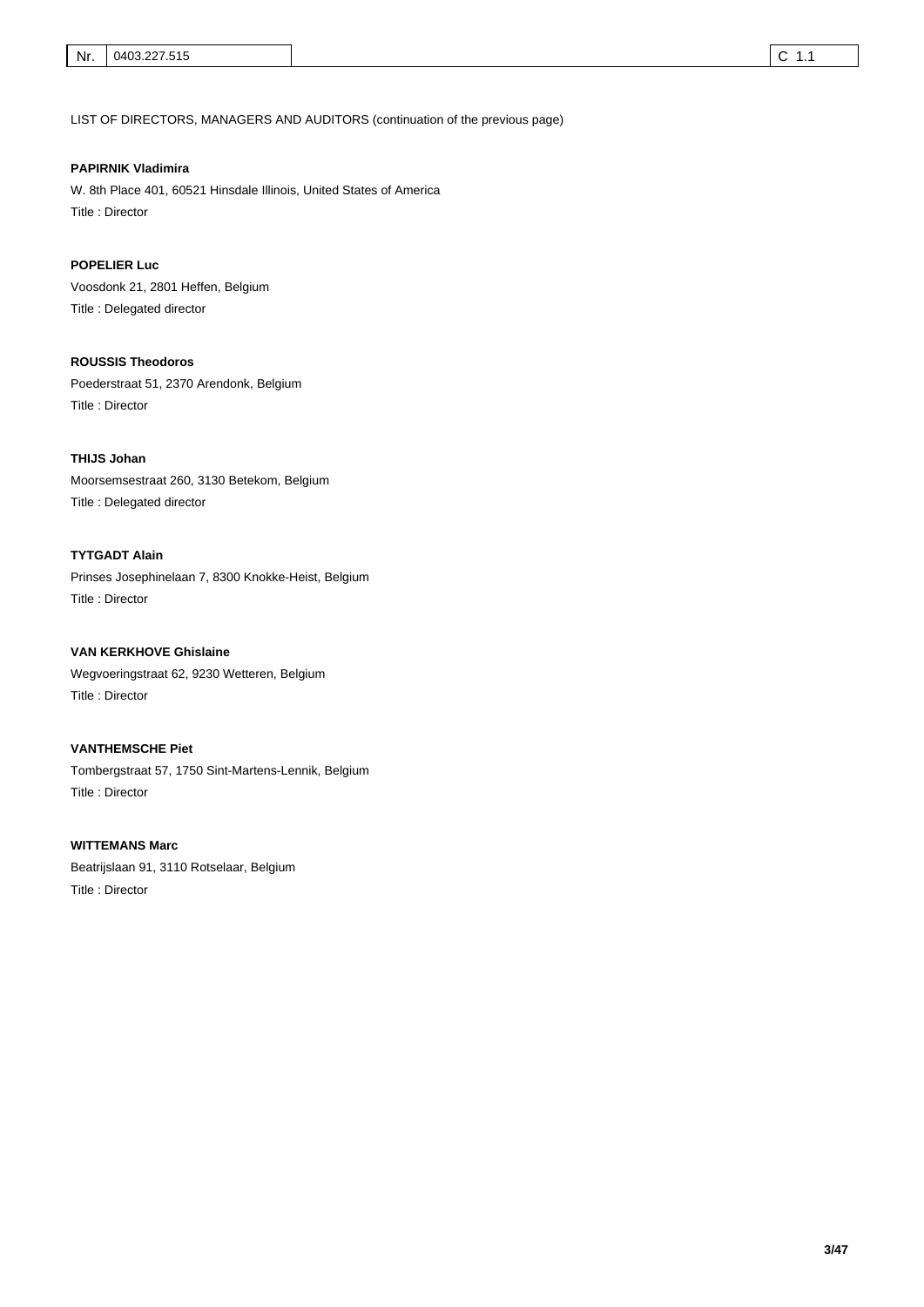LIST OF DIRECTORS, MANAGERS AND AUDITORS (continuation of the previous page)

**PAPIRNIK Vladimira**

W. 8th Place 401, 60521 Hinsdale Illinois, United States of America

Title : Director

**POPELIER Luc**

Voosdonk 21, 2801 Heffen, Belgium

Title : Delegated director

**ROUSSIS Theodoros**

Poederstraat 51, 2370 Arendonk, Belgium

Title : Director

**THIJS Johan**

Moorsemsestraat 260, 3130 Betekom, Belgium

Title : Delegated director

**TYTGADT Alain**

Prinses Josephinelaan 7, 8300 Knokke-Heist, Belgium

Title : Director

**VAN KERKHOVE Ghislaine**

Wegvoeringstraat 62, 9230 Wetteren, Belgium

Title : Director

**VANTHEMSCHE Piet**

Tombergstraat 57, 1750 Sint-Martens-Lennik, Belgium

Title : Director

**WITTEMANS Marc**

Beatrijslaan 91, 3110 Rotselaar, Belgium

Title : Director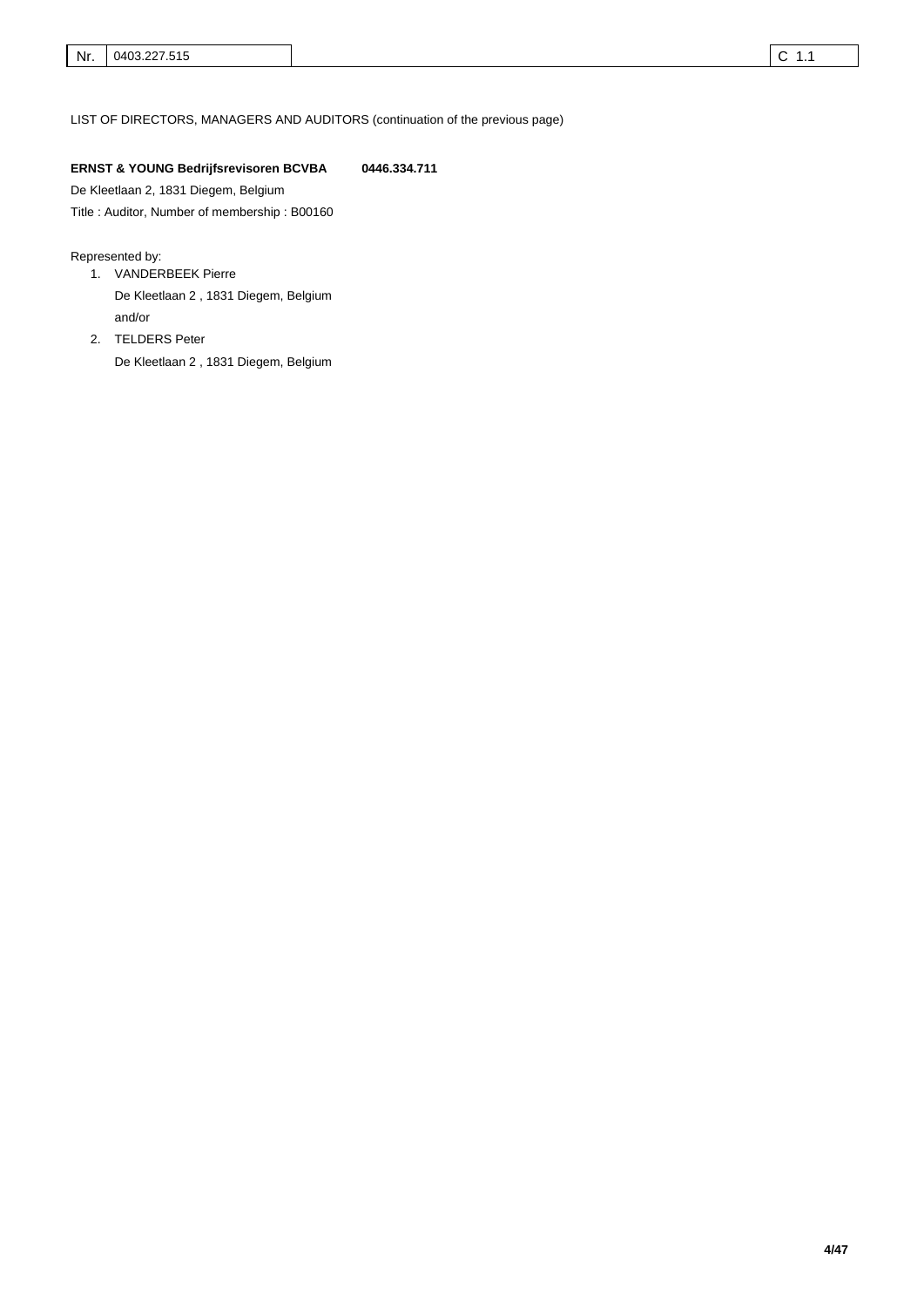LIST OF DIRECTORS, MANAGERS AND AUDITORS (continuation of the previous page)

**ERNST & YOUNG Bedrijfsrevisoren BCVBA 0446.334.711**

De Kleetlaan 2, 1831 Diegem, Belgium

Title : Auditor, Number of membership : B00160

Represented by:

1. VANDERBEEK Pierre
   De Kleetlaan 2 , 1831 Diegem, Belgium
   and/or
2. TELDERS Peter
   De Kleetlaan 2 , 1831 Diegem, Belgium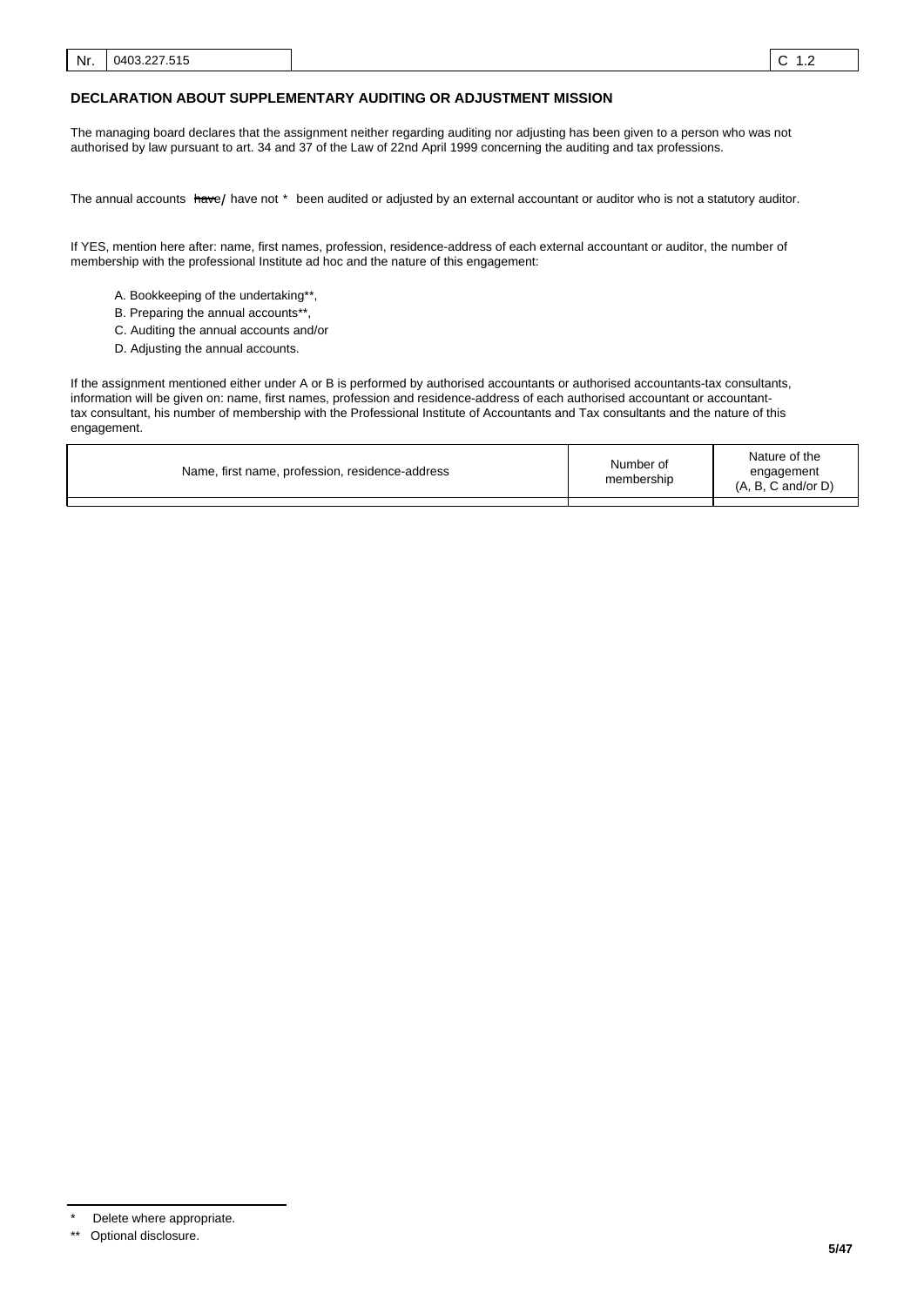| Nr. | 0403.227.515 | C 1.2 |
|---|---|---|

## DECLARATION ABOUT SUPPLEMENTARY AUDITING OR ADJUSTMENT MISSION

The managing board declares that the assignment neither regarding auditing nor adjusting has been given to a person who was not authorised by law pursuant to art. 34 and 37 of the Law of 22nd April 1999 concerning the auditing and tax professions.

The annual accounts ~~have~~/ have not * been audited or adjusted by an external accountant or auditor who is not a statutory auditor.

If YES, mention here after: name, first names, profession, residence-address of each external accountant or auditor, the number of membership with the professional Institute ad hoc and the nature of this engagement:

A. Bookkeeping of the undertaking**,
B. Preparing the annual accounts**,
C. Auditing the annual accounts and/or
D. Adjusting the annual accounts.

If the assignment mentioned either under A or B is performed by authorised accountants or authorised accountants-tax consultants, information will be given on: name, first names, profession and residence-address of each authorised accountant or accountant-tax consultant, his number of membership with the Professional Institute of Accountants and Tax consultants and the nature of this engagement.

| Name, first name, profession, residence-address | Number of membership | Nature of the engagement (A, B, C and/or D) |
|---|---|---|
| | | |

\* Delete where appropriate.

** Optional disclosure.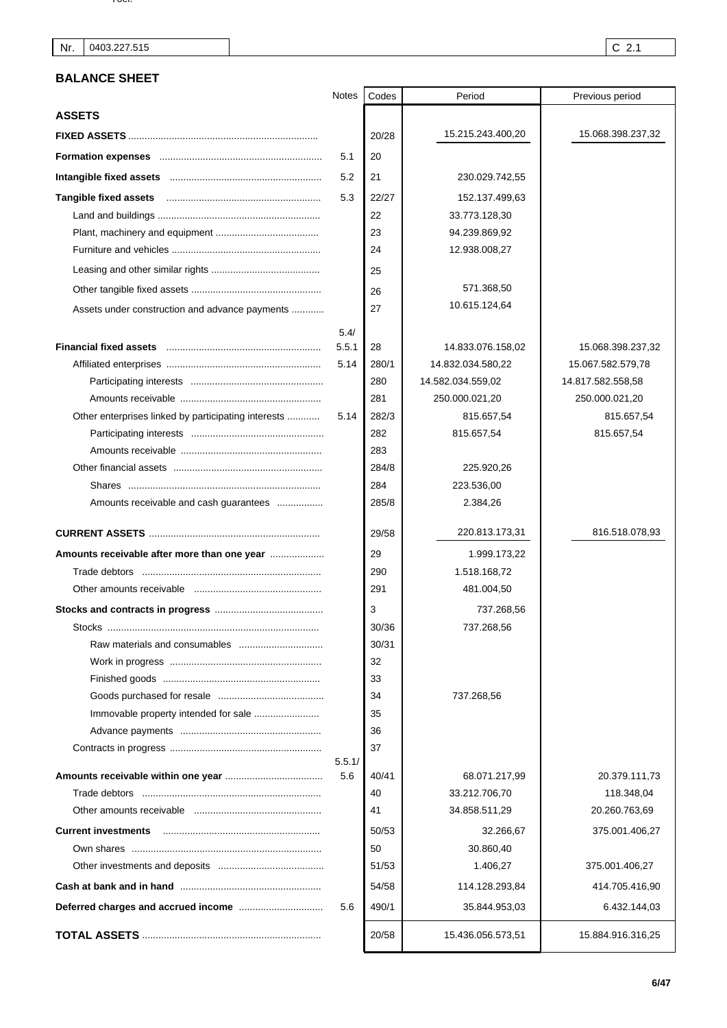| Nr. | 0403.227.515 | C 2.1 |
|---|---|---|

## BALANCE SHEET

| | Notes | Codes | Period | Previous period |
|---|---|---|---|---|
| **ASSETS** | | | | |
| **FIXED ASSETS** | | 20/28 | 15.215.243.400,20 | 15.068.398.237,32 |
| **Formation expenses** | 5.1 | 20 | | |
| **Intangible fixed assets** | 5.2 | 21 | 230.029.742,55 | |
| **Tangible fixed assets** | 5.3 | 22/27 | 152.137.499,63 | |
| Land and buildings | | 22 | 33.773.128,30 | |
| Plant, machinery and equipment | | 23 | 94.239.869,92 | |
| Furniture and vehicles | | 24 | 12.938.008,27 | |
| Leasing and other similar rights | | 25 | | |
| Other tangible fixed assets | | 26 | 571.368,50 | |
| Assets under construction and advance payments | | 27 | 10.615.124,64 | |
| **Financial fixed assets** | 5.4/ 5.5.1 | 28 | 14.833.076.158,02 | 15.068.398.237,32 |
| Affiliated enterprises | 5.14 | 280/1 | 14.832.034.580,22 | 15.067.582.579,78 |
| Participating interests | | 280 | 14.582.034.559,02 | 14.817.582.558,58 |
| Amounts receivable | | 281 | 250.000.021,20 | 250.000.021,20 |
| Other enterprises linked by participating interests | 5.14 | 282/3 | 815.657,54 | 815.657,54 |
| Participating interests | | 282 | 815.657,54 | 815.657,54 |
| Amounts receivable | | 283 | | |
| Other financial assets | | 284/8 | 225.920,26 | |
| Shares | | 284 | 223.536,00 | |
| Amounts receivable and cash guarantees | | 285/8 | 2.384,26 | |
| **CURRENT ASSETS** | | 29/58 | 220.813.173,31 | 816.518.078,93 |
| **Amounts receivable after more than one year** | | 29 | 1.999.173,22 | |
| Trade debtors | | 290 | 1.518.168,72 | |
| Other amounts receivable | | 291 | 481.004,50 | |
| **Stocks and contracts in progress** | | 3 | 737.268,56 | |
| Stocks | | 30/36 | 737.268,56 | |
| Raw materials and consumables | | 30/31 | | |
| Work in progress | | 32 | | |
| Finished goods | | 33 | | |
| Goods purchased for resale | | 34 | 737.268,56 | |
| Immovable property intended for sale | | 35 | | |
| Advance payments | | 36 | | |
| Contracts in progress | | 37 | | |
| **Amounts receivable within one year** | 5.5.1/ 5.6 | 40/41 | 68.071.217,99 | 20.379.111,73 |
| Trade debtors | | 40 | 33.212.706,70 | 118.348,04 |
| Other amounts receivable | | 41 | 34.858.511,29 | 20.260.763,69 |
| **Current investments** | | 50/53 | 32.266,67 | 375.001.406,27 |
| Own shares | | 50 | 30.860,40 | |
| Other investments and deposits | | 51/53 | 1.406,27 | 375.001.406,27 |
| **Cash at bank and in hand** | | 54/58 | 114.128.293,84 | 414.705.416,90 |
| **Deferred charges and accrued income** | 5.6 | 490/1 | 35.844.953,03 | 6.432.144,03 |
| **TOTAL ASSETS** | | 20/58 | 15.436.056.573,51 | 15.884.916.316,25 |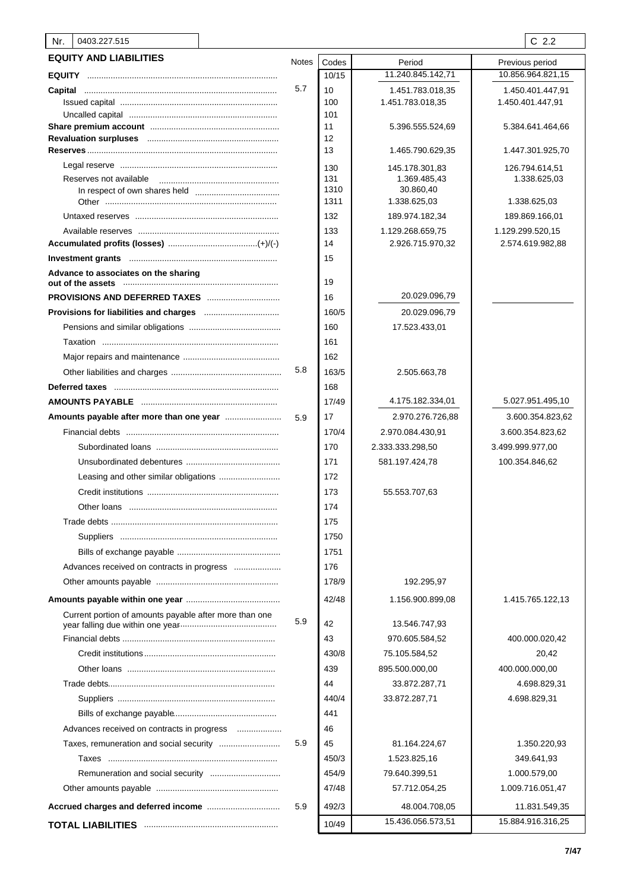| Nr. | 0403.227.515 | | | C 2.2 |
|---|---|---|---|---|

## EQUITY AND LIABILITIES

| | Notes | Codes | Period | Previous period |
|---|---|---|---|---|
| **EQUITY** | | 10/15 | 11.240.845.142,71 | 10.856.964.821,15 |
| **Capital** | 5.7 | 10 | 1.451.783.018,35 | 1.450.401.447,91 |
| Issued capital | | 100 | 1.451.783.018,35 | 1.450.401.447,91 |
| Uncalled capital | | 101 | | |
| **Share premium account** | | 11 | 5.396.555.524,69 | 5.384.641.464,66 |
| **Revaluation surpluses** | | 12 | | |
| **Reserves** | | 13 | 1.465.790.629,35 | 1.447.301.925,70 |
| Legal reserve | | 130 | 145.178.301,83 | 126.794.614,51 |
| Reserves not available | | 131 | 1.369.485,43 | 1.338.625,03 |
| In respect of own shares held | | 1310 | 30.860,40 | |
| Other | | 1311 | 1.338.625,03 | 1.338.625,03 |
| Untaxed reserves | | 132 | 189.974.182,34 | 189.869.166,01 |
| Available reserves | | 133 | 1.129.268.659,75 | 1.129.299.520,15 |
| **Accumulated profits (losses)** (+)/(-) | | 14 | 2.926.715.970,32 | 2.574.619.982,88 |
| **Investment grants** | | 15 | | |
| **Advance to associates on the sharing out of the assets** | | 19 | | |
| **PROVISIONS AND DEFERRED TAXES** | | 16 | 20.029.096,79 | |
| **Provisions for liabilities and charges** | | 160/5 | 20.029.096,79 | |
| Pensions and similar obligations | | 160 | 17.523.433,01 | |
| Taxation | | 161 | | |
| Major repairs and maintenance | | 162 | | |
| Other liabilities and charges | 5.8 | 163/5 | 2.505.663,78 | |
| **Deferred taxes** | | 168 | | |
| **AMOUNTS PAYABLE** | | 17/49 | 4.175.182.334,01 | 5.027.951.495,10 |
| **Amounts payable after more than one year** | 5.9 | 17 | 2.970.276.726,88 | 3.600.354.823,62 |
| Financial debts | | 170/4 | 2.970.084.430,91 | 3.600.354.823,62 |
| Subordinated loans | | 170 | 2.333.333.298,50 | 3.499.999.977,00 |
| Unsubordinated debentures | | 171 | 581.197.424,78 | 100.354.846,62 |
| Leasing and other similar obligations | | 172 | | |
| Credit institutions | | 173 | 55.553.707,63 | |
| Other loans | | 174 | | |
| Trade debts | | 175 | | |
| Suppliers | | 1750 | | |
| Bills of exchange payable | | 1751 | | |
| Advances received on contracts in progress | | 176 | | |
| Other amounts payable | | 178/9 | 192.295,97 | |
| **Amounts payable within one year** | | 42/48 | 1.156.900.899,08 | 1.415.765.122,13 |
| Current portion of amounts payable after more than one year falling due within one year | 5.9 | 42 | 13.546.747,93 | |
| Financial debts | | 43 | 970.605.584,52 | 400.000.020,42 |
| Credit institutions | | 430/8 | 75.105.584,52 | 20,42 |
| Other loans | | 439 | 895.500.000,00 | 400.000.000,00 |
| Trade debts | | 44 | 33.872.287,71 | 4.698.829,31 |
| Suppliers | | 440/4 | 33.872.287,71 | 4.698.829,31 |
| Bills of exchange payable | | 441 | | |
| Advances received on contracts in progress | | 46 | | |
| Taxes, remuneration and social security | 5.9 | 45 | 81.164.224,67 | 1.350.220,93 |
| Taxes | | 450/3 | 1.523.825,16 | 349.641,93 |
| Remuneration and social security | | 454/9 | 79.640.399,51 | 1.000.579,00 |
| Other amounts payable | | 47/48 | 57.712.054,25 | 1.009.716.051,47 |
| **Accrued charges and deferred income** | 5.9 | 492/3 | 48.004.708,05 | 11.831.549,35 |
| **TOTAL LIABILITIES** | | 10/49 | 15.436.056.573,51 | 15.884.916.316,25 |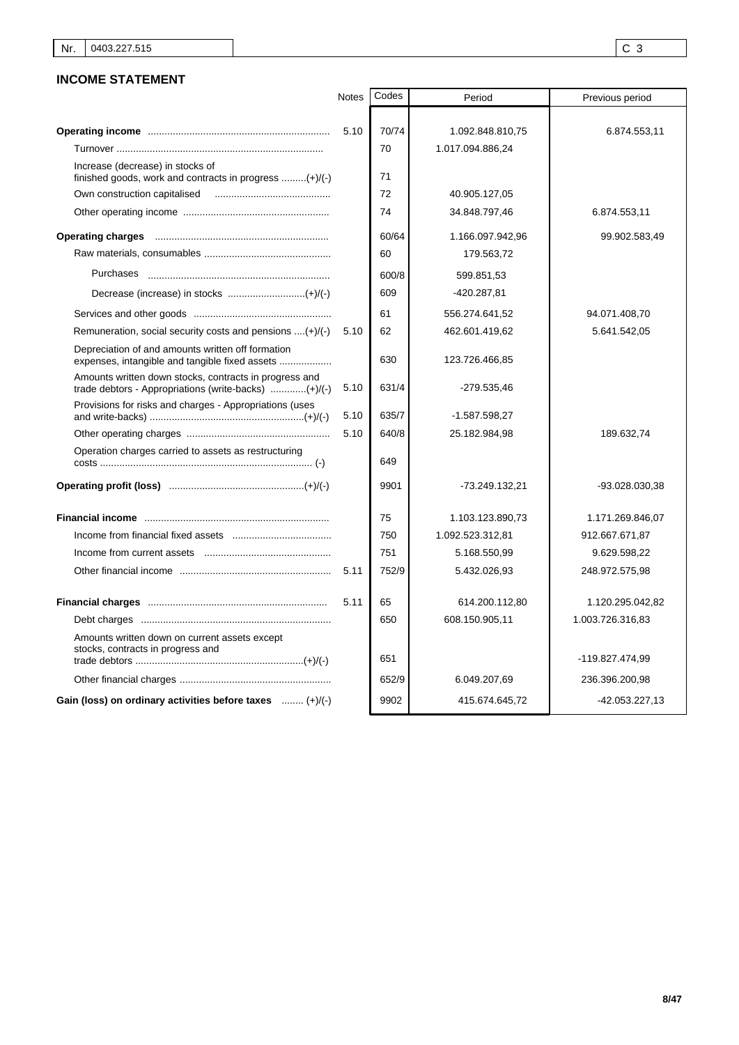| Nr. | 0403.227.515 | | C 3 |
|---|---|---|---|

## INCOME STATEMENT

| | Notes | Codes | Period | Previous period |
|---|---|---|---|---|
| **Operating income** | 5.10 | 70/74 | 1.092.848.810,75 | 6.874.553,11 |
| Turnover | | 70 | 1.017.094.886,24 | |
| Increase (decrease) in stocks of finished goods, work and contracts in progress (+)/(-) | | 71 | | |
| Own construction capitalised | | 72 | 40.905.127,05 | |
| Other operating income | | 74 | 34.848.797,46 | 6.874.553,11 |
| **Operating charges** | | 60/64 | 1.166.097.942,96 | 99.902.583,49 |
| Raw materials, consumables | | 60 | 179.563,72 | |
| Purchases | | 600/8 | 599.851,53 | |
| Decrease (increase) in stocks (+)/(-) | | 609 | -420.287,81 | |
| Services and other goods | | 61 | 556.274.641,52 | 94.071.408,70 |
| Remuneration, social security costs and pensions (+)/(-) | 5.10 | 62 | 462.601.419,62 | 5.641.542,05 |
| Depreciation of and amounts written off formation expenses, intangible and tangible fixed assets | | 630 | 123.726.466,85 | |
| Amounts written down stocks, contracts in progress and trade debtors - Appropriations (write-backs) (+)/(-) | 5.10 | 631/4 | -279.535,46 | |
| Provisions for risks and charges - Appropriations (uses and write-backs) (+)/(-) | 5.10 | 635/7 | -1.587.598,27 | |
| Other operating charges | 5.10 | 640/8 | 25.182.984,98 | 189.632,74 |
| Operation charges carried to assets as restructuring costs (-) | | 649 | | |
| **Operating profit (loss)** (+)/(-) | | 9901 | -73.249.132,21 | -93.028.030,38 |
| **Financial income** | | 75 | 1.103.123.890,73 | 1.171.269.846,07 |
| Income from financial fixed assets | | 750 | 1.092.523.312,81 | 912.667.671,87 |
| Income from current assets | | 751 | 5.168.550,99 | 9.629.598,22 |
| Other financial income | 5.11 | 752/9 | 5.432.026,93 | 248.972.575,98 |
| **Financial charges** | 5.11 | 65 | 614.200.112,80 | 1.120.295.042,82 |
| Debt charges | | 650 | 608.150.905,11 | 1.003.726.316,83 |
| Amounts written down on current assets except stocks, contracts in progress and trade debtors (+)/(-) | | 651 | | -119.827.474,99 |
| Other financial charges | | 652/9 | 6.049.207,69 | 236.396.200,98 |
| **Gain (loss) on ordinary activities before taxes** (+)/(-) | | 9902 | 415.674.645,72 | -42.053.227,13 |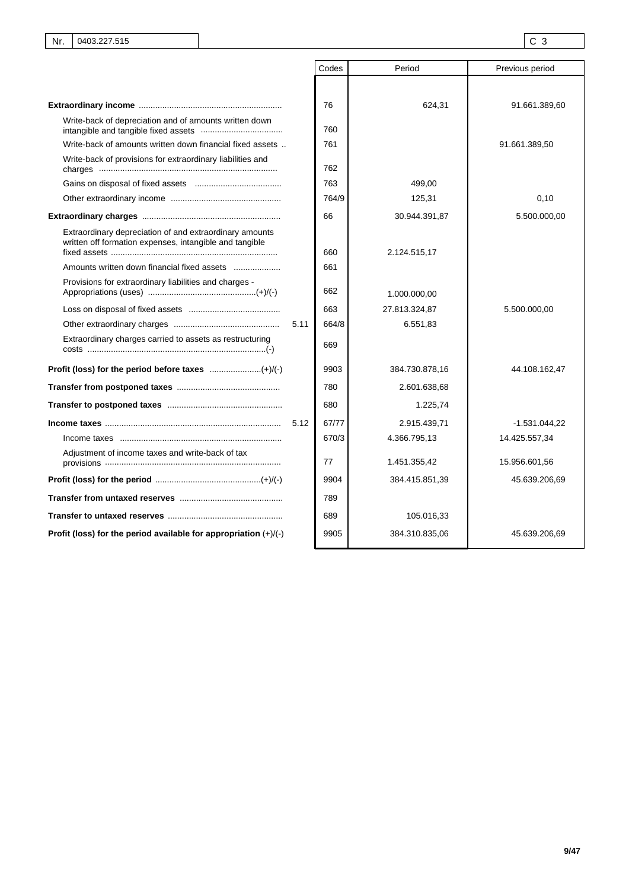| Nr. | 0403.227.515 | C 3 |
|---|---|---|

| | | Codes | Period | Previous period |
|---|---|---|---|---|
| **Extraordinary income** | | 76 | 624,31 | 91.661.389,60 |
| Write-back of depreciation and of amounts written down intangible and tangible fixed assets | | 760 | | |
| Write-back of amounts written down financial fixed assets | | 761 | | 91.661.389,50 |
| Write-back of provisions for extraordinary liabilities and charges | | 762 | | |
| Gains on disposal of fixed assets | | 763 | 499,00 | |
| Other extraordinary income | | 764/9 | 125,31 | 0,10 |
| **Extraordinary charges** | | 66 | 30.944.391,87 | 5.500.000,00 |
| Extraordinary depreciation of and extraordinary amounts written off formation expenses, intangible and tangible fixed assets | | 660 | 2.124.515,17 | |
| Amounts written down financial fixed assets | | 661 | | |
| Provisions for extraordinary liabilities and charges - Appropriations (uses) (+)/(-) | | 662 | 1.000.000,00 | |
| Loss on disposal of fixed assets | | 663 | 27.813.324,87 | 5.500.000,00 |
| Other extraordinary charges | 5.11 | 664/8 | 6.551,83 | |
| Extraordinary charges carried to assets as restructuring costs (-) | | 669 | | |
| **Profit (loss) for the period before taxes** (+)/(-) | | 9903 | 384.730.878,16 | 44.108.162,47 |
| **Transfer from postponed taxes** | | 780 | 2.601.638,68 | |
| **Transfer to postponed taxes** | | 680 | 1.225,74 | |
| **Income taxes** | 5.12 | 67/77 | 2.915.439,71 | -1.531.044,22 |
| Income taxes | | 670/3 | 4.366.795,13 | 14.425.557,34 |
| Adjustment of income taxes and write-back of tax provisions | | 77 | 1.451.355,42 | 15.956.601,56 |
| **Profit (loss) for the period** (+)/(-) | | 9904 | 384.415.851,39 | 45.639.206,69 |
| **Transfer from untaxed reserves** | | 789 | | |
| **Transfer to untaxed reserves** | | 689 | 105.016,33 | |
| **Profit (loss) for the period available for appropriation** (+)/(-) | | 9905 | 384.310.835,06 | 45.639.206,69 |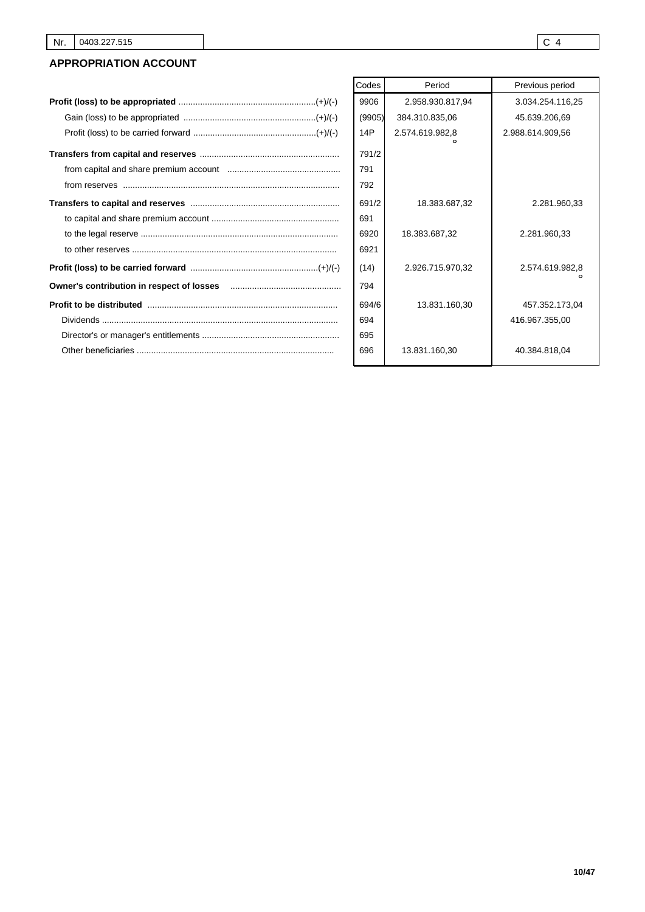| Nr. | 0403.227.515 | | C 4 |
|---|---|---|---|

## APPROPRIATION ACCOUNT

| | Codes | Period | Previous period |
|---|---|---|---|
| **Profit (loss) to be appropriated** (+)/(-) | 9906 | 2.958.930.817,94 | 3.034.254.116,25 |
| Gain (loss) to be appropriated (+)/(-) | (9905) | 384.310.835,06 | 45.639.206,69 |
| Profit (loss) to be carried forward (+)/(-) | 14P | 2.574.619.982,88 | 2.988.614.909,56 |
| **Transfers from capital and reserves** | 791/2 | | |
| from capital and share premium account | 791 | | |
| from reserves | 792 | | |
| **Transfers to capital and reserves** | 691/2 | 18.383.687,32 | 2.281.960,33 |
| to capital and share premium account | 691 | | |
| to the legal reserve | 6920 | 18.383.687,32 | 2.281.960,33 |
| to other reserves | 6921 | | |
| **Profit (loss) to be carried forward** (+)/(-) | (14) | 2.926.715.970,32 | 2.574.619.982,88 |
| **Owner's contribution in respect of losses** | 794 | | |
| **Profit to be distributed** | 694/6 | 13.831.160,30 | 457.352.173,04 |
| Dividends | 694 | | 416.967.355,00 |
| Director's or manager's entitlements | 695 | | |
| Other beneficiaries | 696 | 13.831.160,30 | 40.384.818,04 |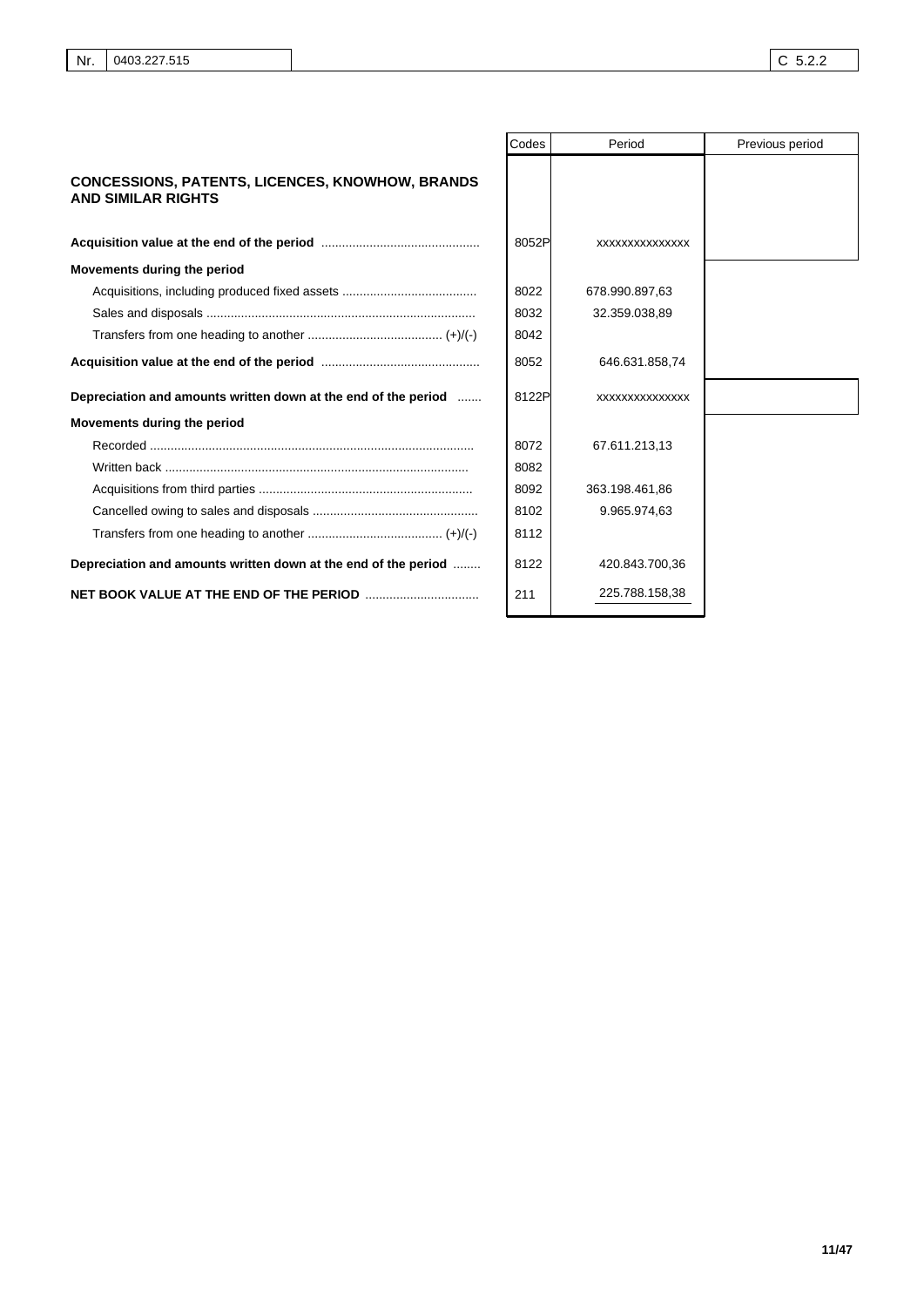| Nr. | 0403.227.515 | C 5.2.2 |
|---|---|---|

| | Codes | Period | Previous period |
|---|---|---|---|
| **CONCESSIONS, PATENTS, LICENCES, KNOWHOW, BRANDS AND SIMILAR RIGHTS** | | | |
| **Acquisition value at the end of the period** | 8052P | xxxxxxxxxxxxxx | |
| **Movements during the period** | | | |
| Acquisitions, including produced fixed assets | 8022 | 678.990.897,63 | |
| Sales and disposals | 8032 | 32.359.038,89 | |
| Transfers from one heading to another (+)/(-) | 8042 | | |
| **Acquisition value at the end of the period** | 8052 | 646.631.858,74 | |
| **Depreciation and amounts written down at the end of the period** | 8122P | xxxxxxxxxxxxxx | |
| **Movements during the period** | | | |
| Recorded | 8072 | 67.611.213,13 | |
| Written back | 8082 | | |
| Acquisitions from third parties | 8092 | 363.198.461,86 | |
| Cancelled owing to sales and disposals | 8102 | 9.965.974,63 | |
| Transfers from one heading to another (+)/(-) | 8112 | | |
| **Depreciation and amounts written down at the end of the period** | 8122 | 420.843.700,36 | |
| **NET BOOK VALUE AT THE END OF THE PERIOD** | 211 | 225.788.158,38 | |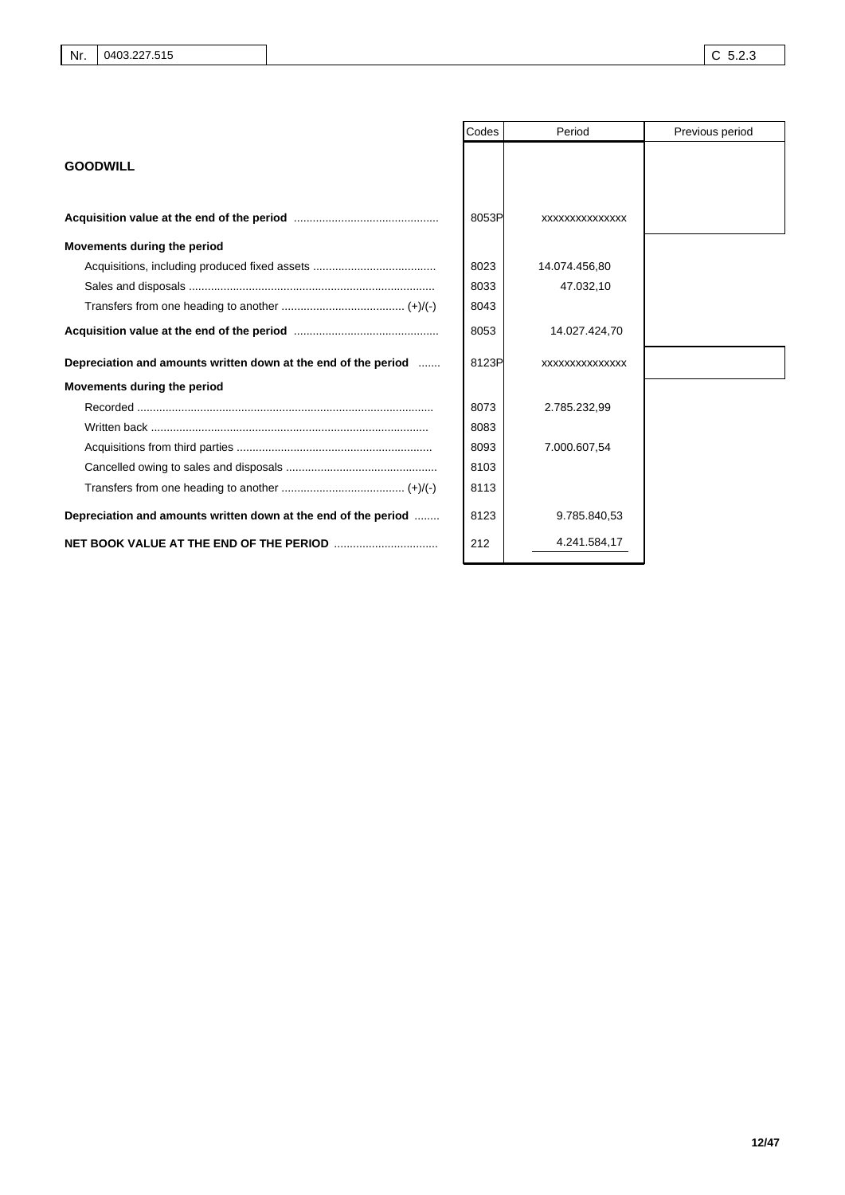| Nr. | 0403.227.515 | C 5.2.3 |
|---|---|---|

| | Codes | Period | Previous period |
|---|---|---|---|
| **GOODWILL** | | | |
| **Acquisition value at the end of the period** | 8053P | xxxxxxxxxxxxxx | |
| **Movements during the period** | | | |
| Acquisitions, including produced fixed assets | 8023 | 14.074.456,80 | |
| Sales and disposals | 8033 | 47.032,10 | |
| Transfers from one heading to another (+)/(-) | 8043 | | |
| **Acquisition value at the end of the period** | 8053 | 14.027.424,70 | |
| **Depreciation and amounts written down at the end of the period** | 8123P | xxxxxxxxxxxxxx | |
| **Movements during the period** | | | |
| Recorded | 8073 | 2.785.232,99 | |
| Written back | 8083 | | |
| Acquisitions from third parties | 8093 | 7.000.607,54 | |
| Cancelled owing to sales and disposals | 8103 | | |
| Transfers from one heading to another (+)/(-) | 8113 | | |
| **Depreciation and amounts written down at the end of the period** | 8123 | 9.785.840,53 | |
| **NET BOOK VALUE AT THE END OF THE PERIOD** | 212 | 4.241.584,17 | |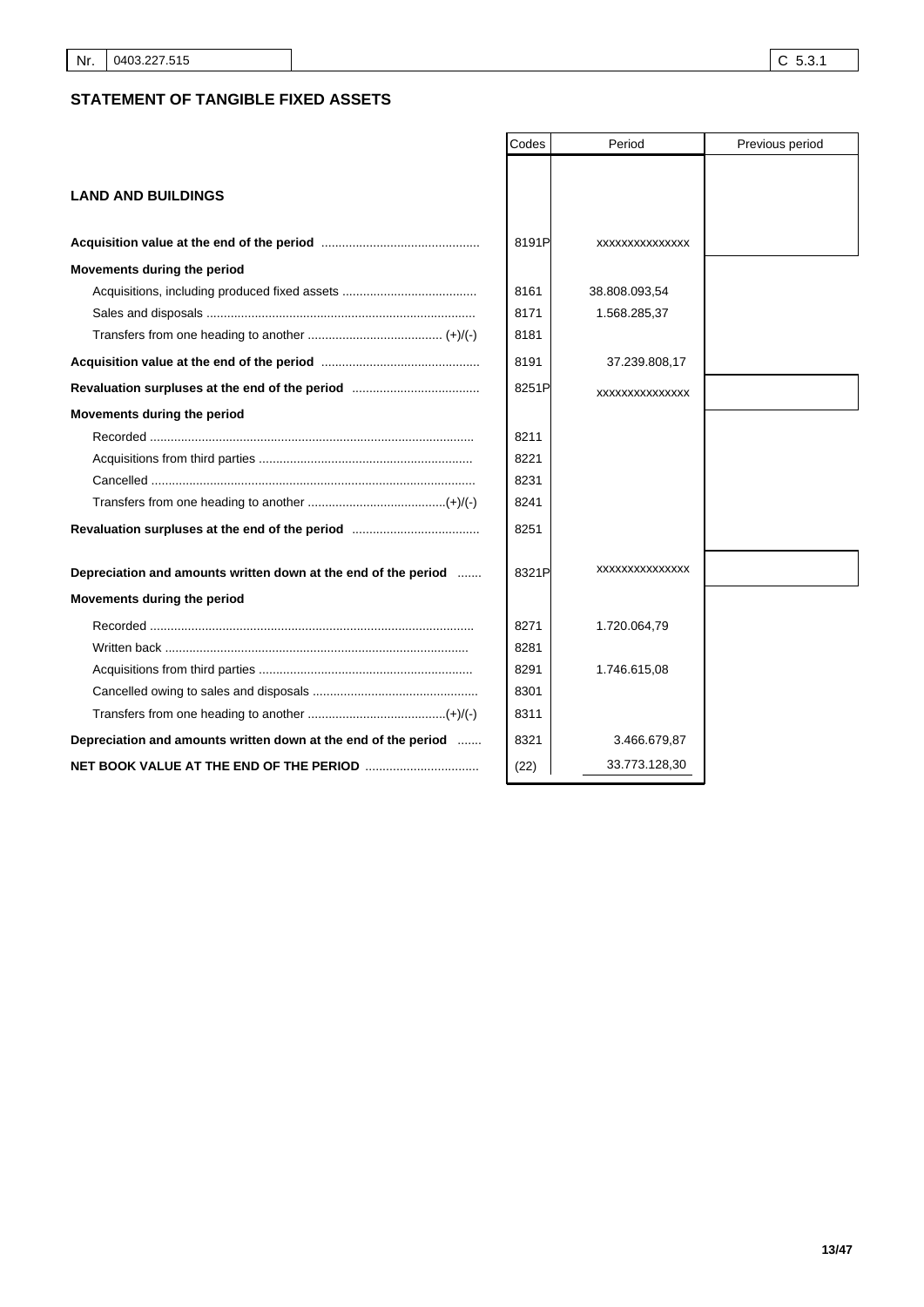| Nr. | 0403.227.515 | C 5.3.1 |
|---|---|---|

## STATEMENT OF TANGIBLE FIXED ASSETS

| | Codes | Period | Previous period |
|---|---|---|---|
| **LAND AND BUILDINGS** | | | |
| **Acquisition value at the end of the period** | 8191P | xxxxxxxxxxxxxx | |
| **Movements during the period** | | | |
| Acquisitions, including produced fixed assets | 8161 | 38.808.093,54 | |
| Sales and disposals | 8171 | 1.568.285,37 | |
| Transfers from one heading to another (+)/(-) | 8181 | | |
| **Acquisition value at the end of the period** | 8191 | 37.239.808,17 | |
| **Revaluation surpluses at the end of the period** | 8251P | xxxxxxxxxxxxxx | |
| **Movements during the period** | | | |
| Recorded | 8211 | | |
| Acquisitions from third parties | 8221 | | |
| Cancelled | 8231 | | |
| Transfers from one heading to another (+)/(-) | 8241 | | |
| **Revaluation surpluses at the end of the period** | 8251 | | |
| **Depreciation and amounts written down at the end of the period** | 8321P | xxxxxxxxxxxxxx | |
| **Movements during the period** | | | |
| Recorded | 8271 | 1.720.064,79 | |
| Written back | 8281 | | |
| Acquisitions from third parties | 8291 | 1.746.615,08 | |
| Cancelled owing to sales and disposals | 8301 | | |
| Transfers from one heading to another (+)/(-) | 8311 | | |
| **Depreciation and amounts written down at the end of the period** | 8321 | 3.466.679,87 | |
| **NET BOOK VALUE AT THE END OF THE PERIOD** | (22) | 33.773.128,30 | |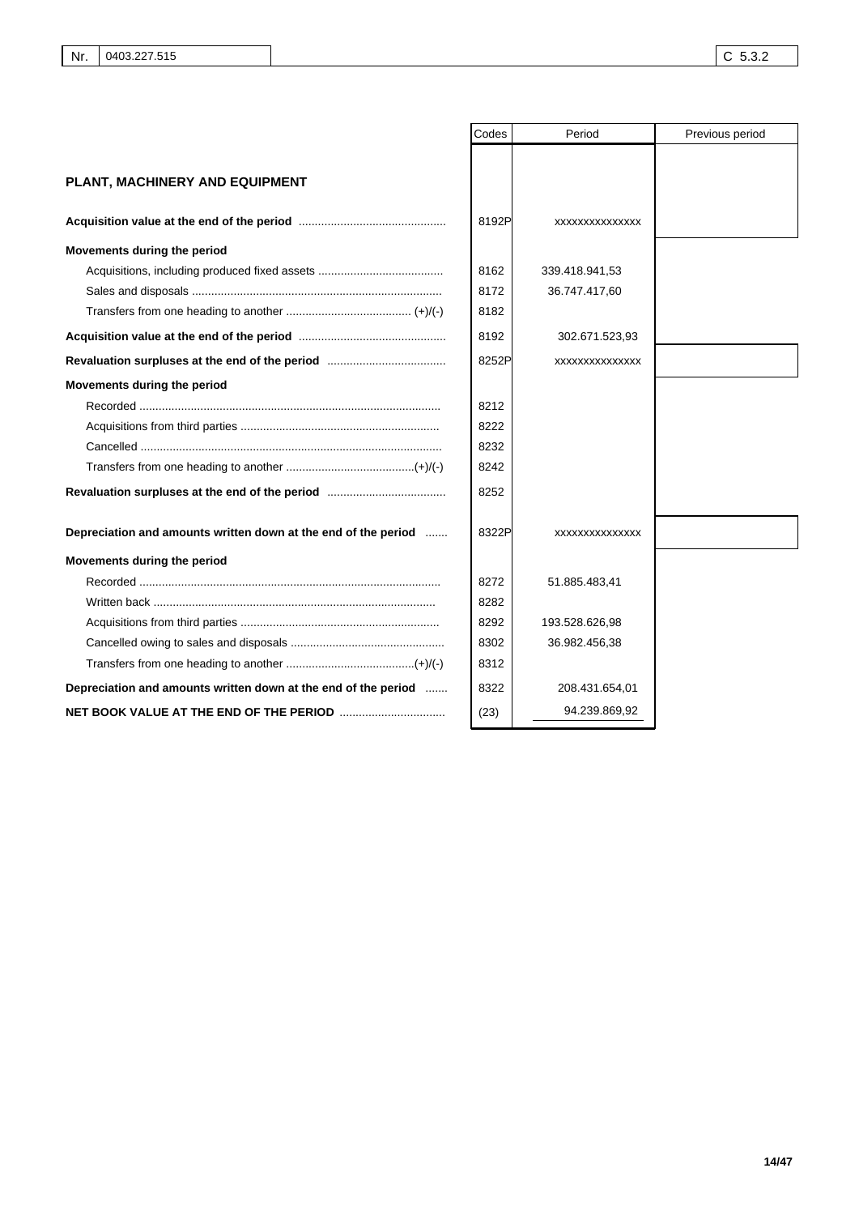| Nr. | 0403.227.515 | C 5.3.2 |
|---|---|---|

| | Codes | Period | Previous period |
|---|---|---|---|
| **PLANT, MACHINERY AND EQUIPMENT** | | | |
| **Acquisition value at the end of the period** | 8192P | xxxxxxxxxxxxxx | |
| **Movements during the period** | | | |
| Acquisitions, including produced fixed assets | 8162 | 339.418.941,53 | |
| Sales and disposals | 8172 | 36.747.417,60 | |
| Transfers from one heading to another (+)/(-) | 8182 | | |
| **Acquisition value at the end of the period** | 8192 | 302.671.523,93 | |
| **Revaluation surpluses at the end of the period** | 8252P | xxxxxxxxxxxxxx | |
| **Movements during the period** | | | |
| Recorded | 8212 | | |
| Acquisitions from third parties | 8222 | | |
| Cancelled | 8232 | | |
| Transfers from one heading to another (+)/(-) | 8242 | | |
| **Revaluation surpluses at the end of the period** | 8252 | | |
| **Depreciation and amounts written down at the end of the period** | 8322P | xxxxxxxxxxxxxx | |
| **Movements during the period** | | | |
| Recorded | 8272 | 51.885.483,41 | |
| Written back | 8282 | | |
| Acquisitions from third parties | 8292 | 193.528.626,98 | |
| Cancelled owing to sales and disposals | 8302 | 36.982.456,38 | |
| Transfers from one heading to another (+)/(-) | 8312 | | |
| **Depreciation and amounts written down at the end of the period** | 8322 | 208.431.654,01 | |
| **NET BOOK VALUE AT THE END OF THE PERIOD** | (23) | 94.239.869,92 | |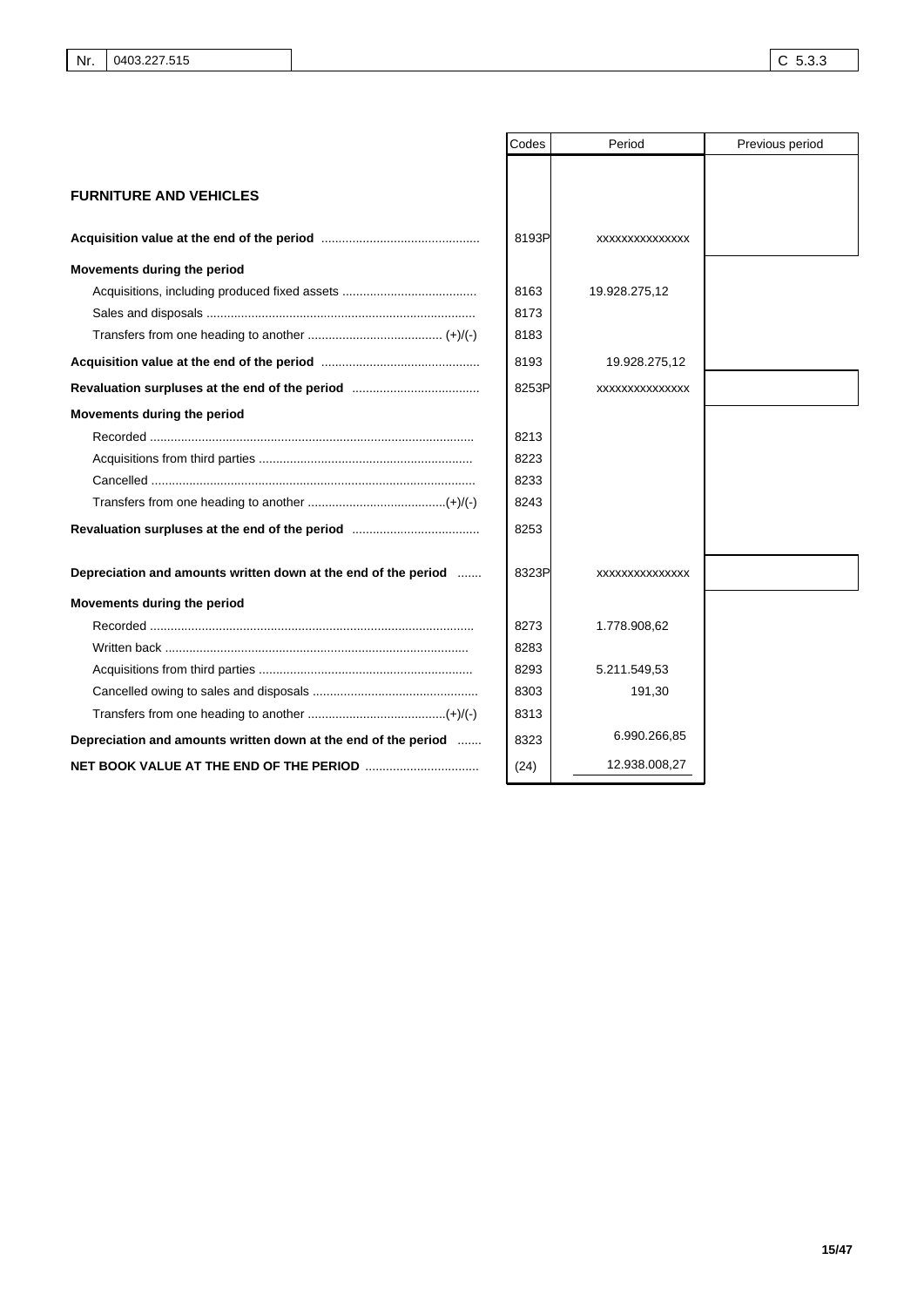| Nr. | 0403.227.515 | C 5.3.3 |
|---|---|---|

| | Codes | Period | Previous period |
|---|---|---|---|
| **FURNITURE AND VEHICLES** | | | |
| **Acquisition value at the end of the period** | 8193P | xxxxxxxxxxxxxx | |
| **Movements during the period** | | | |
| Acquisitions, including produced fixed assets | 8163 | 19.928.275,12 | |
| Sales and disposals | 8173 | | |
| Transfers from one heading to another (+)/(-) | 8183 | | |
| **Acquisition value at the end of the period** | 8193 | 19.928.275,12 | |
| **Revaluation surpluses at the end of the period** | 8253P | xxxxxxxxxxxxxx | |
| **Movements during the period** | | | |
| Recorded | 8213 | | |
| Acquisitions from third parties | 8223 | | |
| Cancelled | 8233 | | |
| Transfers from one heading to another (+)/(-) | 8243 | | |
| **Revaluation surpluses at the end of the period** | 8253 | | |
| **Depreciation and amounts written down at the end of the period** | 8323P | xxxxxxxxxxxxxx | |
| **Movements during the period** | | | |
| Recorded | 8273 | 1.778.908,62 | |
| Written back | 8283 | | |
| Acquisitions from third parties | 8293 | 5.211.549,53 | |
| Cancelled owing to sales and disposals | 8303 | 191,30 | |
| Transfers from one heading to another (+)/(-) | 8313 | | |
| **Depreciation and amounts written down at the end of the period** | 8323 | 6.990.266,85 | |
| **NET BOOK VALUE AT THE END OF THE PERIOD** | (24) | 12.938.008,27 | |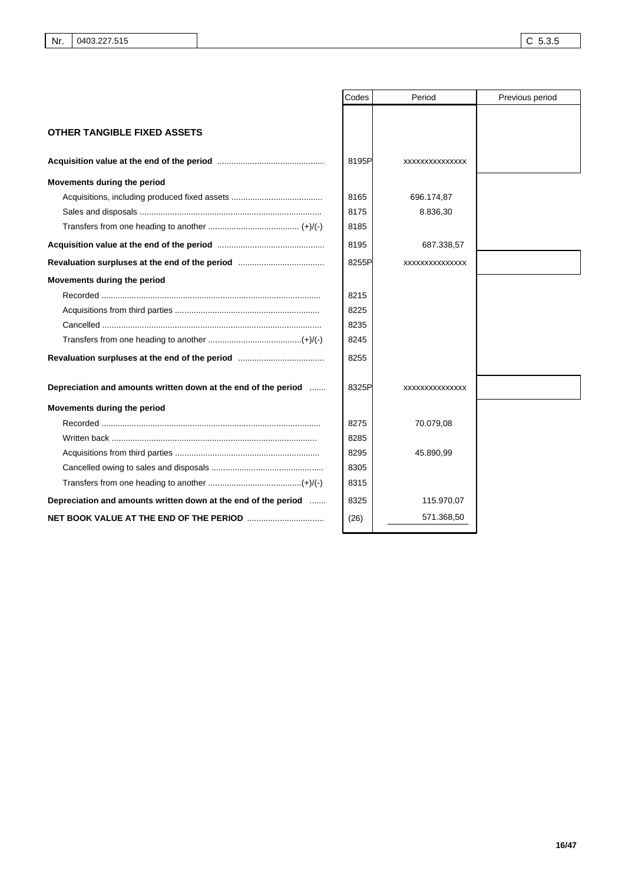| Nr. | 0403.227.515 | C 5.3.5 |
|---|---|---|

| | Codes | Period | Previous period |
|---|---|---|---|
| **OTHER TANGIBLE FIXED ASSETS** | | | |
| **Acquisition value at the end of the period** | 8195P | xxxxxxxxxxxxxx | |
| **Movements during the period** | | | |
| Acquisitions, including produced fixed assets | 8165 | 696.174,87 | |
| Sales and disposals | 8175 | 8.836,30 | |
| Transfers from one heading to another (+)/(-) | 8185 | | |
| **Acquisition value at the end of the period** | 8195 | 687.338,57 | |
| **Revaluation surpluses at the end of the period** | 8255P | xxxxxxxxxxxxxx | |
| **Movements during the period** | | | |
| Recorded | 8215 | | |
| Acquisitions from third parties | 8225 | | |
| Cancelled | 8235 | | |
| Transfers from one heading to another (+)/(-) | 8245 | | |
| **Revaluation surpluses at the end of the period** | 8255 | | |
| **Depreciation and amounts written down at the end of the period** | 8325P | xxxxxxxxxxxxxx | |
| **Movements during the period** | | | |
| Recorded | 8275 | 70.079,08 | |
| Written back | 8285 | | |
| Acquisitions from third parties | 8295 | 45.890,99 | |
| Cancelled owing to sales and disposals | 8305 | | |
| Transfers from one heading to another (+)/(-) | 8315 | | |
| **Depreciation and amounts written down at the end of the period** | 8325 | 115.970,07 | |
| **NET BOOK VALUE AT THE END OF THE PERIOD** | (26) | 571.368,50 | |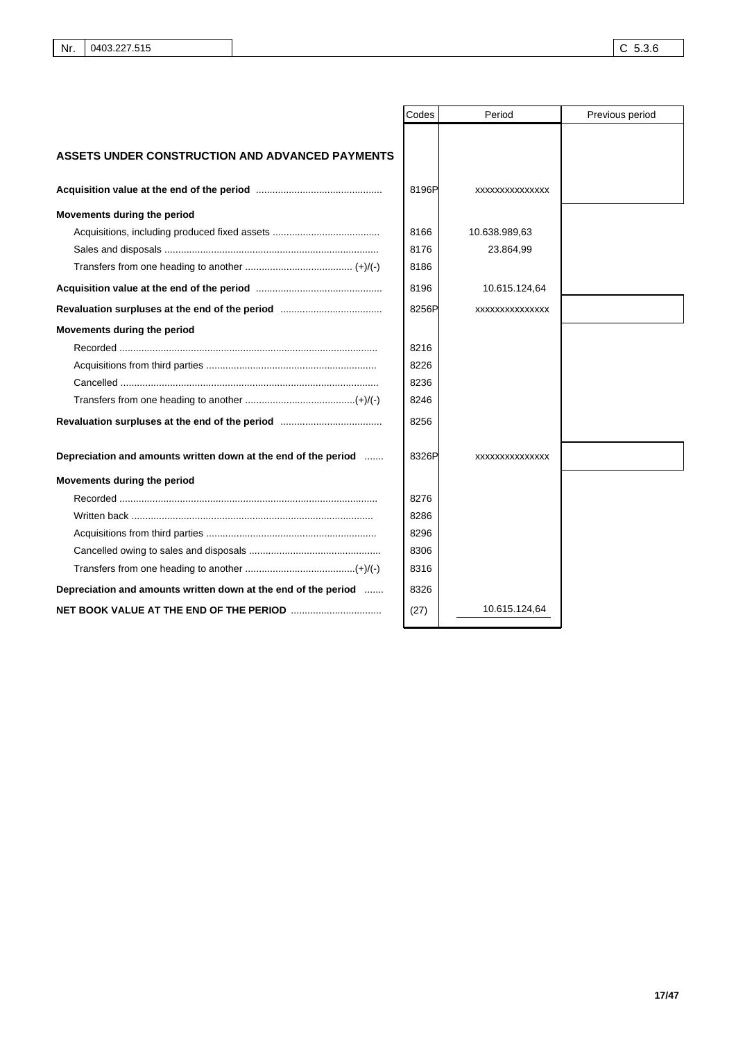| Nr. | 0403.227.515 | C 5.3.6 |
|---|---|---|

| | Codes | Period | Previous period |
|---|---|---|---|
| **ASSETS UNDER CONSTRUCTION AND ADVANCED PAYMENTS** | | | |
| **Acquisition value at the end of the period** | 8196P | xxxxxxxxxxxxxx | |
| **Movements during the period** | | | |
| Acquisitions, including produced fixed assets | 8166 | 10.638.989,63 | |
| Sales and disposals | 8176 | 23.864,99 | |
| Transfers from one heading to another (+)/(-) | 8186 | | |
| **Acquisition value at the end of the period** | 8196 | 10.615.124,64 | |
| **Revaluation surpluses at the end of the period** | 8256P | xxxxxxxxxxxxxx | |
| **Movements during the period** | | | |
| Recorded | 8216 | | |
| Acquisitions from third parties | 8226 | | |
| Cancelled | 8236 | | |
| Transfers from one heading to another (+)/(-) | 8246 | | |
| **Revaluation surpluses at the end of the period** | 8256 | | |
| **Depreciation and amounts written down at the end of the period** | 8326P | xxxxxxxxxxxxxx | |
| **Movements during the period** | | | |
| Recorded | 8276 | | |
| Written back | 8286 | | |
| Acquisitions from third parties | 8296 | | |
| Cancelled owing to sales and disposals | 8306 | | |
| Transfers from one heading to another (+)/(-) | 8316 | | |
| **Depreciation and amounts written down at the end of the period** | 8326 | | |
| **NET BOOK VALUE AT THE END OF THE PERIOD** | (27) | 10.615.124,64 | |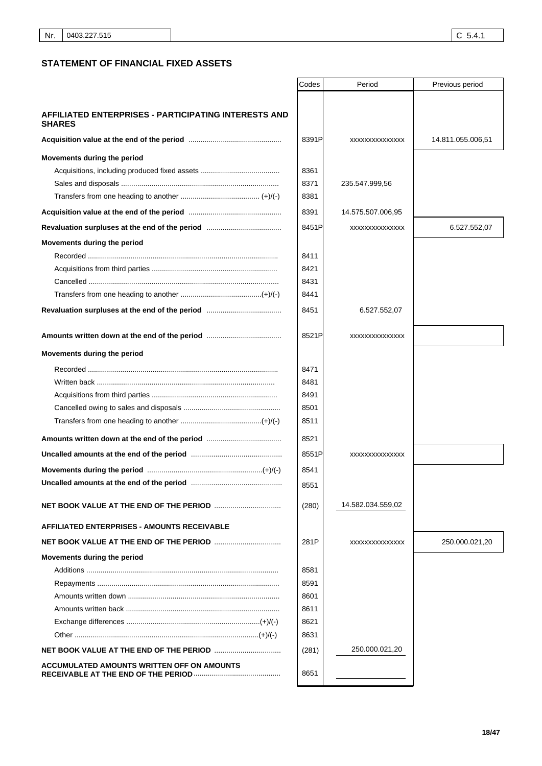| Nr. | 0403.227.515 | | C 5.4.1 |
|---|---|---|---|

## STATEMENT OF FINANCIAL FIXED ASSETS

| | Codes | Period | Previous period |
|---|---|---|---|
| **AFFILIATED ENTERPRISES - PARTICIPATING INTERESTS AND SHARES** | | | |
| **Acquisition value at the end of the period** | 8391P | xxxxxxxxxxxxxx | 14.811.055.006,51 |
| **Movements during the period** | | | |
| Acquisitions, including produced fixed assets | 8361 | | |
| Sales and disposals | 8371 | 235.547.999,56 | |
| Transfers from one heading to another (+)/(-) | 8381 | | |
| **Acquisition value at the end of the period** | 8391 | 14.575.507.006,95 | |
| **Revaluation surpluses at the end of the period** | 8451P | xxxxxxxxxxxxxx | 6.527.552,07 |
| **Movements during the period** | | | |
| Recorded | 8411 | | |
| Acquisitions from third parties | 8421 | | |
| Cancelled | 8431 | | |
| Transfers from one heading to another (+)/(-) | 8441 | | |
| **Revaluation surpluses at the end of the period** | 8451 | 6.527.552,07 | |
| **Amounts written down at the end of the period** | 8521P | xxxxxxxxxxxxxx | |
| **Movements during the period** | | | |
| Recorded | 8471 | | |
| Written back | 8481 | | |
| Acquisitions from third parties | 8491 | | |
| Cancelled owing to sales and disposals | 8501 | | |
| Transfers from one heading to another (+)/(-) | 8511 | | |
| **Amounts written down at the end of the period** | 8521 | | |
| **Uncalled amounts at the end of the period** | 8551P | xxxxxxxxxxxxxx | |
| **Movements during the period** (+)/(-) | 8541 | | |
| **Uncalled amounts at the end of the period** | 8551 | | |
| **NET BOOK VALUE AT THE END OF THE PERIOD** | (280) | 14.582.034.559,02 | |
| **AFFILIATED ENTERPRISES - AMOUNTS RECEIVABLE** | | | |
| **NET BOOK VALUE AT THE END OF THE PERIOD** | 281P | xxxxxxxxxxxxxx | 250.000.021,20 |
| **Movements during the period** | | | |
| Additions | 8581 | | |
| Repayments | 8591 | | |
| Amounts written down | 8601 | | |
| Amounts written back | 8611 | | |
| Exchange differences (+)/(-) | 8621 | | |
| Other (+)/(-) | 8631 | | |
| **NET BOOK VALUE AT THE END OF THE PERIOD** | (281) | 250.000.021,20 | |
| **ACCUMULATED AMOUNTS WRITTEN OFF ON AMOUNTS RECEIVABLE AT THE END OF THE PERIOD** | 8651 | | |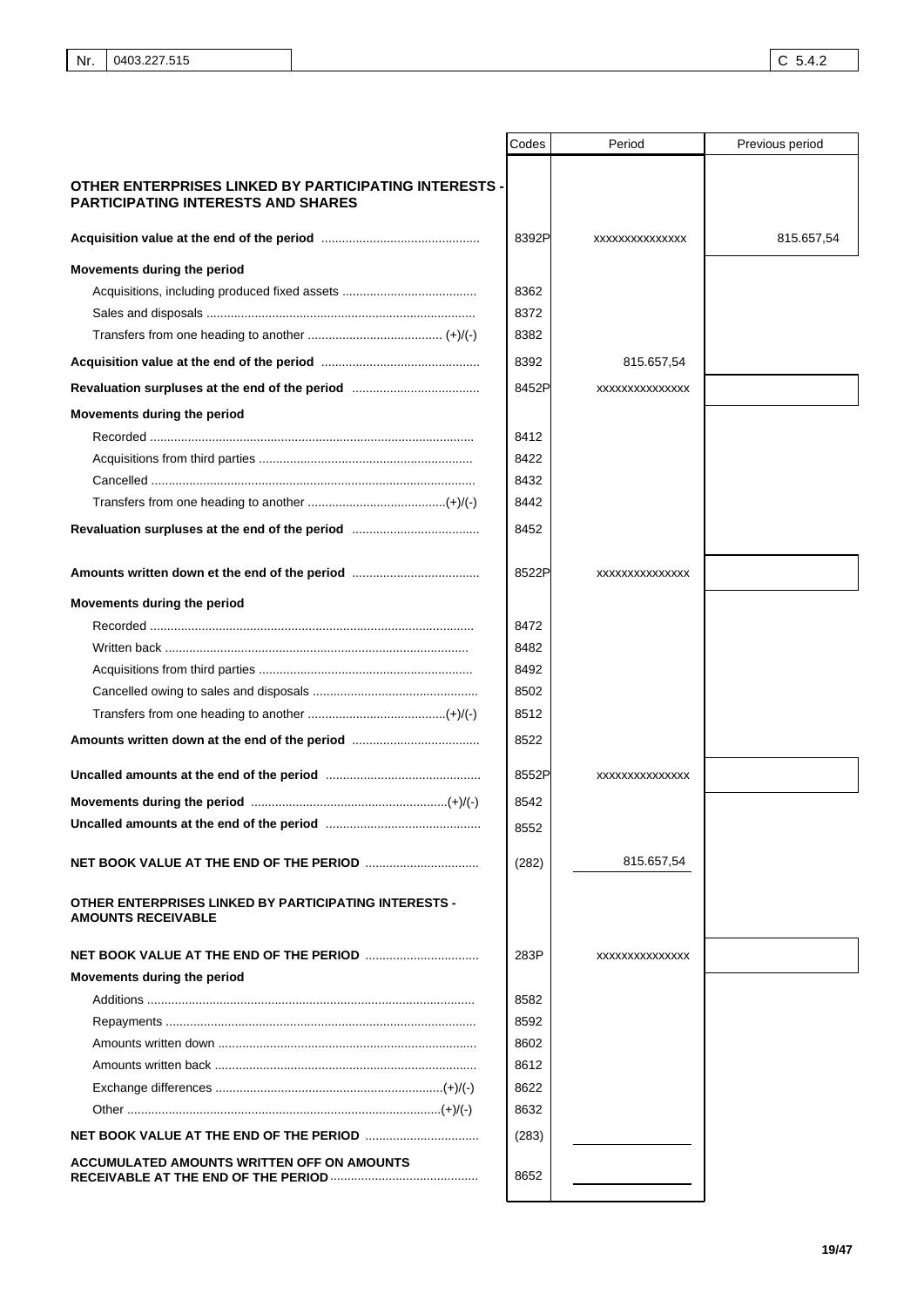| Nr. | 0403.227.515 | | C 5.4.2 |
|---|---|---|---|

| | Codes | Period | Previous period |
|---|---|---|---|
| **OTHER ENTERPRISES LINKED BY PARTICIPATING INTERESTS - PARTICIPATING INTERESTS AND SHARES** | | | |
| **Acquisition value at the end of the period** | 8392P | xxxxxxxxxxxxxx | 815.657,54 |
| **Movements during the period** | | | |
| Acquisitions, including produced fixed assets | 8362 | | |
| Sales and disposals | 8372 | | |
| Transfers from one heading to another (+)/(-) | 8382 | | |
| **Acquisition value at the end of the period** | 8392 | 815.657,54 | |
| **Revaluation surpluses at the end of the period** | 8452P | xxxxxxxxxxxxxx | |
| **Movements during the period** | | | |
| Recorded | 8412 | | |
| Acquisitions from third parties | 8422 | | |
| Cancelled | 8432 | | |
| Transfers from one heading to another (+)/(-) | 8442 | | |
| **Revaluation surpluses at the end of the period** | 8452 | | |
| **Amounts written down et the end of the period** | 8522P | xxxxxxxxxxxxxx | |
| **Movements during the period** | | | |
| Recorded | 8472 | | |
| Written back | 8482 | | |
| Acquisitions from third parties | 8492 | | |
| Cancelled owing to sales and disposals | 8502 | | |
| Transfers from one heading to another (+)/(-) | 8512 | | |
| **Amounts written down at the end of the period** | 8522 | | |
| **Uncalled amounts at the end of the period** | 8552P | xxxxxxxxxxxxxx | |
| **Movements during the period** (+)/(-) | 8542 | | |
| **Uncalled amounts at the end of the period** | 8552 | | |
| **NET BOOK VALUE AT THE END OF THE PERIOD** | (282) | 815.657,54 | |
| **OTHER ENTERPRISES LINKED BY PARTICIPATING INTERESTS - AMOUNTS RECEIVABLE** | | | |
| **NET BOOK VALUE AT THE END OF THE PERIOD** | 283P | xxxxxxxxxxxxxx | |
| **Movements during the period** | | | |
| Additions | 8582 | | |
| Repayments | 8592 | | |
| Amounts written down | 8602 | | |
| Amounts written back | 8612 | | |
| Exchange differences (+)/(-) | 8622 | | |
| Other (+)/(-) | 8632 | | |
| **NET BOOK VALUE AT THE END OF THE PERIOD** | (283) | | |
| **ACCUMULATED AMOUNTS WRITTEN OFF ON AMOUNTS RECEIVABLE AT THE END OF THE PERIOD** | 8652 | | |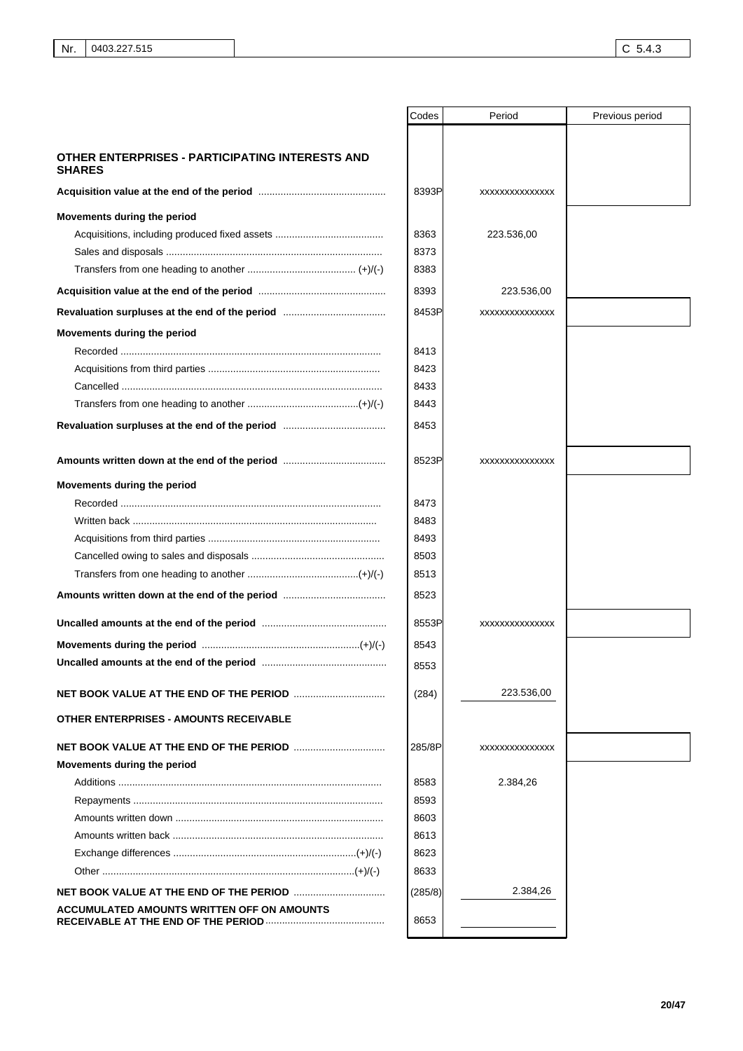| Nr. | 0403.227.515 | C 5.4.3 |
|---|---|---|

| | Codes | Period | Previous period |
|---|---|---|---|
| **OTHER ENTERPRISES - PARTICIPATING INTERESTS AND SHARES** | | | |
| **Acquisition value at the end of the period** | 8393P | xxxxxxxxxxxxxx | |
| **Movements during the period** | | | |
| Acquisitions, including produced fixed assets | 8363 | 223.536,00 | |
| Sales and disposals | 8373 | | |
| Transfers from one heading to another (+)/(-) | 8383 | | |
| **Acquisition value at the end of the period** | 8393 | 223.536,00 | |
| **Revaluation surpluses at the end of the period** | 8453P | xxxxxxxxxxxxxx | |
| **Movements during the period** | | | |
| Recorded | 8413 | | |
| Acquisitions from third parties | 8423 | | |
| Cancelled | 8433 | | |
| Transfers from one heading to another (+)/(-) | 8443 | | |
| **Revaluation surpluses at the end of the period** | 8453 | | |
| **Amounts written down at the end of the period** | 8523P | xxxxxxxxxxxxxx | |
| **Movements during the period** | | | |
| Recorded | 8473 | | |
| Written back | 8483 | | |
| Acquisitions from third parties | 8493 | | |
| Cancelled owing to sales and disposals | 8503 | | |
| Transfers from one heading to another (+)/(-) | 8513 | | |
| **Amounts written down at the end of the period** | 8523 | | |
| **Uncalled amounts at the end of the period** | 8553P | xxxxxxxxxxxxxx | |
| **Movements during the period** (+)/(-) | 8543 | | |
| **Uncalled amounts at the end of the period** | 8553 | | |
| **NET BOOK VALUE AT THE END OF THE PERIOD** | (284) | 223.536,00 | |
| **OTHER ENTERPRISES - AMOUNTS RECEIVABLE** | | | |
| **NET BOOK VALUE AT THE END OF THE PERIOD** | 285/8P | xxxxxxxxxxxxxx | |
| **Movements during the period** | | | |
| Additions | 8583 | 2.384,26 | |
| Repayments | 8593 | | |
| Amounts written down | 8603 | | |
| Amounts written back | 8613 | | |
| Exchange differences (+)/(-) | 8623 | | |
| Other (+)/(-) | 8633 | | |
| **NET BOOK VALUE AT THE END OF THE PERIOD** | (285/8) | 2.384,26 | |
| **ACCUMULATED AMOUNTS WRITTEN OFF ON AMOUNTS RECEIVABLE AT THE END OF THE PERIOD** | 8653 | | |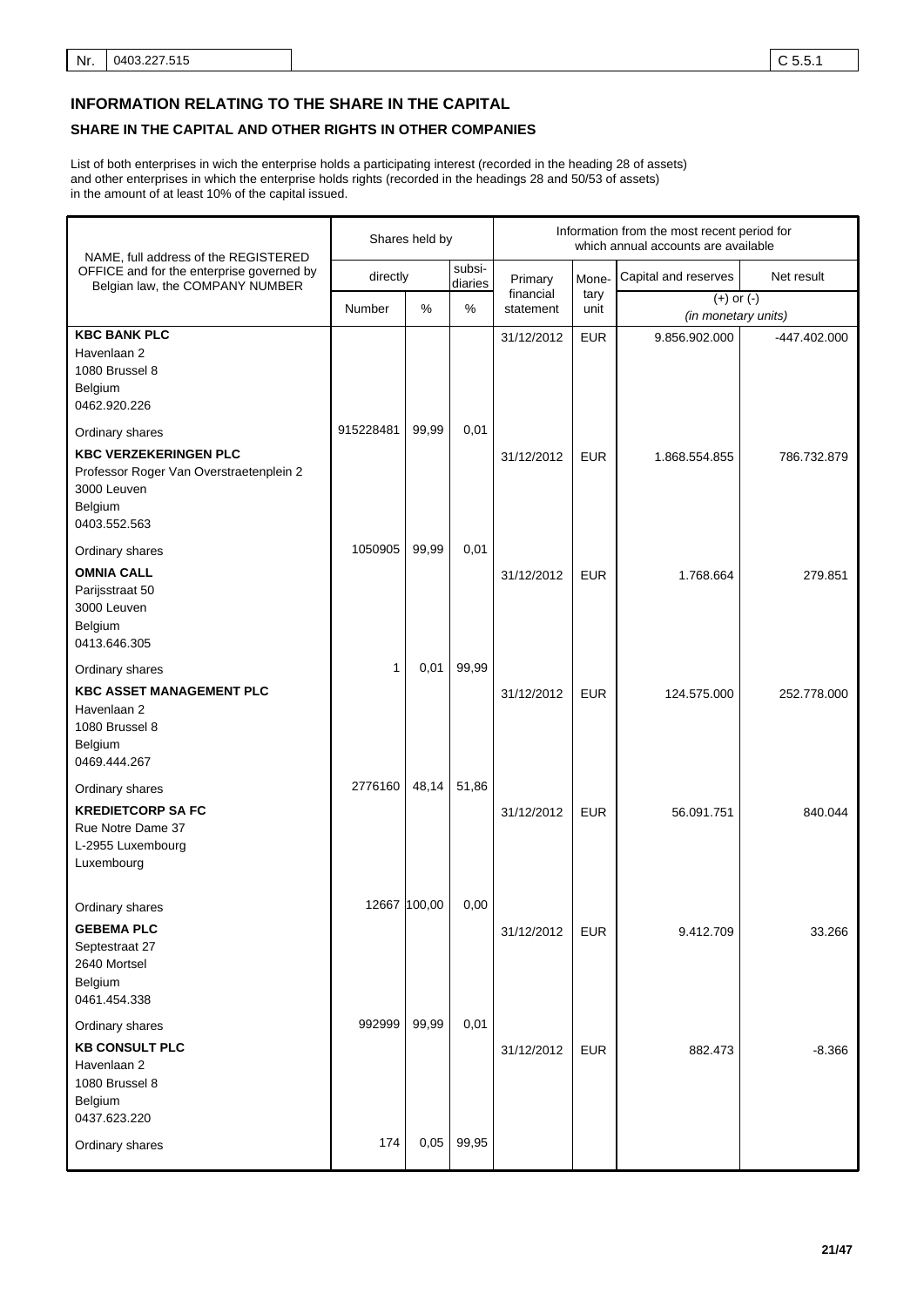Nr. 0403.227.515 | C 5.5.1

## INFORMATION RELATING TO THE SHARE IN THE CAPITAL

### SHARE IN THE CAPITAL AND OTHER RIGHTS IN OTHER COMPANIES

List of both enterprises in wich the enterprise holds a participating interest (recorded in the heading 28 of assets) and other enterprises in which the enterprise holds rights (recorded in the headings 28 and 50/53 of assets) in the amount of at least 10% of the capital issued.

| NAME, full address of the REGISTERED OFFICE and for the enterprise governed by Belgian law, the COMPANY NUMBER | Shares held by | | | Information from the most recent period for which annual accounts are available | | | |
|---|---|---|---|---|---|---|---|
| | directly | | subsi-diaries | Primary financial statement | Mone-tary unit | Capital and reserves | Net result |
| | Number | % | % | | | (+) or (-) (in monetary units) | |
| **KBC BANK PLC**<br>Havenlaan 2<br>1080 Brussel 8<br>Belgium<br>0462.920.226 | | | | 31/12/2012 | EUR | 9.856.902.000 | -447.402.000 |
| Ordinary shares | 915228481 | 99,99 | 0,01 | | | | |
| **KBC VERZEKERINGEN PLC**<br>Professor Roger Van Overstraetenplein 2<br>3000 Leuven<br>Belgium<br>0403.552.563 | | | | 31/12/2012 | EUR | 1.868.554.855 | 786.732.879 |
| Ordinary shares | 1050905 | 99,99 | 0,01 | | | | |
| **OMNIA CALL**<br>Parijsstraat 50<br>3000 Leuven<br>Belgium<br>0413.646.305 | | | | 31/12/2012 | EUR | 1.768.664 | 279.851 |
| Ordinary shares | 1 | 0,01 | 99,99 | | | | |
| **KBC ASSET MANAGEMENT PLC**<br>Havenlaan 2<br>1080 Brussel 8<br>Belgium<br>0469.444.267 | | | | 31/12/2012 | EUR | 124.575.000 | 252.778.000 |
| Ordinary shares | 2776160 | 48,14 | 51,86 | | | | |
| **KREDIETCORP SA FC**<br>Rue Notre Dame 37<br>L-2955 Luxembourg<br>Luxembourg | | | | 31/12/2012 | EUR | 56.091.751 | 840.044 |
| Ordinary shares | 12667 | 100,00 | 0,00 | | | | |
| **GEBEMA PLC**<br>Septestraat 27<br>2640 Mortsel<br>Belgium<br>0461.454.338 | | | | 31/12/2012 | EUR | 9.412.709 | 33.266 |
| Ordinary shares | 992999 | 99,99 | 0,01 | | | | |
| **KB CONSULT PLC**<br>Havenlaan 2<br>1080 Brussel 8<br>Belgium<br>0437.623.220 | | | | 31/12/2012 | EUR | 882.473 | -8.366 |
| Ordinary shares | 174 | 0,05 | 99,95 | | | | |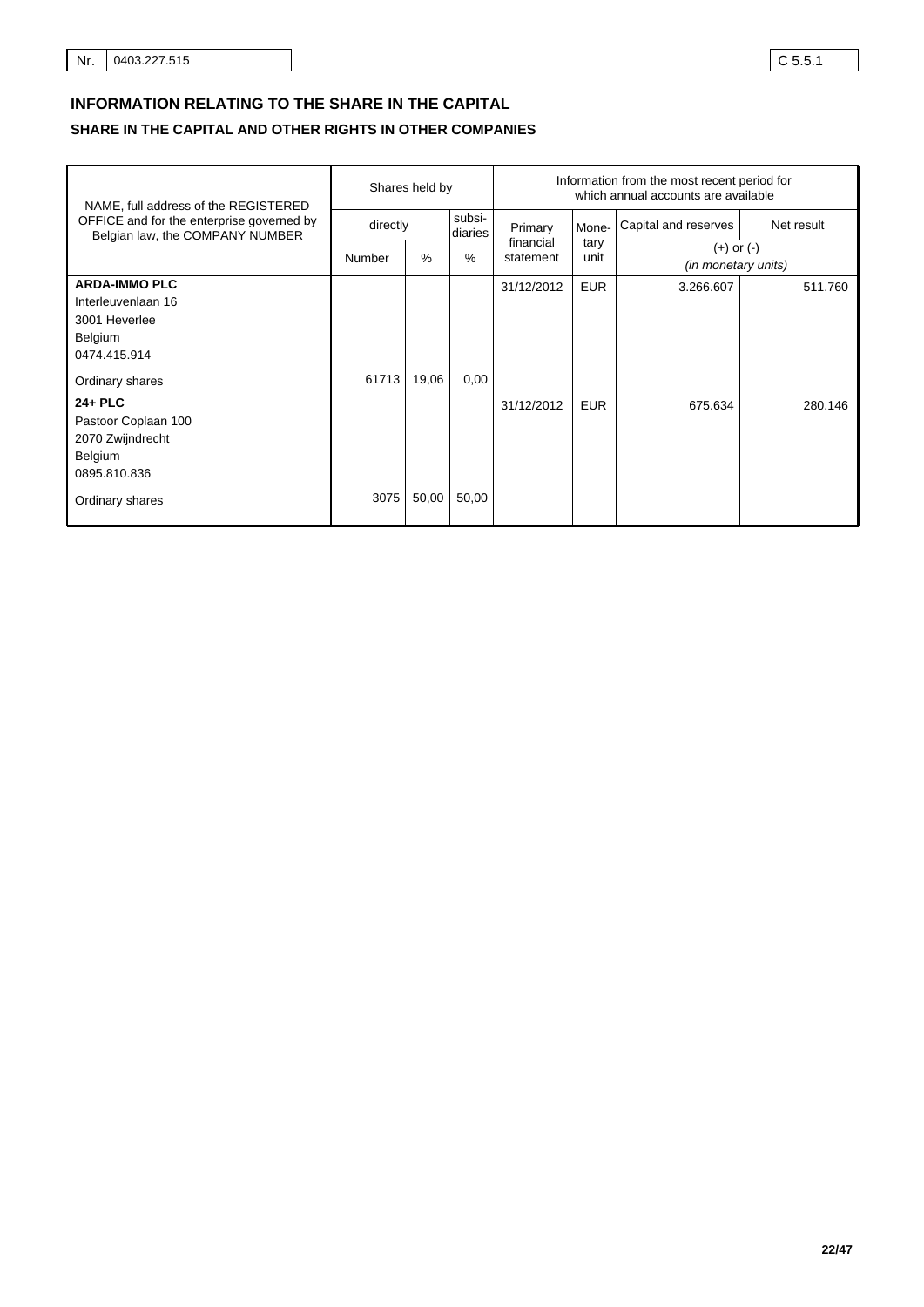Nr. 0403.227.515 C 5.5.1

## INFORMATION RELATING TO THE SHARE IN THE CAPITAL

### SHARE IN THE CAPITAL AND OTHER RIGHTS IN OTHER COMPANIES

| NAME, full address of the REGISTERED OFFICE and for the enterprise governed by Belgian law, the COMPANY NUMBER | Shares held by | | | Information from the most recent period for which annual accounts are available | | | |
|---|---|---|---|---|---|---|---|
| | directly | | subsidiaries | Primary financial statement | Monetary unit | Capital and reserves | Net result |
| | Number | % | % | | | (+) or (-) *(in monetary units)* | |
| **ARDA-IMMO PLC**<br>Interleuvenlaan 16<br>3001 Heverlee<br>Belgium<br>0474.415.914 | | | | 31/12/2012 | EUR | 3.266.607 | 511.760 |
| Ordinary shares | 61713 | 19,06 | 0,00 | | | | |
| **24+ PLC**<br>Pastoor Coplaan 100<br>2070 Zwijndrecht<br>Belgium<br>0895.810.836 | | | | 31/12/2012 | EUR | 675.634 | 280.146 |
| Ordinary shares | 3075 | 50,00 | 50,00 | | | | |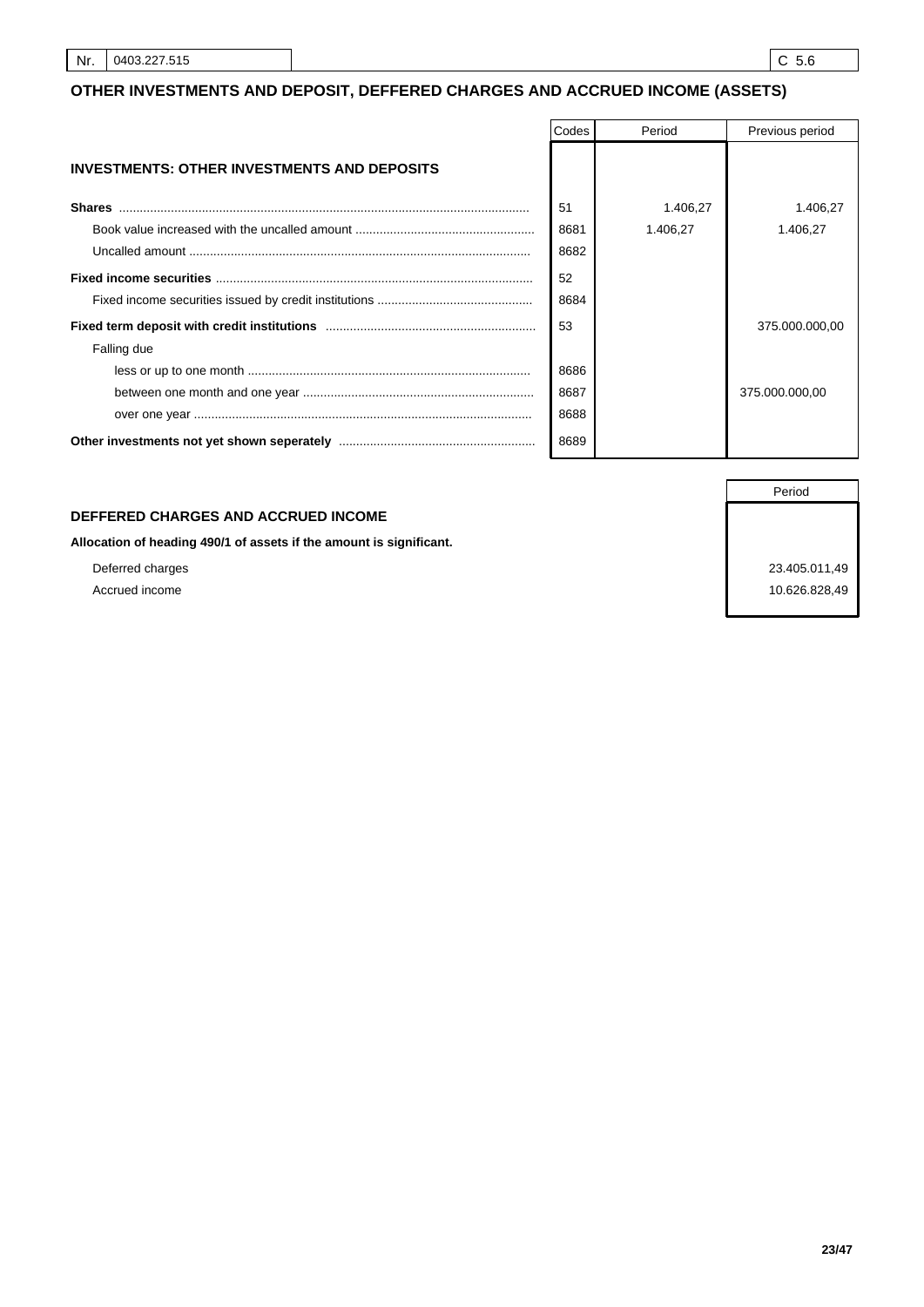| Nr. | 0403.227.515 | C 5.6 |
|---|---|---|

## OTHER INVESTMENTS AND DEPOSIT, DEFFERED CHARGES AND ACCRUED INCOME (ASSETS)

| | Codes | Period | Previous period |
|---|---|---|---|
| **INVESTMENTS: OTHER INVESTMENTS AND DEPOSITS** | | | |
| **Shares** | 51 | 1.406,27 | 1.406,27 |
| Book value increased with the uncalled amount | 8681 | 1.406,27 | 1.406,27 |
| Uncalled amount | 8682 | | |
| **Fixed income securities** | 52 | | |
| Fixed income securities issued by credit institutions | 8684 | | |
| **Fixed term deposit with credit institutions** | 53 | | 375.000.000,00 |
| Falling due | | | |
| less or up to one month | 8686 | | |
| between one month and one year | 8687 | | 375.000.000,00 |
| over one year | 8688 | | |
| **Other investments not yet shown seperately** | 8689 | | |

### DEFFERED CHARGES AND ACCRUED INCOME

| | Period |
|---|---|
| **Allocation of heading 490/1 of assets if the amount is significant.** | |
| Deferred charges | 23.405.011,49 |
| Accrued income | 10.626.828,49 |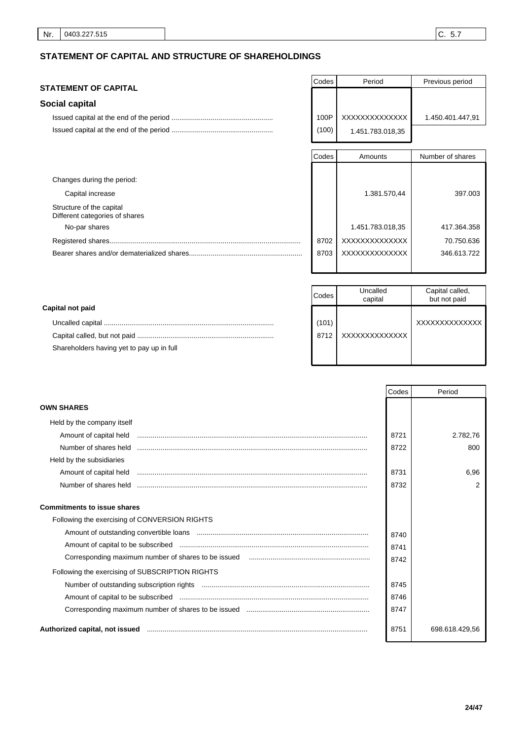| Nr. | 0403.227.515 | | C. 5.7 |
|---|---|---|---|

## STATEMENT OF CAPITAL AND STRUCTURE OF SHAREHOLDINGS

### STATEMENT OF CAPITAL

| | Codes | Period | Previous period |
|---|---|---|---|
| **Social capital** | | | |
| Issued capital at the end of the period | 100P | XXXXXXXXXXXXX | 1.450.401.447,91 |
| Issued capital at the end of the period | (100) | 1.451.783.018,35 | |

| | Codes | Amounts | Number of shares |
|---|---|---|---|
| Changes during the period: | | | |
| Capital increase | | 1.381.570,44 | 397.003 |
| Structure of the capital<br>Different categories of shares | | | |
| No-par shares | | 1.451.783.018,35 | 417.364.358 |
| Registered shares | 8702 | XXXXXXXXXXXXX | 70.750.636 |
| Bearer shares and/or dematerialized shares | 8703 | XXXXXXXXXXXXX | 346.613.722 |

| | Codes | Uncalled capital | Capital called, but not paid |
|---|---|---|---|
| **Capital not paid** | | | |
| Uncalled capital | (101) | | XXXXXXXXXXXXX |
| Capital called, but not paid | 8712 | XXXXXXXXXXXXX | |
| Shareholders having yet to pay up in full | | | |

| | Codes | Period |
|---|---|---|
| **OWN SHARES** | | |
| Held by the company itself | | |
| Amount of capital held | 8721 | 2.782,76 |
| Number of shares held | 8722 | 800 |
| Held by the subsidiaries | | |
| Amount of capital held | 8731 | 6,96 |
| Number of shares held | 8732 | 2 |
| **Commitments to issue shares** | | |
| Following the exercising of CONVERSION RIGHTS | | |
| Amount of outstanding convertible loans | 8740 | |
| Amount of capital to be subscribed | 8741 | |
| Corresponding maximum number of shares to be issued | 8742 | |
| Following the exercising of SUBSCRIPTION RIGHTS | | |
| Number of outstanding subscription rights | 8745 | |
| Amount of capital to be subscribed | 8746 | |
| Corresponding maximum number of shares to be issued | 8747 | |
| **Authorized capital, not issued** | 8751 | 698.618.429,56 |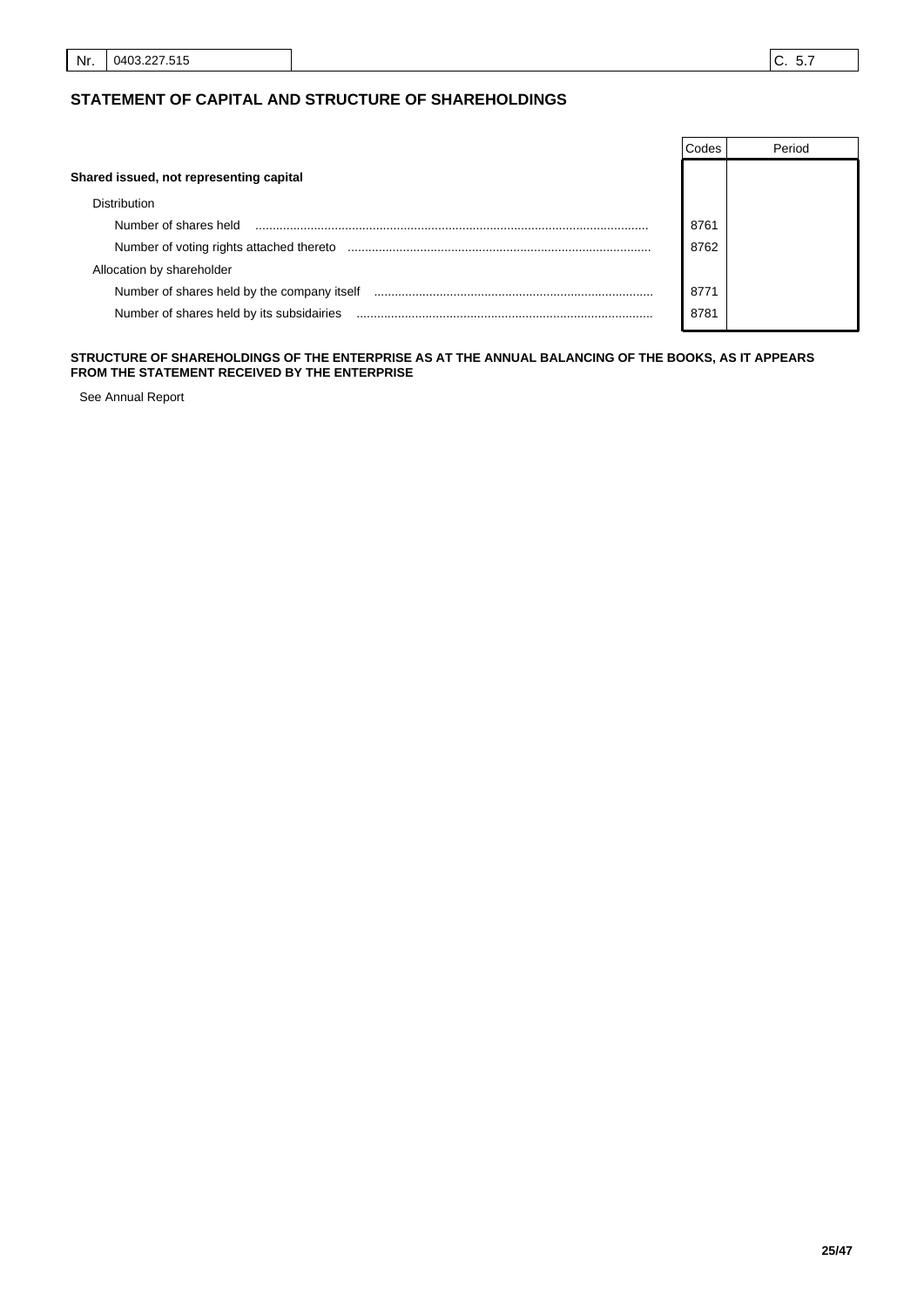| Nr. | 0403.227.515 | C. 5.7 |
|---|---|---|

## STATEMENT OF CAPITAL AND STRUCTURE OF SHAREHOLDINGS

| | Codes | Period |
|---|---|---|
| **Shared issued, not representing capital** | | |
| Distribution | | |
| Number of shares held | 8761 | |
| Number of voting rights attached thereto | 8762 | |
| Allocation by shareholder | | |
| Number of shares held by the company itself | 8771 | |
| Number of shares held by its subsidairies | 8781 | |

**STRUCTURE OF SHAREHOLDINGS OF THE ENTERPRISE AS AT THE ANNUAL BALANCING OF THE BOOKS, AS IT APPEARS FROM THE STATEMENT RECEIVED BY THE ENTERPRISE**

See Annual Report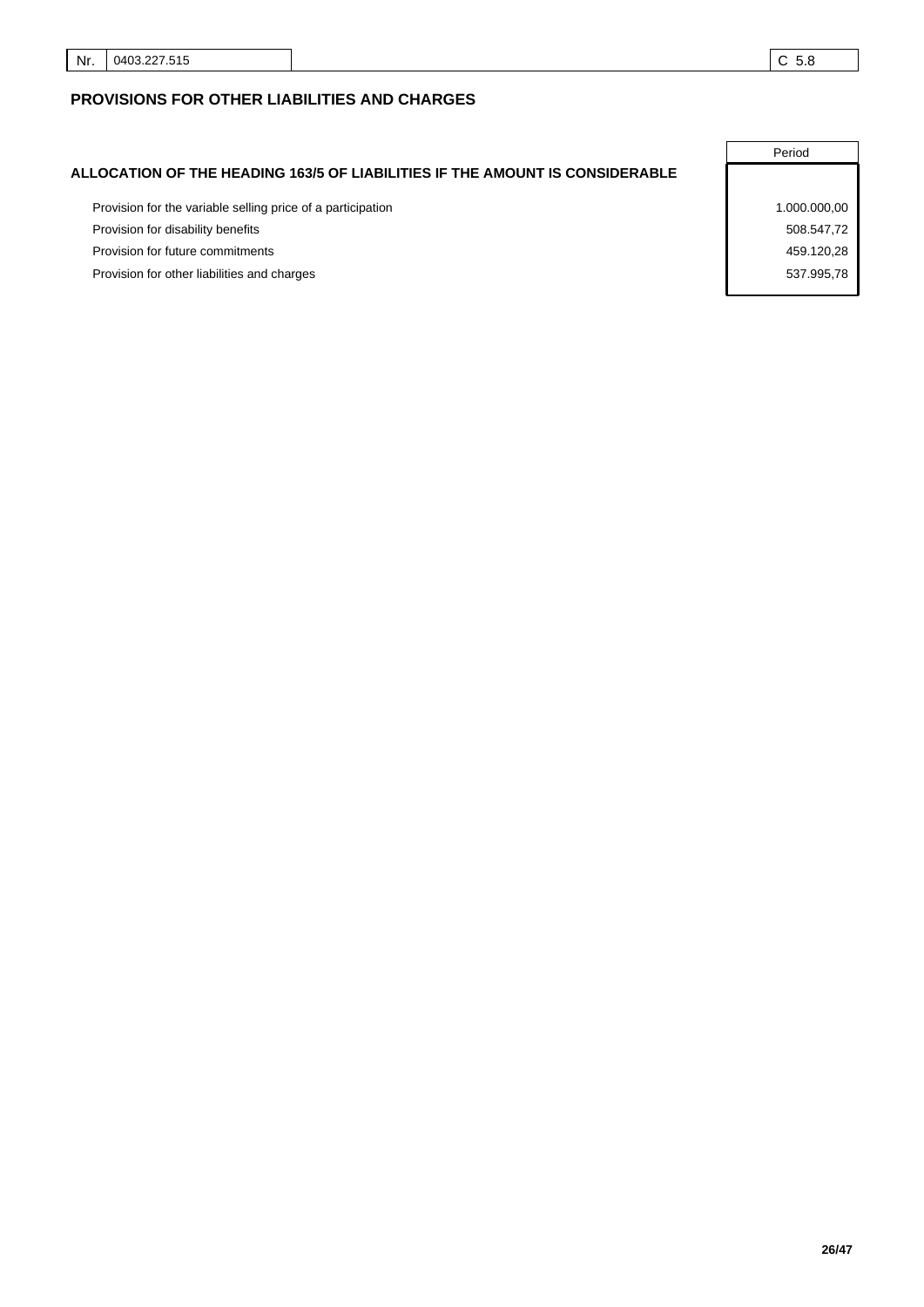| Nr. | 0403.227.515 | C 5.8 |
|---|---|---|

## PROVISIONS FOR OTHER LIABILITIES AND CHARGES

| ALLOCATION OF THE HEADING 163/5 OF LIABILITIES IF THE AMOUNT IS CONSIDERABLE | Period |
|---|---|
| Provision for the variable selling price of a participation | 1.000.000,00 |
| Provision for disability benefits | 508.547,72 |
| Provision for future commitments | 459.120,28 |
| Provision for other liabilities and charges | 537.995,78 |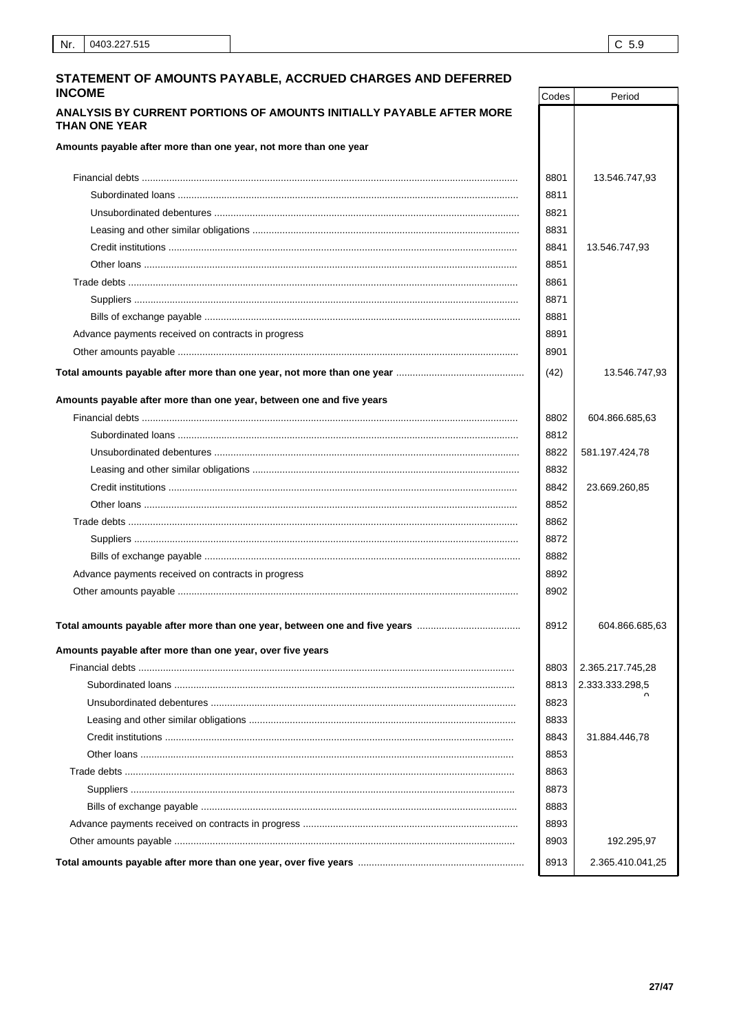| Nr. | 0403.227.515 | C 5.9 |
|---|---|---|

## STATEMENT OF AMOUNTS PAYABLE, ACCRUED CHARGES AND DEFERRED INCOME

| | Codes | Period |
|---|---|---|
| **ANALYSIS BY CURRENT PORTIONS OF AMOUNTS INITIALLY PAYABLE AFTER MORE THAN ONE YEAR** | | |
| **Amounts payable after more than one year, not more than one year** | | |
| Financial debts | 8801 | 13.546.747,93 |
| Subordinated loans | 8811 | |
| Unsubordinated debentures | 8821 | |
| Leasing and other similar obligations | 8831 | |
| Credit institutions | 8841 | 13.546.747,93 |
| Other loans | 8851 | |
| Trade debts | 8861 | |
| Suppliers | 8871 | |
| Bills of exchange payable | 8881 | |
| Advance payments received on contracts in progress | 8891 | |
| Other amounts payable | 8901 | |
| **Total amounts payable after more than one year, not more than one year** | (42) | 13.546.747,93 |
| **Amounts payable after more than one year, between one and five years** | | |
| Financial debts | 8802 | 604.866.685,63 |
| Subordinated loans | 8812 | |
| Unsubordinated debentures | 8822 | 581.197.424,78 |
| Leasing and other similar obligations | 8832 | |
| Credit institutions | 8842 | 23.669.260,85 |
| Other loans | 8852 | |
| Trade debts | 8862 | |
| Suppliers | 8872 | |
| Bills of exchange payable | 8882 | |
| Advance payments received on contracts in progress | 8892 | |
| Other amounts payable | 8902 | |
| **Total amounts payable after more than one year, between one and five years** | 8912 | 604.866.685,63 |
| **Amounts payable after more than one year, over five years** | | |
| Financial debts | 8803 | 2.365.217.745,28 |
| Subordinated loans | 8813 | 2.333.333.298,50 |
| Unsubordinated debentures | 8823 | |
| Leasing and other similar obligations | 8833 | |
| Credit institutions | 8843 | 31.884.446,78 |
| Other loans | 8853 | |
| Trade debts | 8863 | |
| Suppliers | 8873 | |
| Bills of exchange payable | 8883 | |
| Advance payments received on contracts in progress | 8893 | |
| Other amounts payable | 8903 | 192.295,97 |
| **Total amounts payable after more than one year, over five years** | 8913 | 2.365.410.041,25 |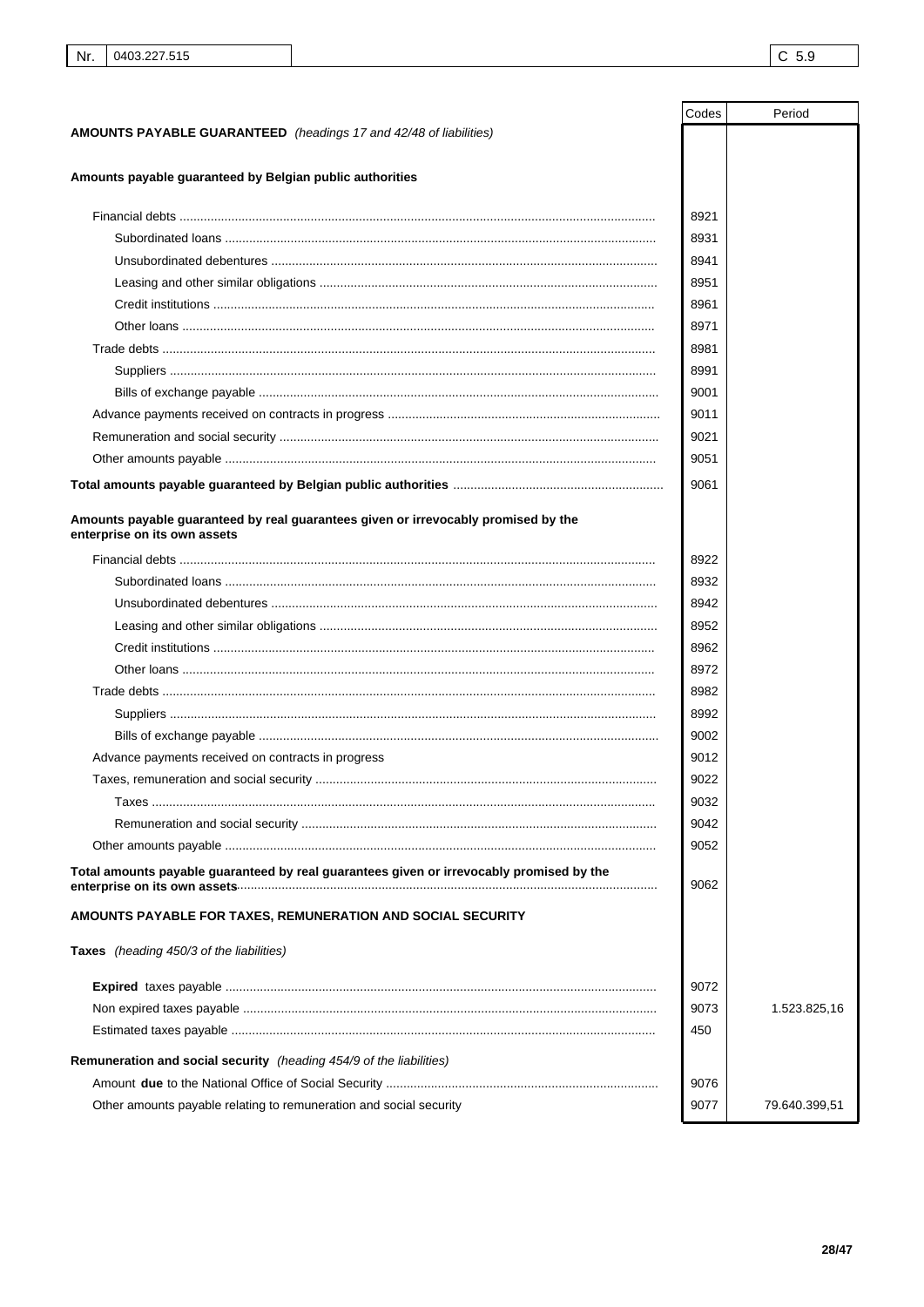| Nr. | 0403.227.515 | | C 5.9 |
|---|---|---|---|

| | Codes | Period |
|---|---|---|
| **AMOUNTS PAYABLE GUARANTEED** *(headings 17 and 42/48 of liabilities)* | | |
| **Amounts payable guaranteed by Belgian public authorities** | | |
| Financial debts | 8921 | |
| Subordinated loans | 8931 | |
| Unsubordinated debentures | 8941 | |
| Leasing and other similar obligations | 8951 | |
| Credit institutions | 8961 | |
| Other loans | 8971 | |
| Trade debts | 8981 | |
| Suppliers | 8991 | |
| Bills of exchange payable | 9001 | |
| Advance payments received on contracts in progress | 9011 | |
| Remuneration and social security | 9021 | |
| Other amounts payable | 9051 | |
| **Total amounts payable guaranteed by Belgian public authorities** | 9061 | |
| **Amounts payable guaranteed by real guarantees given or irrevocably promised by the enterprise on its own assets** | | |
| Financial debts | 8922 | |
| Subordinated loans | 8932 | |
| Unsubordinated debentures | 8942 | |
| Leasing and other similar obligations | 8952 | |
| Credit institutions | 8962 | |
| Other loans | 8972 | |
| Trade debts | 8982 | |
| Suppliers | 8992 | |
| Bills of exchange payable | 9002 | |
| Advance payments received on contracts in progress | 9012 | |
| Taxes, remuneration and social security | 9022 | |
| Taxes | 9032 | |
| Remuneration and social security | 9042 | |
| Other amounts payable | 9052 | |
| **Total amounts payable guaranteed by real guarantees given or irrevocably promised by the enterprise on its own assets** | 9062 | |
| **AMOUNTS PAYABLE FOR TAXES, REMUNERATION AND SOCIAL SECURITY** | | |
| **Taxes** *(heading 450/3 of the liabilities)* | | |
| **Expired** taxes payable | 9072 | |
| Non expired taxes payable | 9073 | 1.523.825,16 |
| Estimated taxes payable | 450 | |
| **Remuneration and social security** *(heading 454/9 of the liabilities)* | | |
| Amount **due** to the National Office of Social Security | 9076 | |
| Other amounts payable relating to remuneration and social security | 9077 | 79.640.399,51 |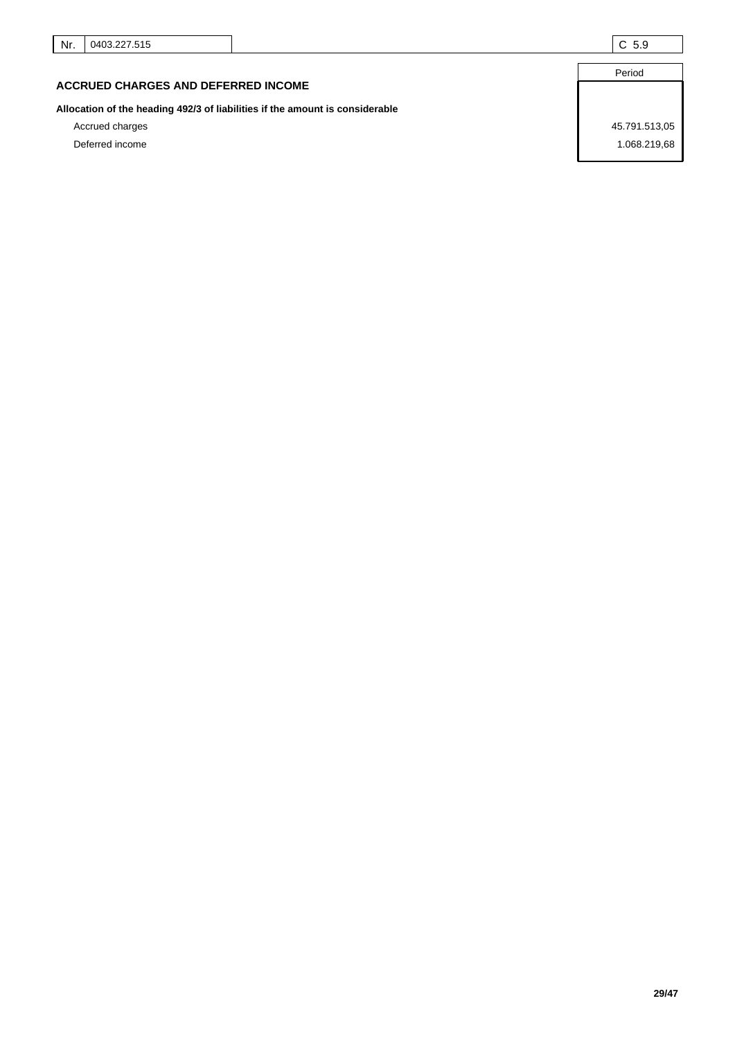| Nr. | 0403.227.515 | C 5.9 |
|---|---|---|

## ACCRUED CHARGES AND DEFERRED INCOME

| | Period |
|---|---|
| **Allocation of the heading 492/3 of liabilities if the amount is considerable** | |
| Accrued charges | 45.791.513,05 |
| Deferred income | 1.068.219,68 |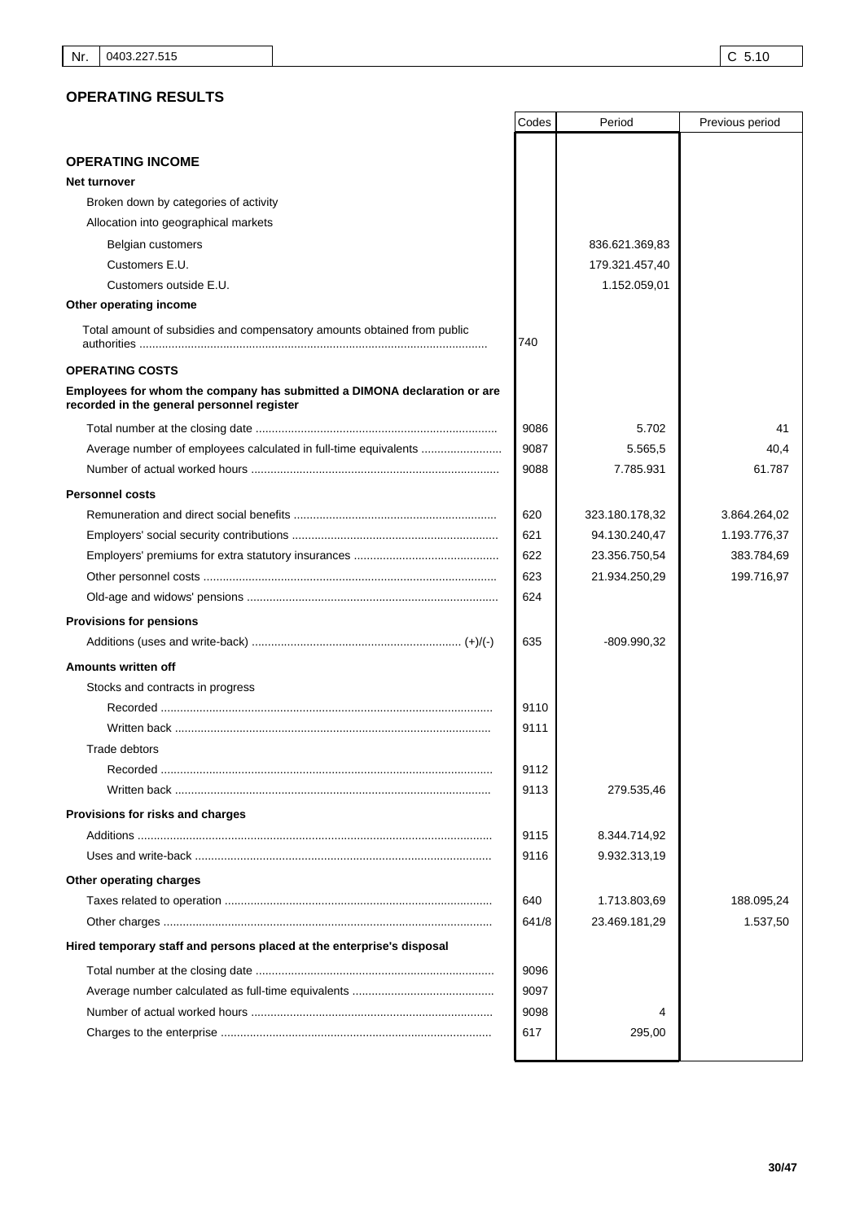| Nr. | 0403.227.515 | C 5.10 |
|---|---|---|

## OPERATING RESULTS

| | Codes | Period | Previous period |
|---|---|---|---|
| **OPERATING INCOME** | | | |
| **Net turnover** | | | |
| Broken down by categories of activity | | | |
| Allocation into geographical markets | | | |
| Belgian customers | | 836.621.369,83 | |
| Customers E.U. | | 179.321.457,40 | |
| Customers outside E.U. | | 1.152.059,01 | |
| **Other operating income** | | | |
| Total amount of subsidies and compensatory amounts obtained from public authorities | 740 | | |
| **OPERATING COSTS** | | | |
| **Employees for whom the company has submitted a DIMONA declaration or are recorded in the general personnel register** | | | |
| Total number at the closing date | 9086 | 5.702 | 41 |
| Average number of employees calculated in full-time equivalents | 9087 | 5.565,5 | 40,4 |
| Number of actual worked hours | 9088 | 7.785.931 | 61.787 |
| **Personnel costs** | | | |
| Remuneration and direct social benefits | 620 | 323.180.178,32 | 3.864.264,02 |
| Employers' social security contributions | 621 | 94.130.240,47 | 1.193.776,37 |
| Employers' premiums for extra statutory insurances | 622 | 23.356.750,54 | 383.784,69 |
| Other personnel costs | 623 | 21.934.250,29 | 199.716,97 |
| Old-age and widows' pensions | 624 | | |
| **Provisions for pensions** | | | |
| Additions (uses and write-back) (+)/(-) | 635 | -809.990,32 | |
| **Amounts written off** | | | |
| Stocks and contracts in progress | | | |
| Recorded | 9110 | | |
| Written back | 9111 | | |
| Trade debtors | | | |
| Recorded | 9112 | | |
| Written back | 9113 | 279.535,46 | |
| **Provisions for risks and charges** | | | |
| Additions | 9115 | 8.344.714,92 | |
| Uses and write-back | 9116 | 9.932.313,19 | |
| **Other operating charges** | | | |
| Taxes related to operation | 640 | 1.713.803,69 | 188.095,24 |
| Other charges | 641/8 | 23.469.181,29 | 1.537,50 |
| **Hired temporary staff and persons placed at the enterprise's disposal** | | | |
| Total number at the closing date | 9096 | | |
| Average number calculated as full-time equivalents | 9097 | | |
| Number of actual worked hours | 9098 | 4 | |
| Charges to the enterprise | 617 | 295,00 | |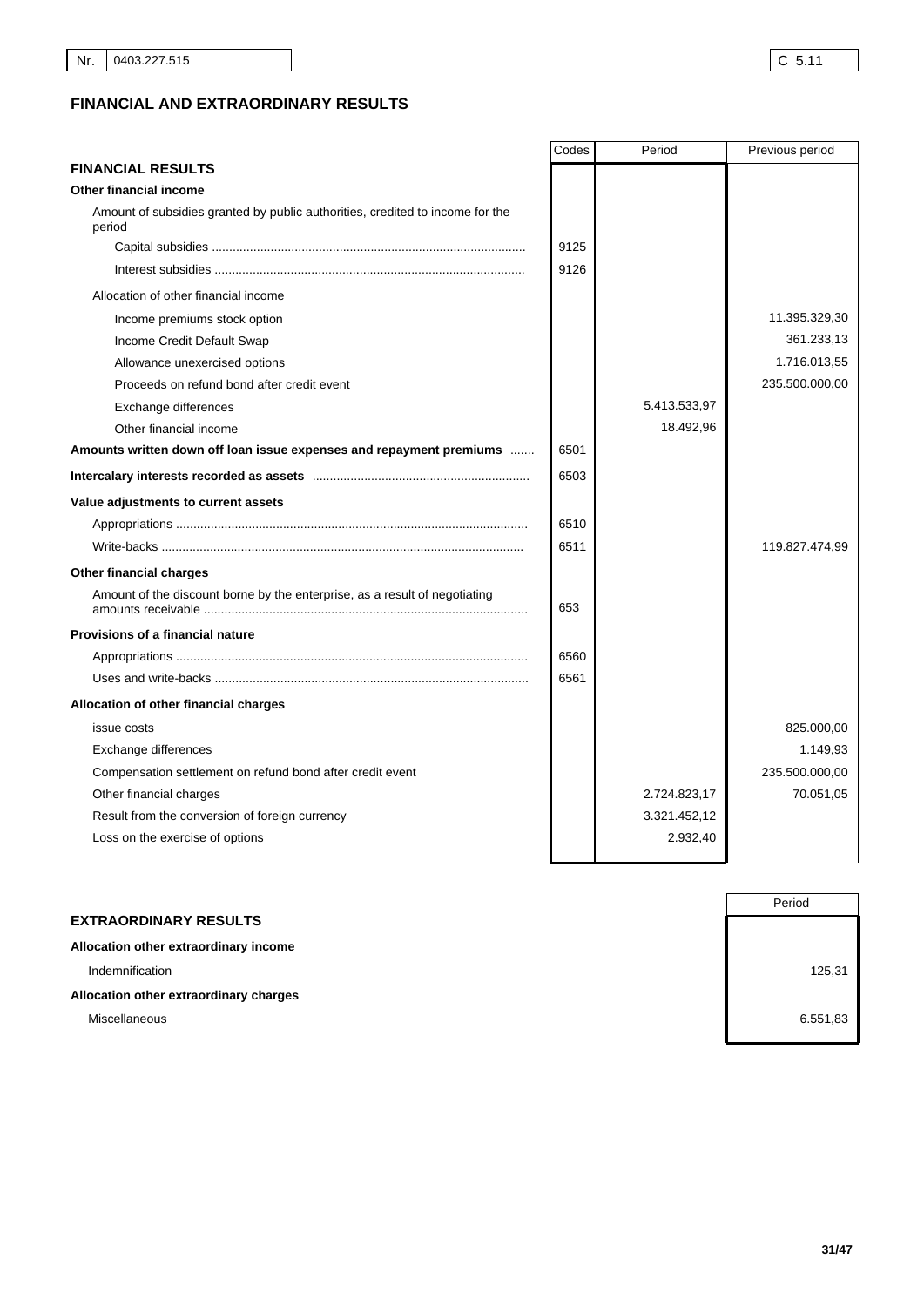| Nr. | 0403.227.515 | C 5.11 |
|---|---|---|

## FINANCIAL AND EXTRAORDINARY RESULTS

| | Codes | Period | Previous period |
|---|---|---|---|
| **FINANCIAL RESULTS** | | | |
| **Other financial income** | | | |
| Amount of subsidies granted by public authorities, credited to income for the period | | | |
| Capital subsidies | 9125 | | |
| Interest subsidies | 9126 | | |
| Allocation of other financial income | | | |
| Income premiums stock option | | | 11.395.329,30 |
| Income Credit Default Swap | | | 361.233,13 |
| Allowance unexercised options | | | 1.716.013,55 |
| Proceeds on refund bond after credit event | | | 235.500.000,00 |
| Exchange differences | | 5.413.533,97 | |
| Other financial income | | 18.492,96 | |
| **Amounts written down off loan issue expenses and repayment premiums** | 6501 | | |
| **Intercalary interests recorded as assets** | 6503 | | |
| **Value adjustments to current assets** | | | |
| Appropriations | 6510 | | |
| Write-backs | 6511 | | 119.827.474,99 |
| **Other financial charges** | | | |
| Amount of the discount borne by the enterprise, as a result of negotiating amounts receivable | 653 | | |
| **Provisions of a financial nature** | | | |
| Appropriations | 6560 | | |
| Uses and write-backs | 6561 | | |
| **Allocation of other financial charges** | | | |
| issue costs | | | 825.000,00 |
| Exchange differences | | | 1.149,93 |
| Compensation settlement on refund bond after credit event | | | 235.500.000,00 |
| Other financial charges | | 2.724.823,17 | 70.051,05 |
| Result from the conversion of foreign currency | | 3.321.452,12 | |
| Loss on the exercise of options | | 2.932,40 | |

| | Period |
|---|---|
| **EXTRAORDINARY RESULTS** | |
| **Allocation other extraordinary income** | |
| Indemnification | 125,31 |
| **Allocation other extraordinary charges** | |
| Miscellaneous | 6.551,83 |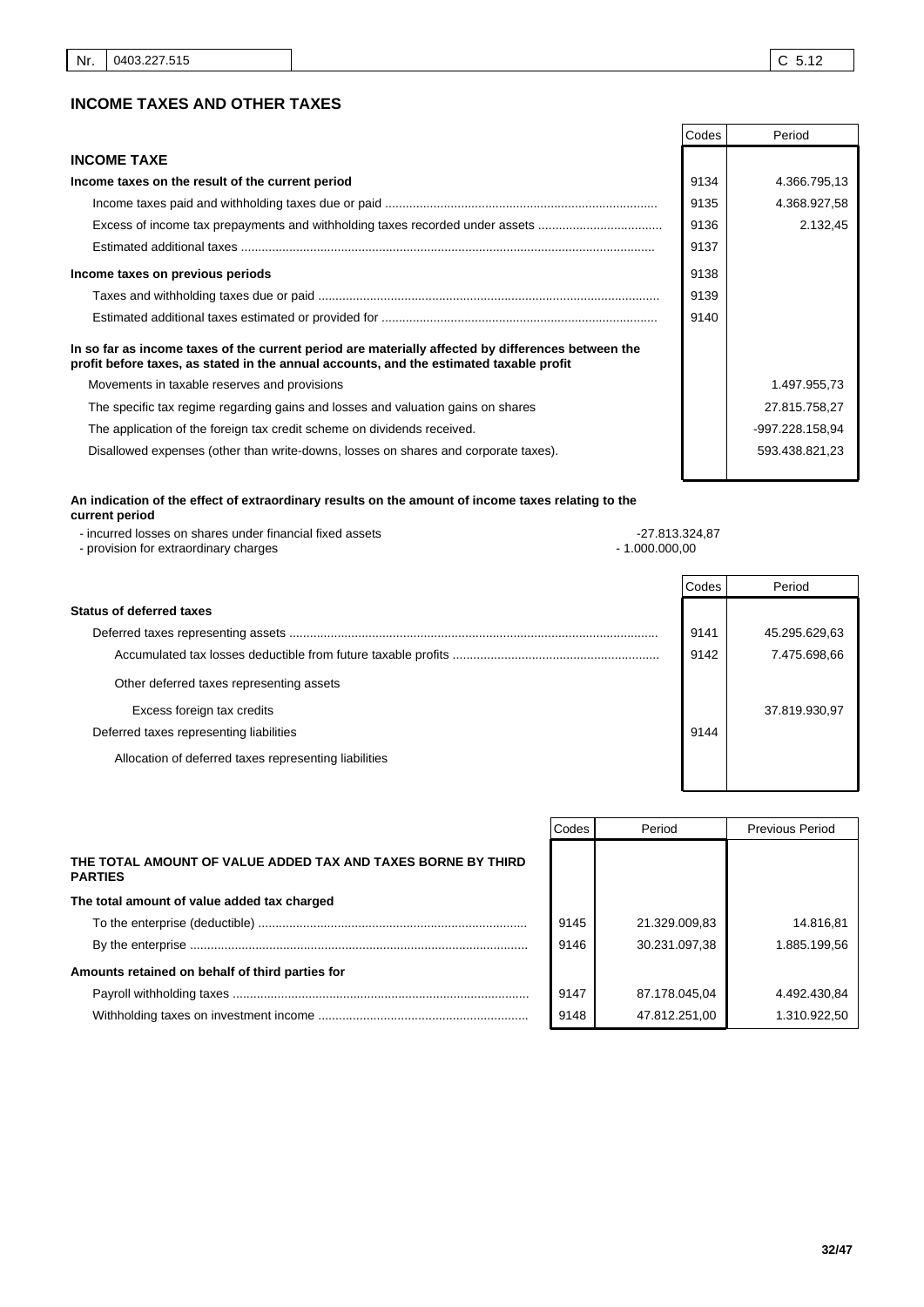| Nr. | 0403.227.515 | C 5.12 |
|---|---|---|

## INCOME TAXES AND OTHER TAXES

| | Codes | Period |
|---|---|---|
| **INCOME TAXE** | | |
| **Income taxes on the result of the current period** | 9134 | 4.366.795,13 |
| Income taxes paid and withholding taxes due or paid | 9135 | 4.368.927,58 |
| Excess of income tax prepayments and withholding taxes recorded under assets | 9136 | 2.132,45 |
| Estimated additional taxes | 9137 | |
| **Income taxes on previous periods** | 9138 | |
| Taxes and withholding taxes due or paid | 9139 | |
| Estimated additional taxes estimated or provided for | 9140 | |
| **In so far as income taxes of the current period are materially affected by differences between the profit before taxes, as stated in the annual accounts, and the estimated taxable profit** | | |
| Movements in taxable reserves and provisions | | 1.497.955,73 |
| The specific tax regime regarding gains and losses and valuation gains on shares | | 27.815.758,27 |
| The application of the foreign tax credit scheme on dividends received. | | -997.228.158,94 |
| Disallowed expenses (other than write-downs, losses on shares and corporate taxes). | | 593.438.821,23 |

**An indication of the effect of extraordinary results on the amount of income taxes relating to the current period**

- incurred losses on shares under financial fixed assets -27.813.324,87
- provision for extraordinary charges - 1.000.000,00

| | Codes | Period |
|---|---|---|
| **Status of deferred taxes** | | |
| Deferred taxes representing assets | 9141 | 45.295.629,63 |
| Accumulated tax losses deductible from future taxable profits | 9142 | 7.475.698,66 |
| Other deferred taxes representing assets | | |
| Excess foreign tax credits | | 37.819.930,97 |
| Deferred taxes representing liabilities | 9144 | |
| Allocation of deferred taxes representing liabilities | | |

| | Codes | Period | Previous Period |
|---|---|---|---|
| **THE TOTAL AMOUNT OF VALUE ADDED TAX AND TAXES BORNE BY THIRD PARTIES** | | | |
| **The total amount of value added tax charged** | | | |
| To the enterprise (deductible) | 9145 | 21.329.009,83 | 14.816,81 |
| By the enterprise | 9146 | 30.231.097,38 | 1.885.199,56 |
| **Amounts retained on behalf of third parties for** | | | |
| Payroll withholding taxes | 9147 | 87.178.045,04 | 4.492.430,84 |
| Withholding taxes on investment income | 9148 | 47.812.251,00 | 1.310.922,50 |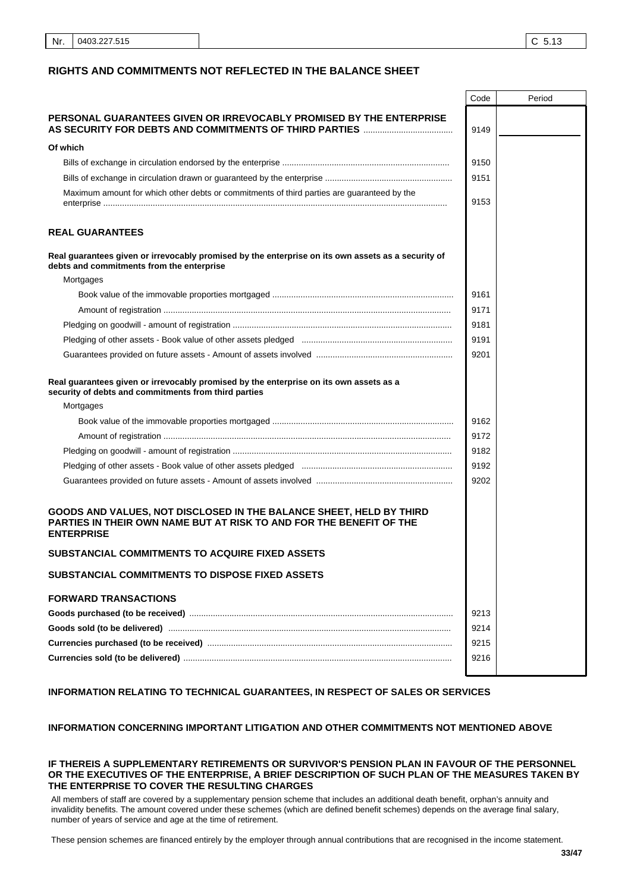| Nr. | 0403.227.515 | | C 5.13 |
|---|---|---|---|

## RIGHTS AND COMMITMENTS NOT REFLECTED IN THE BALANCE SHEET

| | Code | Period |
|---|---|---|
| **PERSONAL GUARANTEES GIVEN OR IRREVOCABLY PROMISED BY THE ENTERPRISE AS SECURITY FOR DEBTS AND COMMITMENTS OF THIRD PARTIES** | 9149 | |
| **Of which** | | |
| Bills of exchange in circulation endorsed by the enterprise | 9150 | |
| Bills of exchange in circulation drawn or guaranteed by the enterprise | 9151 | |
| Maximum amount for which other debts or commitments of third parties are guaranteed by the enterprise | 9153 | |
| **REAL GUARANTEES** | | |
| **Real guarantees given or irrevocably promised by the enterprise on its own assets as a security of debts and commitments from the enterprise** | | |
| Mortgages | | |
| Book value of the immovable proporties mortgaged | 9161 | |
| Amount of registration | 9171 | |
| Pledging on goodwill - amount of registration | 9181 | |
| Pledging of other assets - Book value of other assets pledged | 9191 | |
| Guarantees provided on future assets - Amount of assets involved | 9201 | |
| **Real guarantees given or irrevocably promised by the enterprise on its own assets as a security of debts and commitments from third parties** | | |
| Mortgages | | |
| Book value of the immovable proporties mortgaged | 9162 | |
| Amount of registration | 9172 | |
| Pledging on goodwill - amount of registration | 9182 | |
| Pledging of other assets - Book value of other assets pledged | 9192 | |
| Guarantees provided on future assets - Amount of assets involved | 9202 | |
| **GOODS AND VALUES, NOT DISCLOSED IN THE BALANCE SHEET, HELD BY THIRD PARTIES IN THEIR OWN NAME BUT AT RISK TO AND FOR THE BENEFIT OF THE ENTERPRISE** | | |
| **SUBSTANCIAL COMMITMENTS TO ACQUIRE FIXED ASSETS** | | |
| **SUBSTANCIAL COMMITMENTS TO DISPOSE FIXED ASSETS** | | |
| **FORWARD TRANSACTIONS** | | |
| **Goods purchased (to be received)** | 9213 | |
| **Goods sold (to be delivered)** | 9214 | |
| **Currencies purchased (to be received)** | 9215 | |
| **Currencies sold (to be delivered)** | 9216 | |

### INFORMATION RELATING TO TECHNICAL GUARANTEES, IN RESPECT OF SALES OR SERVICES

### INFORMATION CONCERNING IMPORTANT LITIGATION AND OTHER COMMITMENTS NOT MENTIONED ABOVE

### IF THEREIS A SUPPLEMENTARY RETIREMENTS OR SURVIVOR'S PENSION PLAN IN FAVOUR OF THE PERSONNEL OR THE EXECUTIVES OF THE ENTERPRISE, A BRIEF DESCRIPTION OF SUCH PLAN OF THE MEASURES TAKEN BY THE ENTERPRISE TO COVER THE RESULTING CHARGES

All members of staff are covered by a supplementary pension scheme that includes an additional death benefit, orphan's annuity and invalidity benefits. The amount covered under these schemes (which are defined benefit schemes) depends on the average final salary, number of years of service and age at the time of retirement.

These pension schemes are financed entirely by the employer through annual contributions that are recognised in the income statement.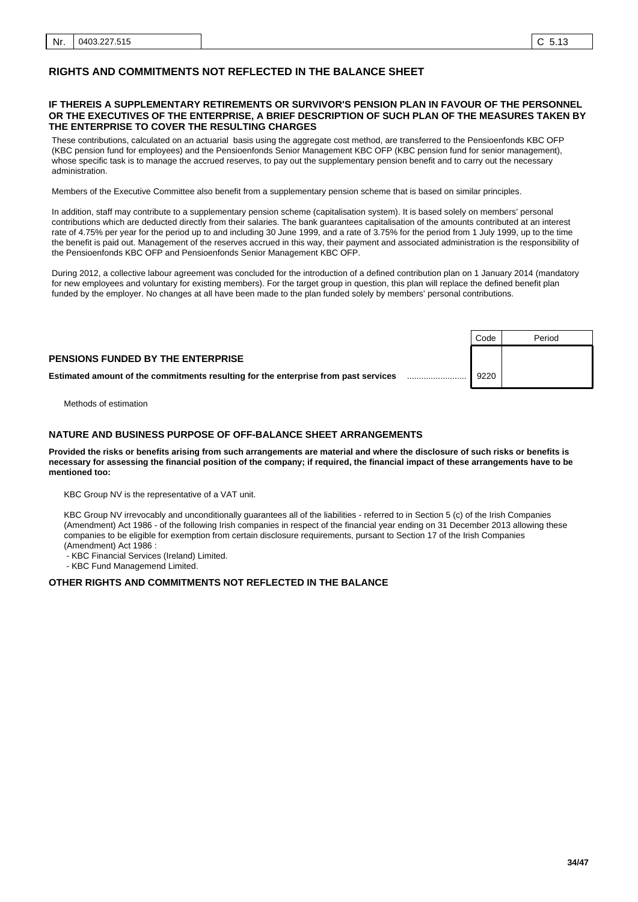| Nr. | 0403.227.515 | C 5.13 |
|---|---|---|

## RIGHTS AND COMMITMENTS NOT REFLECTED IN THE BALANCE SHEET

### IF THEREIS A SUPPLEMENTARY RETIREMENTS OR SURVIVOR'S PENSION PLAN IN FAVOUR OF THE PERSONNEL OR THE EXECUTIVES OF THE ENTERPRISE, A BRIEF DESCRIPTION OF SUCH PLAN OF THE MEASURES TAKEN BY THE ENTERPRISE TO COVER THE RESULTING CHARGES

These contributions, calculated on an actuarial basis using the aggregate cost method, are transferred to the Pensioenfonds KBC OFP (KBC pension fund for employees) and the Pensioenfonds Senior Management KBC OFP (KBC pension fund for senior management), whose specific task is to manage the accrued reserves, to pay out the supplementary pension benefit and to carry out the necessary administration.

Members of the Executive Committee also benefit from a supplementary pension scheme that is based on similar principles.

In addition, staff may contribute to a supplementary pension scheme (capitalisation system). It is based solely on members' personal contributions which are deducted directly from their salaries. The bank guarantees capitalisation of the amounts contributed at an interest rate of 4.75% per year for the period up to and including 30 June 1999, and a rate of 3.75% for the period from 1 July 1999, up to the time the benefit is paid out. Management of the reserves accrued in this way, their payment and associated administration is the responsibility of the Pensioenfonds KBC OFP and Pensioenfonds Senior Management KBC OFP.

During 2012, a collective labour agreement was concluded for the introduction of a defined contribution plan on 1 January 2014 (mandatory for new employees and voluntary for existing members). For the target group in question, this plan will replace the defined benefit plan funded by the employer. No changes at all have been made to the plan funded solely by members' personal contributions.

| | Code | Period |
|---|---|---|
| **PENSIONS FUNDED BY THE ENTERPRISE** | | |
| **Estimated amount of the commitments resulting for the enterprise from past services** | 9220 | |

Methods of estimation

### NATURE AND BUSINESS PURPOSE OF OFF-BALANCE SHEET ARRANGEMENTS

**Provided the risks or benefits arising from such arrangements are material and where the disclosure of such risks or benefits is necessary for assessing the financial position of the company; if required, the financial impact of these arrangements have to be mentioned too:**

KBC Group NV is the representative of a VAT unit.

KBC Group NV irrevocably and unconditionally guarantees all of the liabilities - referred to in Section 5 (c) of the Irish Companies (Amendment) Act 1986 - of the following Irish companies in respect of the financial year ending on 31 December 2013 allowing these companies to be eligible for exemption from certain disclosure requirements, pursant to Section 17 of the Irish Companies (Amendment) Act 1986 :

- KBC Financial Services (Ireland) Limited.
- KBC Fund Managemend Limited.

### OTHER RIGHTS AND COMMITMENTS NOT REFLECTED IN THE BALANCE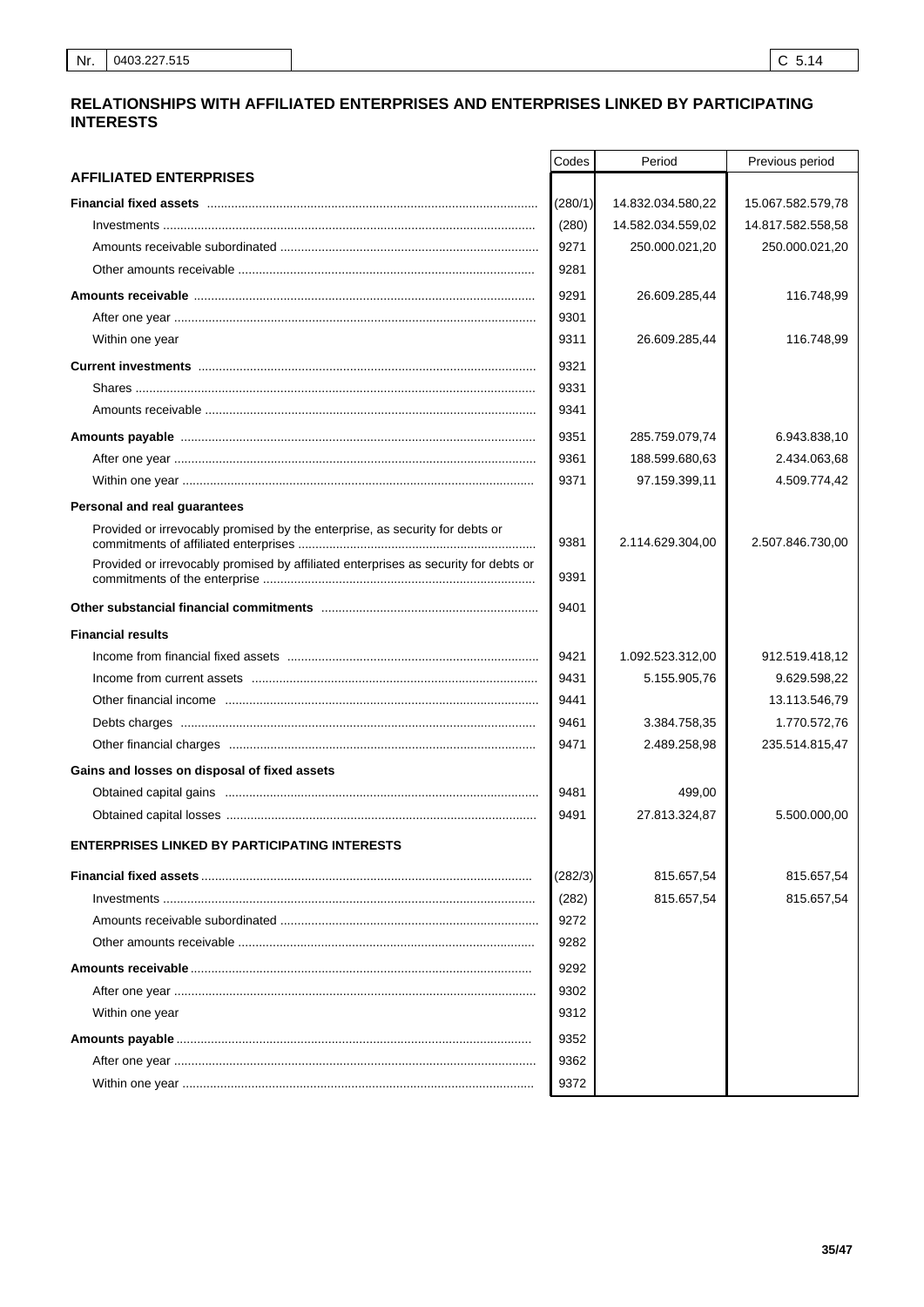| Nr. | 0403.227.515 | C 5.14 |
|---|---|---|

# RELATIONSHIPS WITH AFFILIATED ENTERPRISES AND ENTERPRISES LINKED BY PARTICIPATING INTERESTS

| | Codes | Period | Previous period |
|---|---|---|---|
| **AFFILIATED ENTERPRISES** | | | |
| **Financial fixed assets** | (280/1) | 14.832.034.580,22 | 15.067.582.579,78 |
| Investments | (280) | 14.582.034.559,02 | 14.817.582.558,58 |
| Amounts receivable subordinated | 9271 | 250.000.021,20 | 250.000.021,20 |
| Other amounts receivable | 9281 | | |
| **Amounts receivable** | 9291 | 26.609.285,44 | 116.748,99 |
| After one year | 9301 | | |
| Within one year | 9311 | 26.609.285,44 | 116.748,99 |
| **Current investments** | 9321 | | |
| Shares | 9331 | | |
| Amounts receivable | 9341 | | |
| **Amounts payable** | 9351 | 285.759.079,74 | 6.943.838,10 |
| After one year | 9361 | 188.599.680,63 | 2.434.063,68 |
| Within one year | 9371 | 97.159.399,11 | 4.509.774,42 |
| **Personal and real guarantees** | | | |
| Provided or irrevocably promised by the enterprise, as security for debts or commitments of affiliated enterprises | 9381 | 2.114.629.304,00 | 2.507.846.730,00 |
| Provided or irrevocably promised by affiliated enterprises as security for debts or commitments of the enterprise | 9391 | | |
| **Other substancial financial commitments** | 9401 | | |
| **Financial results** | | | |
| Income from financial fixed assets | 9421 | 1.092.523.312,00 | 912.519.418,12 |
| Income from current assets | 9431 | 5.155.905,76 | 9.629.598,22 |
| Other financial income | 9441 | | 13.113.546,79 |
| Debts charges | 9461 | 3.384.758,35 | 1.770.572,76 |
| Other financial charges | 9471 | 2.489.258,98 | 235.514.815,47 |
| **Gains and losses on disposal of fixed assets** | | | |
| Obtained capital gains | 9481 | 499,00 | |
| Obtained capital losses | 9491 | 27.813.324,87 | 5.500.000,00 |
| **ENTERPRISES LINKED BY PARTICIPATING INTERESTS** | | | |
| **Financial fixed assets** | (282/3) | 815.657,54 | 815.657,54 |
| Investments | (282) | 815.657,54 | 815.657,54 |
| Amounts receivable subordinated | 9272 | | |
| Other amounts receivable | 9282 | | |
| **Amounts receivable** | 9292 | | |
| After one year | 9302 | | |
| Within one year | 9312 | | |
| **Amounts payable** | 9352 | | |
| After one year | 9362 | | |
| Within one year | 9372 | | |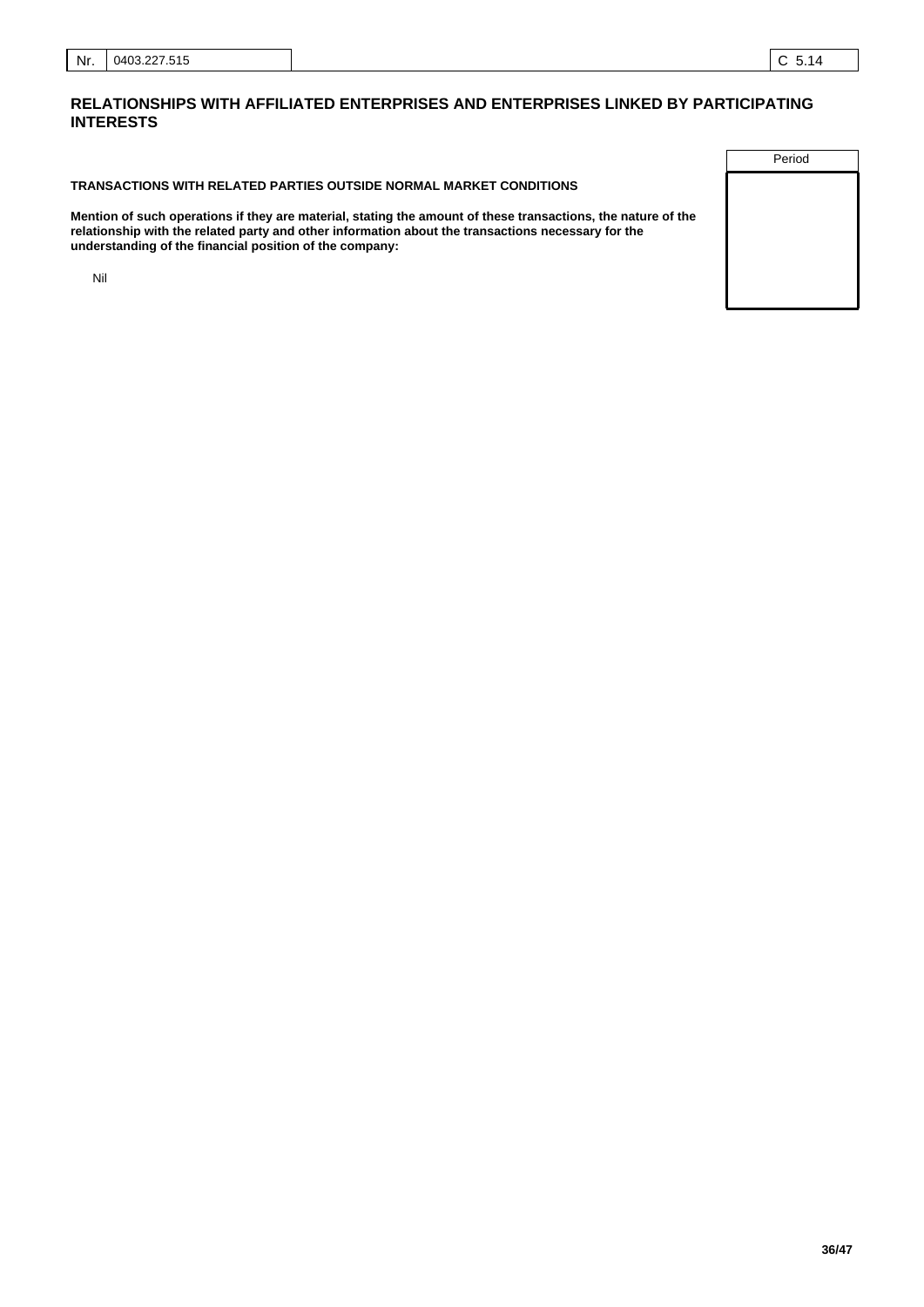| Nr. | 0403.227.515 | | C 5.14 |
|---|---|---|---|

## RELATIONSHIPS WITH AFFILIATED ENTERPRISES AND ENTERPRISES LINKED BY PARTICIPATING INTERESTS

| | Period |
|---|---|
| **TRANSACTIONS WITH RELATED PARTIES OUTSIDE NORMAL MARKET CONDITIONS** | |
| **Mention of such operations if they are material, stating the amount of these transactions, the nature of the relationship with the related party and other information about the transactions necessary for the understanding of the financial position of the company:** | |
| Nil | |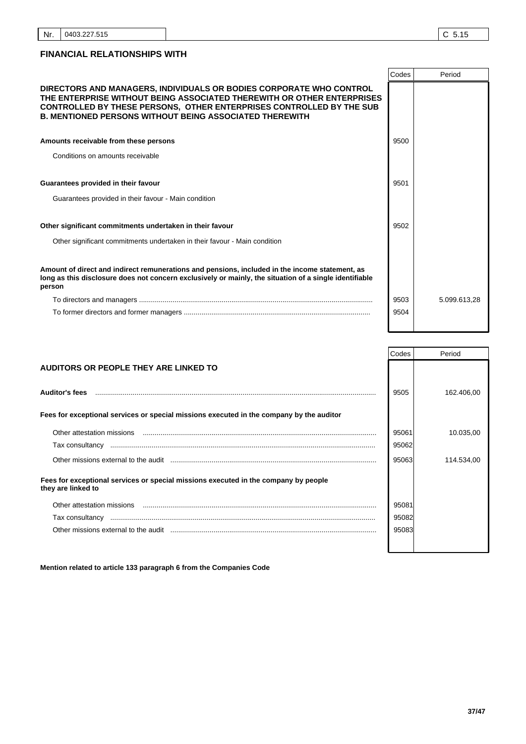| Nr. | 0403.227.515 | C 5.15 |
|---|---|---|

## FINANCIAL RELATIONSHIPS WITH

| | Codes | Period |
|---|---|---|
| **DIRECTORS AND MANAGERS, INDIVIDUALS OR BODIES CORPORATE WHO CONTROL THE ENTERPRISE WITHOUT BEING ASSOCIATED THEREWITH OR OTHER ENTERPRISES CONTROLLED BY THESE PERSONS, OTHER ENTERPRISES CONTROLLED BY THE SUB B. MENTIONED PERSONS WITHOUT BEING ASSOCIATED THEREWITH** | | |
| **Amounts receivable from these persons** | 9500 | |
| Conditions on amounts receivable | | |
| **Guarantees provided in their favour** | 9501 | |
| Guarantees provided in their favour - Main condition | | |
| **Other significant commitments undertaken in their favour** | 9502 | |
| Other significant commitments undertaken in their favour - Main condition | | |
| **Amount of direct and indirect remunerations and pensions, included in the income statement, as long as this disclosure does not concern exclusively or mainly, the situation of a single identifiable person** | | |
| To directors and managers | 9503 | 5.099.613,28 |
| To former directors and former managers | 9504 | |

| | Codes | Period |
|---|---|---|
| **AUDITORS OR PEOPLE THEY ARE LINKED TO** | | |
| **Auditor's fees** | 9505 | 162.406,00 |
| **Fees for exceptional services or special missions executed in the company by the auditor** | | |
| Other attestation missions | 95061 | 10.035,00 |
| Tax consultancy | 95062 | |
| Other missions external to the audit | 95063 | 114.534,00 |
| **Fees for exceptional services or special missions executed in the company by people they are linked to** | | |
| Other attestation missions | 95081 | |
| Tax consultancy | 95082 | |
| Other missions external to the audit | 95083 | |

**Mention related to article 133 paragraph 6 from the Companies Code**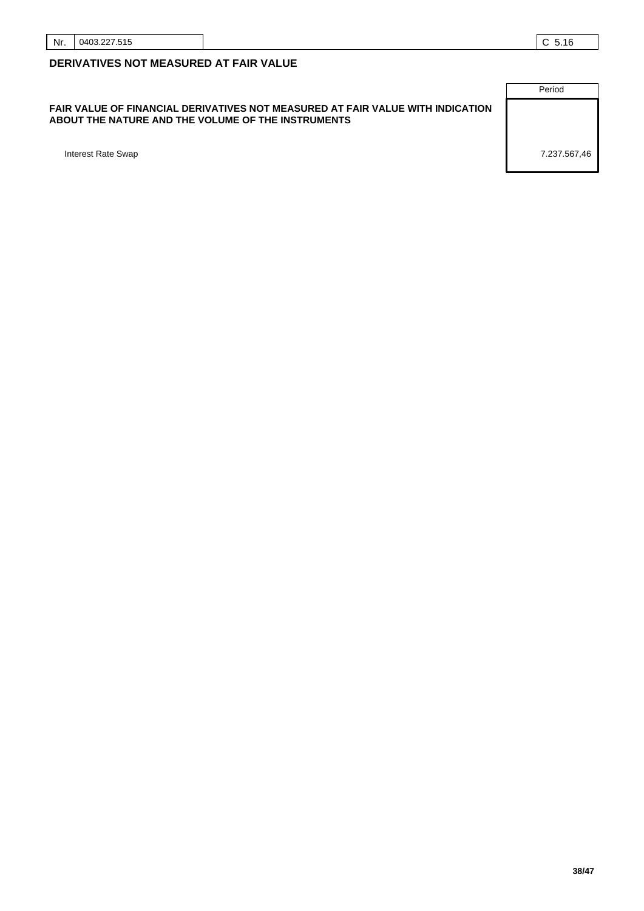| Nr. | 0403.227.515 | C 5.16 |
|---|---|---|

## DERIVATIVES NOT MEASURED AT FAIR VALUE

| | Period |
|---|---|
| **FAIR VALUE OF FINANCIAL DERIVATIVES NOT MEASURED AT FAIR VALUE WITH INDICATION ABOUT THE NATURE AND THE VOLUME OF THE INSTRUMENTS** | |
| Interest Rate Swap | 7.237.567,46 |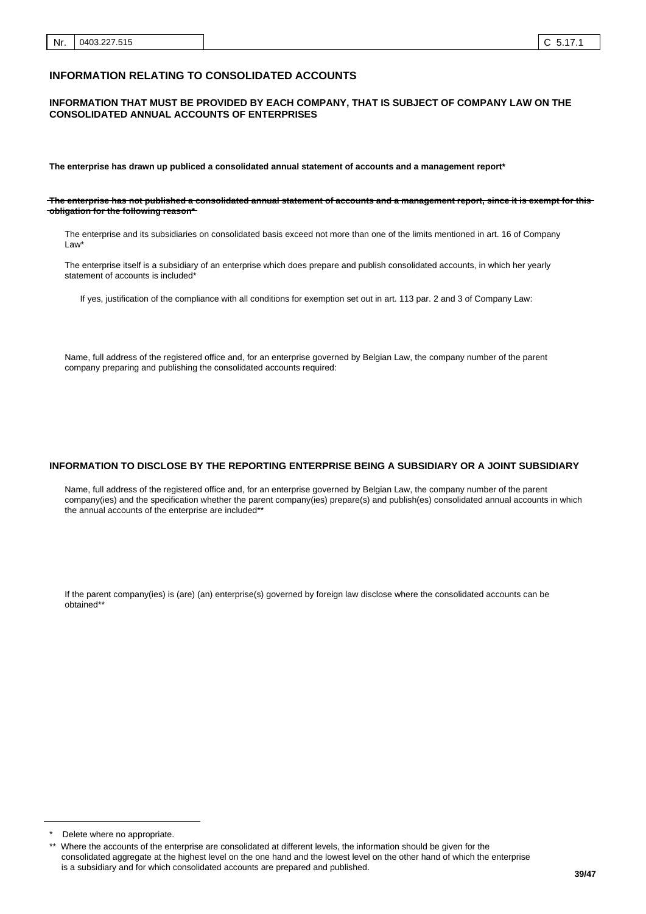| Nr. | 0403.227.515 | | C 5.17.1 |
|---|---|---|---|

## INFORMATION RELATING TO CONSOLIDATED ACCOUNTS

### INFORMATION THAT MUST BE PROVIDED BY EACH COMPANY, THAT IS SUBJECT OF COMPANY LAW ON THE CONSOLIDATED ANNUAL ACCOUNTS OF ENTERPRISES

**The enterprise has drawn up publiced a consolidated annual statement of accounts and a management report***

~~**The enterprise has not published a consolidated annual statement of accounts and a management report, since it is exempt for this obligation for the following reason***~~

The enterprise and its subsidiaries on consolidated basis exceed not more than one of the limits mentioned in art. 16 of Company Law*

The enterprise itself is a subsidiary of an enterprise which does prepare and publish consolidated accounts, in which her yearly statement of accounts is included*

If yes, justification of the compliance with all conditions for exemption set out in art. 113 par. 2 and 3 of Company Law:

Name, full address of the registered office and, for an enterprise governed by Belgian Law, the company number of the parent company preparing and publishing the consolidated accounts required:

### INFORMATION TO DISCLOSE BY THE REPORTING ENTERPRISE BEING A SUBSIDIARY OR A JOINT SUBSIDIARY

Name, full address of the registered office and, for an enterprise governed by Belgian Law, the company number of the parent company(ies) and the specification whether the parent company(ies) prepare(s) and publish(es) consolidated annual accounts in which the annual accounts of the enterprise are included**

If the parent company(ies) is (are) (an) enterprise(s) governed by foreign law disclose where the consolidated accounts can be obtained**

---

\* Delete where no appropriate.

\** Where the accounts of the enterprise are consolidated at different levels, the information should be given for the consolidated aggregate at the highest level on the one hand and the lowest level on the other hand of which the enterprise is a subsidiary and for which consolidated accounts are prepared and published.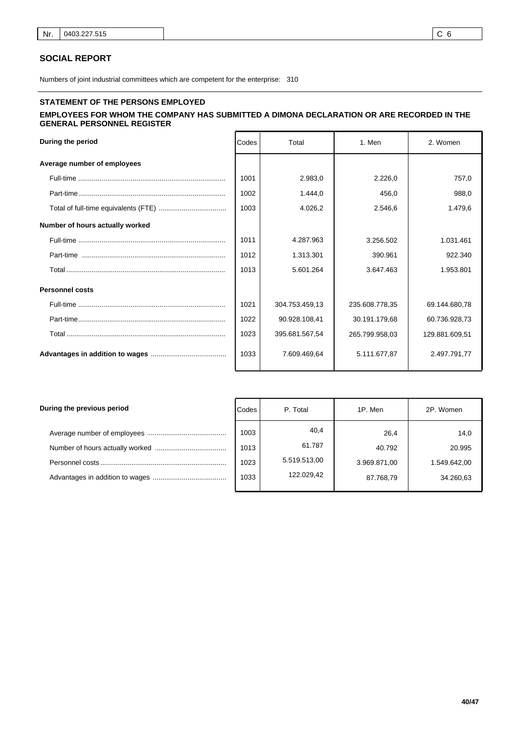| Nr. | 0403.227.515 | C 6 |
|---|---|---|

## SOCIAL REPORT

Numbers of joint industrial committees which are competent for the enterprise: 310

### STATEMENT OF THE PERSONS EMPLOYED

### EMPLOYEES FOR WHOM THE COMPANY HAS SUBMITTED A DIMONA DECLARATION OR ARE RECORDED IN THE GENERAL PERSONNEL REGISTER

| During the period | Codes | Total | 1. Men | 2. Women |
|---|---|---|---|---|
| **Average number of employees** | | | | |
| Full-time | 1001 | 2.983,0 | 2.226,0 | 757,0 |
| Part-time | 1002 | 1.444,0 | 456,0 | 988,0 |
| Total of full-time equivalents (FTE) | 1003 | 4.026,2 | 2.546,6 | 1.479,6 |
| **Number of hours actually worked** | | | | |
| Full-time | 1011 | 4.287.963 | 3.256.502 | 1.031.461 |
| Part-time | 1012 | 1.313.301 | 390.961 | 922.340 |
| Total | 1013 | 5.601.264 | 3.647.463 | 1.953.801 |
| **Personnel costs** | | | | |
| Full-time | 1021 | 304.753.459,13 | 235.608.778,35 | 69.144.680,78 |
| Part-time | 1022 | 90.928.108,41 | 30.191.179,68 | 60.736.928,73 |
| Total | 1023 | 395.681.567,54 | 265.799.958,03 | 129.881.609,51 |
| **Advantages in addition to wages** | 1033 | 7.609.469,64 | 5.111.677,87 | 2.497.791,77 |

| During the previous period | Codes | P. Total | 1P. Men | 2P. Women |
|---|---|---|---|---|
| Average number of employees | 1003 | 40,4 | 26,4 | 14,0 |
| Number of hours actually worked | 1013 | 61.787 | 40.792 | 20.995 |
| Personnel costs | 1023 | 5.519.513,00 | 3.969.871,00 | 1.549.642,00 |
| Advantages in addition to wages | 1033 | 122.029,42 | 87.768,79 | 34.260,63 |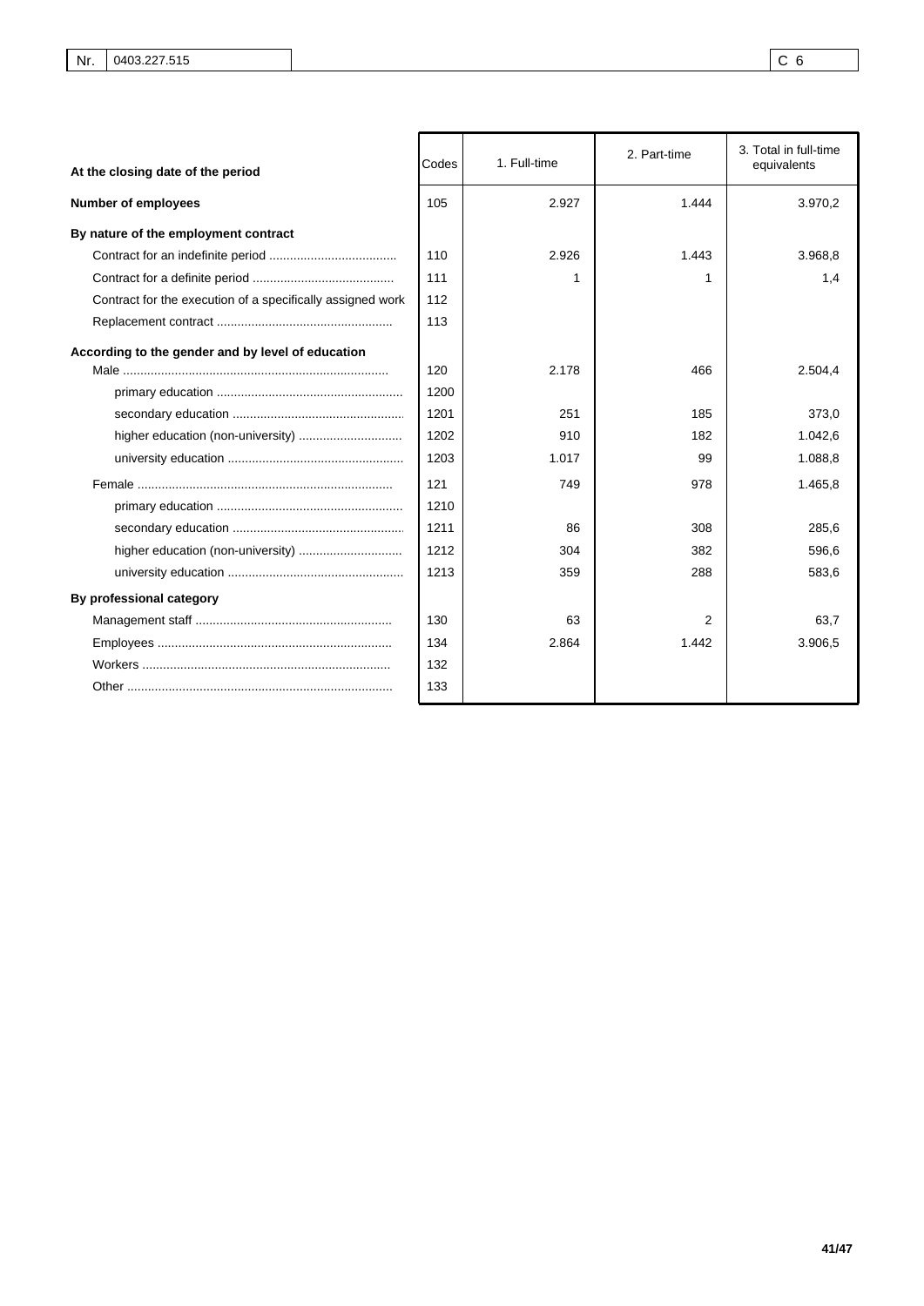| Nr. | 0403.227.515 | C 6 |
|---|---|---|

| At the closing date of the period | Codes | 1. Full-time | 2. Part-time | 3. Total in full-time equivalents |
|---|---|---|---|---|
| **Number of employees** | 105 | 2.927 | 1.444 | 3.970,2 |
| **By nature of the employment contract** | | | | |
| Contract for an indefinite period .................................... | 110 | 2.926 | 1.443 | 3.968,8 |
| Contract for a definite period ......................................... | 111 | 1 | 1 | 1,4 |
| Contract for the execution of a specifically assigned work | 112 | | | |
| Replacement contract .................................................. | 113 | | | |
| **According to the gender and by level of education** | | | | |
| Male ............................................................................ | 120 | 2.178 | 466 | 2.504,4 |
| primary education ..................................................... | 1200 | | | |
| secondary education ................................................. | 1201 | 251 | 185 | 373,0 |
| higher education (non-university) ............................. | 1202 | 910 | 182 | 1.042,6 |
| university education .................................................. | 1203 | 1.017 | 99 | 1.088,8 |
| Female ......................................................................... | 121 | 749 | 978 | 1.465,8 |
| primary education ..................................................... | 1210 | | | |
| secondary education ................................................. | 1211 | 86 | 308 | 285,6 |
| higher education (non-university) ............................. | 1212 | 304 | 382 | 596,6 |
| university education .................................................. | 1213 | 359 | 288 | 583,6 |
| **By professional category** | | | | |
| Management staff ........................................................ | 130 | 63 | 2 | 63,7 |
| Employees ................................................................... | 134 | 2.864 | 1.442 | 3.906,5 |
| Workers ....................................................................... | 132 | | | |
| Other ............................................................................ | 133 | | | |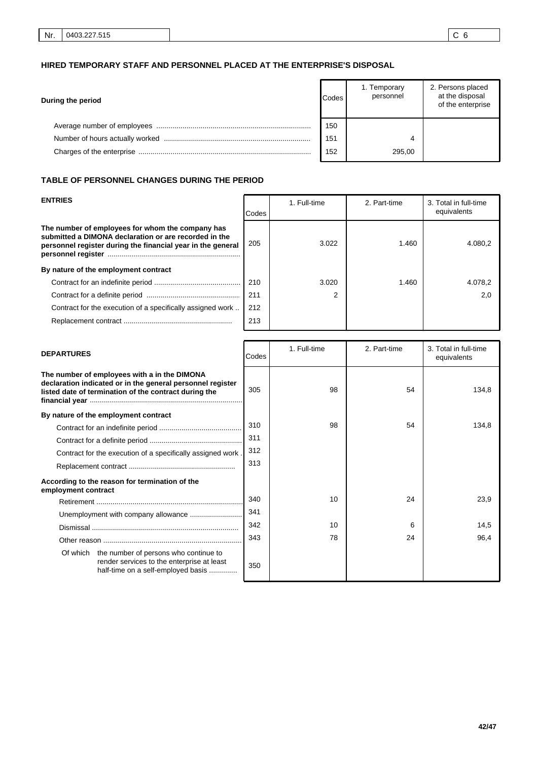| Nr. | 0403.227.515 | | C 6 |
|---|---|---|---|

### HIRED TEMPORARY STAFF AND PERSONNEL PLACED AT THE ENTERPRISE'S DISPOSAL

| During the period | Codes | 1. Temporary personnel | 2. Persons placed at the disposal of the enterprise |
|---|---|---|---|
| Average number of employees | 150 | | |
| Number of hours actually worked | 151 | 4 | |
| Charges of the enterprise | 152 | 295,00 | |

### TABLE OF PERSONNEL CHANGES DURING THE PERIOD

| ENTRIES | Codes | 1. Full-time | 2. Part-time | 3. Total in full-time equivalents |
|---|---|---|---|---|
| **The number of employees for whom the company has submitted a DIMONA declaration or are recorded in the personnel register during the financial year in the general personnel register** | 205 | 3.022 | 1.460 | 4.080,2 |
| **By nature of the employment contract** | | | | |
| Contract for an indefinite period | 210 | 3.020 | 1.460 | 4.078,2 |
| Contract for a definite period | 211 | 2 | | 2,0 |
| Contract for the execution of a specifically assigned work | 212 | | | |
| Replacement contract | 213 | | | |

| DEPARTURES | Codes | 1. Full-time | 2. Part-time | 3. Total in full-time equivalents |
|---|---|---|---|---|
| **The number of employees with a in the DIMONA declaration indicated or in the general personnel register listed date of termination of the contract during the financial year** | 305 | 98 | 54 | 134,8 |
| **By nature of the employment contract** | | | | |
| Contract for an indefinite period | 310 | 98 | 54 | 134,8 |
| Contract for a definite period | 311 | | | |
| Contract for the execution of a specifically assigned work | 312 | | | |
| Replacement contract | 313 | | | |
| **According to the reason for termination of the employment contract** | | | | |
| Retirement | 340 | 10 | 24 | 23,9 |
| Unemployment with company allowance | 341 | | | |
| Dismissal | 342 | 10 | 6 | 14,5 |
| Other reason | 343 | 78 | 24 | 96,4 |
| Of which the number of persons who continue to render services to the enterprise at least half-time on a self-employed basis | 350 | | | |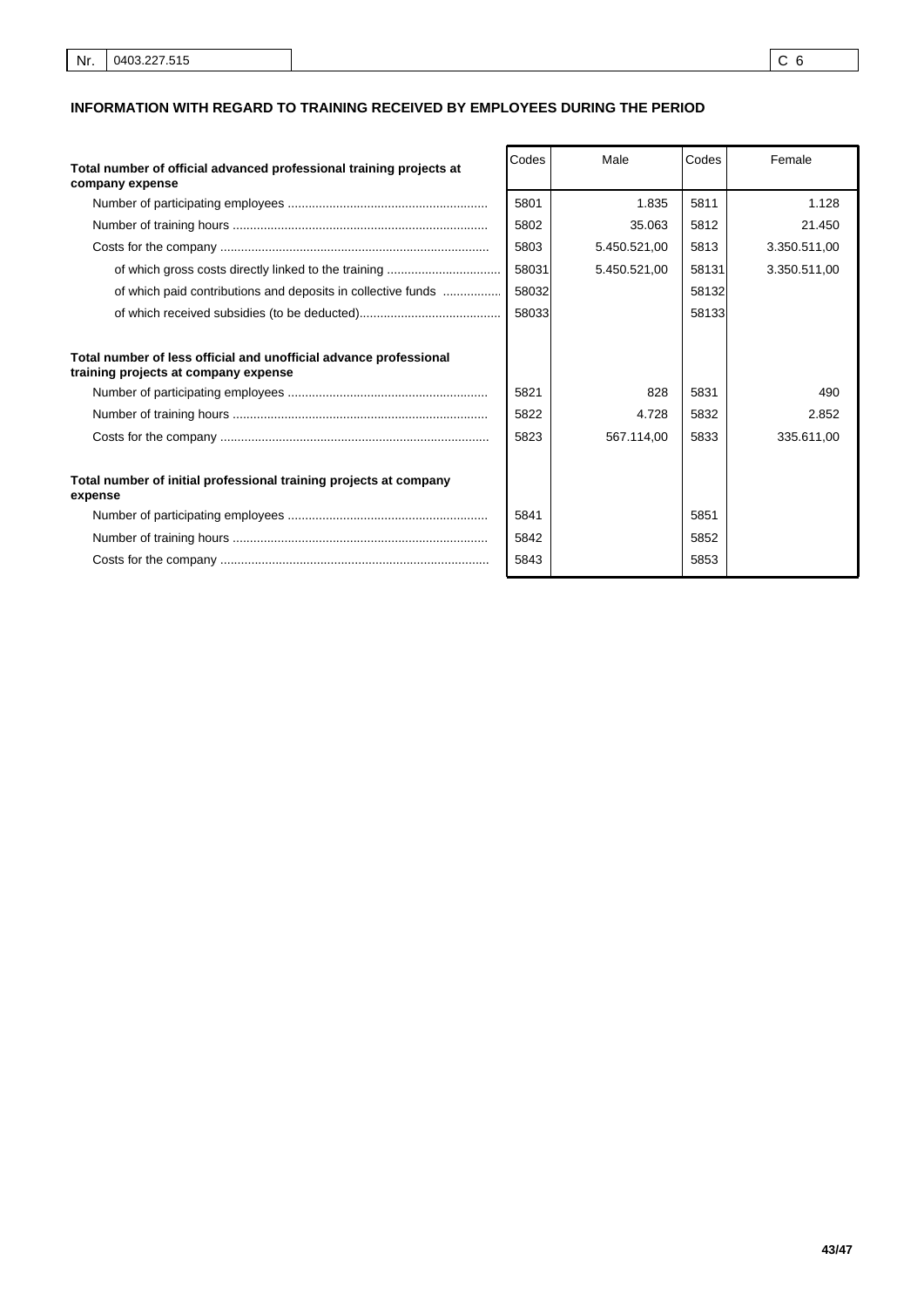| Nr. | 0403.227.515 | C 6 |
|---|---|---|

## INFORMATION WITH REGARD TO TRAINING RECEIVED BY EMPLOYEES DURING THE PERIOD

| | Codes | Male | Codes | Female |
|---|---|---|---|---|
| **Total number of official advanced professional training projects at company expense** | | | | |
| Number of participating employees | 5801 | 1.835 | 5811 | 1.128 |
| Number of training hours | 5802 | 35.063 | 5812 | 21.450 |
| Costs for the company | 5803 | 5.450.521,00 | 5813 | 3.350.511,00 |
| of which gross costs directly linked to the training | 58031 | 5.450.521,00 | 58131 | 3.350.511,00 |
| of which paid contributions and deposits in collective funds | 58032 | | 58132 | |
| of which received subsidies (to be deducted) | 58033 | | 58133 | |
| **Total number of less official and unofficial advance professional training projects at company expense** | | | | |
| Number of participating employees | 5821 | 828 | 5831 | 490 |
| Number of training hours | 5822 | 4.728 | 5832 | 2.852 |
| Costs for the company | 5823 | 567.114,00 | 5833 | 335.611,00 |
| **Total number of initial professional training projects at company expense** | | | | |
| Number of participating employees | 5841 | | 5851 | |
| Number of training hours | 5842 | | 5852 | |
| Costs for the company | 5843 | | 5853 | |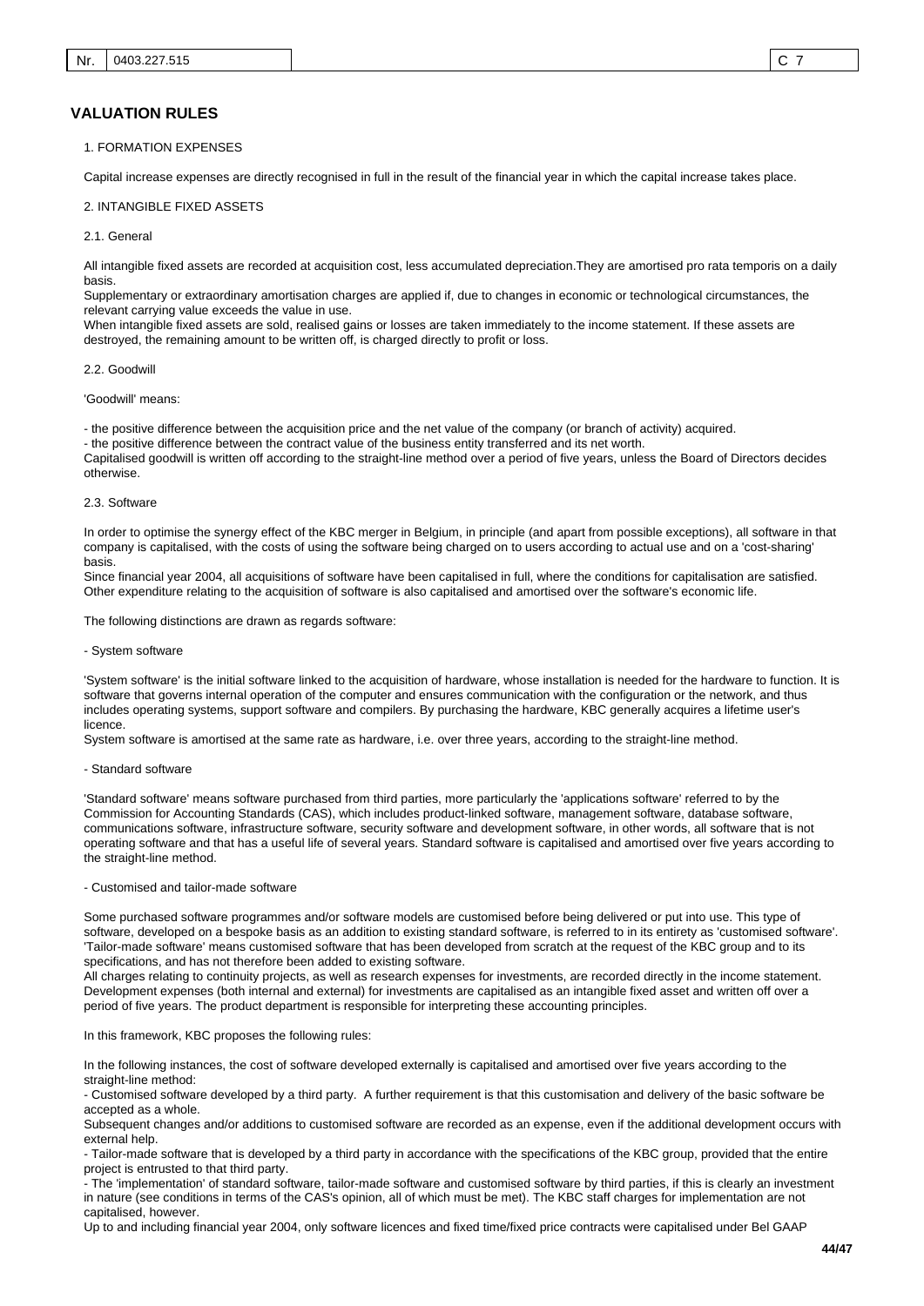## VALUATION RULES

1. FORMATION EXPENSES

Capital increase expenses are directly recognised in full in the result of the financial year in which the capital increase takes place.

2. INTANGIBLE FIXED ASSETS

2.1. General

All intangible fixed assets are recorded at acquisition cost, less accumulated depreciation.They are amortised pro rata temporis on a daily basis.
Supplementary or extraordinary amortisation charges are applied if, due to changes in economic or technological circumstances, the relevant carrying value exceeds the value in use.
When intangible fixed assets are sold, realised gains or losses are taken immediately to the income statement. If these assets are destroyed, the remaining amount to be written off, is charged directly to profit or loss.

2.2. Goodwill

'Goodwill' means:

- the positive difference between the acquisition price and the net value of the company (or branch of activity) acquired.
- the positive difference between the contract value of the business entity transferred and its net worth.

Capitalised goodwill is written off according to the straight-line method over a period of five years, unless the Board of Directors decides otherwise.

2.3. Software

In order to optimise the synergy effect of the KBC merger in Belgium, in principle (and apart from possible exceptions), all software in that company is capitalised, with the costs of using the software being charged on to users according to actual use and on a 'cost-sharing' basis.
Since financial year 2004, all acquisitions of software have been capitalised in full, where the conditions for capitalisation are satisfied. Other expenditure relating to the acquisition of software is also capitalised and amortised over the software's economic life.

The following distinctions are drawn as regards software:

- System software

'System software' is the initial software linked to the acquisition of hardware, whose installation is needed for the hardware to function. It is software that governs internal operation of the computer and ensures communication with the configuration or the network, and thus includes operating systems, support software and compilers. By purchasing the hardware, KBC generally acquires a lifetime user's licence.
System software is amortised at the same rate as hardware, i.e. over three years, according to the straight-line method.

- Standard software

'Standard software' means software purchased from third parties, more particularly the 'applications software' referred to by the Commission for Accounting Standards (CAS), which includes product-linked software, management software, database software, communications software, infrastructure software, security software and development software, in other words, all software that is not operating software and that has a useful life of several years. Standard software is capitalised and amortised over five years according to the straight-line method.

- Customised and tailor-made software

Some purchased software programmes and/or software models are customised before being delivered or put into use. This type of software, developed on a bespoke basis as an addition to existing standard software, is referred to in its entirety as 'customised software'. 'Tailor-made software' means customised software that has been developed from scratch at the request of the KBC group and to its specifications, and has not therefore been added to existing software.
All charges relating to continuity projects, as well as research expenses for investments, are recorded directly in the income statement. Development expenses (both internal and external) for investments are capitalised as an intangible fixed asset and written off over a period of five years. The product department is responsible for interpreting these accounting principles.

In this framework, KBC proposes the following rules:

In the following instances, the cost of software developed externally is capitalised and amortised over five years according to the straight-line method:

- Customised software developed by a third party. A further requirement is that this customisation and delivery of the basic software be accepted as a whole.

Subsequent changes and/or additions to customised software are recorded as an expense, even if the additional development occurs with external help.

- Tailor-made software that is developed by a third party in accordance with the specifications of the KBC group, provided that the entire project is entrusted to that third party.
- The 'implementation' of standard software, tailor-made software and customised software by third parties, if this is clearly an investment in nature (see conditions in terms of the CAS's opinion, all of which must be met). The KBC staff charges for implementation are not capitalised, however.

Up to and including financial year 2004, only software licences and fixed time/fixed price contracts were capitalised under Bel GAAP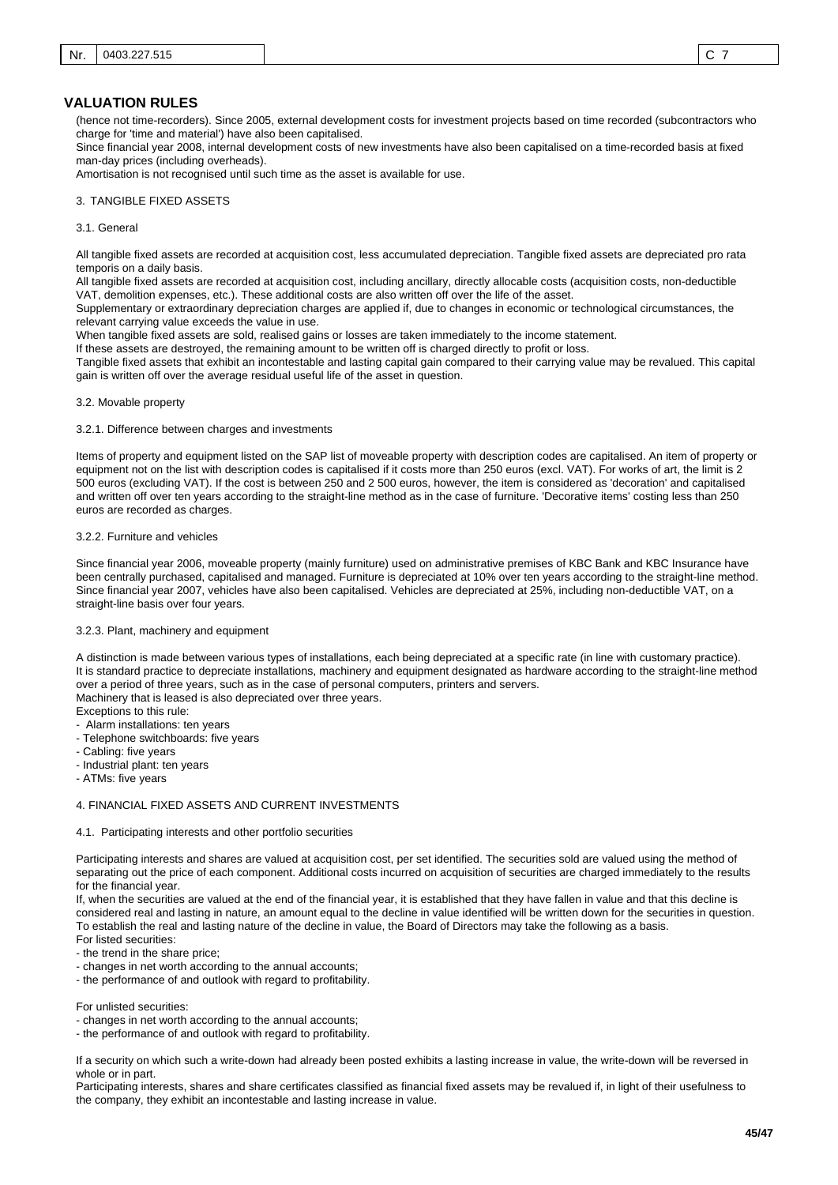## VALUATION RULES

(hence not time-recorders). Since 2005, external development costs for investment projects based on time recorded (subcontractors who charge for 'time and material') have also been capitalised.

Since financial year 2008, internal development costs of new investments have also been capitalised on a time-recorded basis at fixed man-day prices (including overheads).

Amortisation is not recognised until such time as the asset is available for use.

3. TANGIBLE FIXED ASSETS

3.1. General

All tangible fixed assets are recorded at acquisition cost, less accumulated depreciation. Tangible fixed assets are depreciated pro rata temporis on a daily basis.

All tangible fixed assets are recorded at acquisition cost, including ancillary, directly allocable costs (acquisition costs, non-deductible VAT, demolition expenses, etc.). These additional costs are also written off over the life of the asset.

Supplementary or extraordinary depreciation charges are applied if, due to changes in economic or technological circumstances, the relevant carrying value exceeds the value in use.

When tangible fixed assets are sold, realised gains or losses are taken immediately to the income statement.

If these assets are destroyed, the remaining amount to be written off is charged directly to profit or loss.

Tangible fixed assets that exhibit an incontestable and lasting capital gain compared to their carrying value may be revalued. This capital gain is written off over the average residual useful life of the asset in question.

3.2. Movable property

3.2.1. Difference between charges and investments

Items of property and equipment listed on the SAP list of moveable property with description codes are capitalised. An item of property or equipment not on the list with description codes is capitalised if it costs more than 250 euros (excl. VAT). For works of art, the limit is 2 500 euros (excluding VAT). If the cost is between 250 and 2 500 euros, however, the item is considered as 'decoration' and capitalised and written off over ten years according to the straight-line method as in the case of furniture. 'Decorative items' costing less than 250 euros are recorded as charges.

3.2.2. Furniture and vehicles

Since financial year 2006, moveable property (mainly furniture) used on administrative premises of KBC Bank and KBC Insurance have been centrally purchased, capitalised and managed. Furniture is depreciated at 10% over ten years according to the straight-line method. Since financial year 2007, vehicles have also been capitalised. Vehicles are depreciated at 25%, including non-deductible VAT, on a straight-line basis over four years.

3.2.3. Plant, machinery and equipment

A distinction is made between various types of installations, each being depreciated at a specific rate (in line with customary practice). It is standard practice to depreciate installations, machinery and equipment designated as hardware according to the straight-line method over a period of three years, such as in the case of personal computers, printers and servers.

Machinery that is leased is also depreciated over three years.

Exceptions to this rule:

- Alarm installations: ten years
- Telephone switchboards: five years
- Cabling: five years
- Industrial plant: ten years
- ATMs: five years

4. FINANCIAL FIXED ASSETS AND CURRENT INVESTMENTS

4.1. Participating interests and other portfolio securities

Participating interests and shares are valued at acquisition cost, per set identified. The securities sold are valued using the method of separating out the price of each component. Additional costs incurred on acquisition of securities are charged immediately to the results for the financial year.

If, when the securities are valued at the end of the financial year, it is established that they have fallen in value and that this decline is considered real and lasting in nature, an amount equal to the decline in value identified will be written down for the securities in question. To establish the real and lasting nature of the decline in value, the Board of Directors may take the following as a basis.

For listed securities:

- the trend in the share price;
- changes in net worth according to the annual accounts;
- the performance of and outlook with regard to profitability.

For unlisted securities:

- changes in net worth according to the annual accounts;
- the performance of and outlook with regard to profitability.

If a security on which such a write-down had already been posted exhibits a lasting increase in value, the write-down will be reversed in whole or in part.

Participating interests, shares and share certificates classified as financial fixed assets may be revalued if, in light of their usefulness to the company, they exhibit an incontestable and lasting increase in value.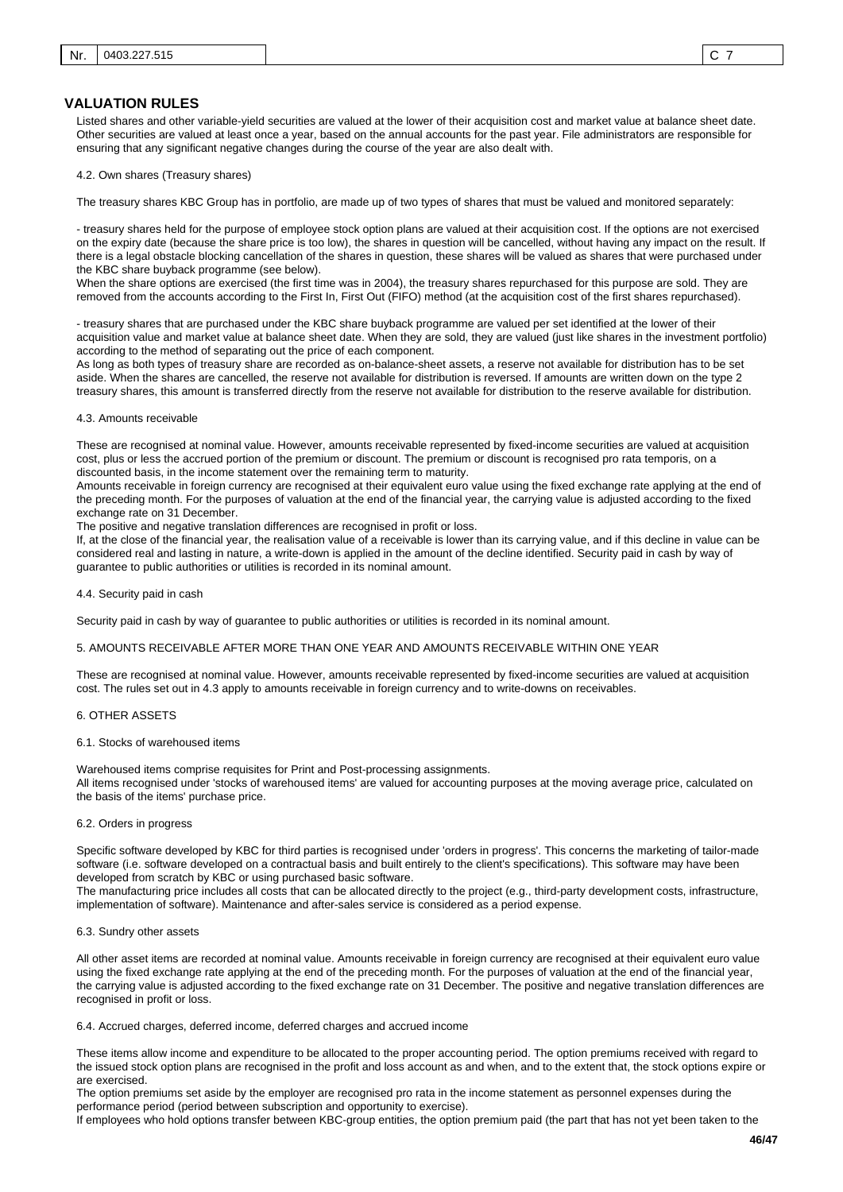## VALUATION RULES

Listed shares and other variable-yield securities are valued at the lower of their acquisition cost and market value at balance sheet date. Other securities are valued at least once a year, based on the annual accounts for the past year. File administrators are responsible for ensuring that any significant negative changes during the course of the year are also dealt with.

4.2. Own shares (Treasury shares)

The treasury shares KBC Group has in portfolio, are made up of two types of shares that must be valued and monitored separately:

- treasury shares held for the purpose of employee stock option plans are valued at their acquisition cost. If the options are not exercised on the expiry date (because the share price is too low), the shares in question will be cancelled, without having any impact on the result. If there is a legal obstacle blocking cancellation of the shares in question, these shares will be valued as shares that were purchased under the KBC share buyback programme (see below).
When the share options are exercised (the first time was in 2004), the treasury shares repurchased for this purpose are sold. They are removed from the accounts according to the First In, First Out (FIFO) method (at the acquisition cost of the first shares repurchased).

- treasury shares that are purchased under the KBC share buyback programme are valued per set identified at the lower of their acquisition value and market value at balance sheet date. When they are sold, they are valued (just like shares in the investment portfolio) according to the method of separating out the price of each component.
As long as both types of treasury share are recorded as on-balance-sheet assets, a reserve not available for distribution has to be set aside. When the shares are cancelled, the reserve not available for distribution is reversed. If amounts are written down on the type 2 treasury shares, this amount is transferred directly from the reserve not available for distribution to the reserve available for distribution.

4.3. Amounts receivable

These are recognised at nominal value. However, amounts receivable represented by fixed-income securities are valued at acquisition cost, plus or less the accrued portion of the premium or discount. The premium or discount is recognised pro rata temporis, on a discounted basis, in the income statement over the remaining term to maturity.
Amounts receivable in foreign currency are recognised at their equivalent euro value using the fixed exchange rate applying at the end of the preceding month. For the purposes of valuation at the end of the financial year, the carrying value is adjusted according to the fixed exchange rate on 31 December.
The positive and negative translation differences are recognised in profit or loss.
If, at the close of the financial year, the realisation value of a receivable is lower than its carrying value, and if this decline in value can be considered real and lasting in nature, a write-down is applied in the amount of the decline identified. Security paid in cash by way of guarantee to public authorities or utilities is recorded in its nominal amount.

4.4. Security paid in cash

Security paid in cash by way of guarantee to public authorities or utilities is recorded in its nominal amount.

5. AMOUNTS RECEIVABLE AFTER MORE THAN ONE YEAR AND AMOUNTS RECEIVABLE WITHIN ONE YEAR

These are recognised at nominal value. However, amounts receivable represented by fixed-income securities are valued at acquisition cost. The rules set out in 4.3 apply to amounts receivable in foreign currency and to write-downs on receivables.

6. OTHER ASSETS

6.1. Stocks of warehoused items

Warehoused items comprise requisites for Print and Post-processing assignments.
All items recognised under 'stocks of warehoused items' are valued for accounting purposes at the moving average price, calculated on the basis of the items' purchase price.

6.2. Orders in progress

Specific software developed by KBC for third parties is recognised under 'orders in progress'. This concerns the marketing of tailor-made software (i.e. software developed on a contractual basis and built entirely to the client's specifications). This software may have been developed from scratch by KBC or using purchased basic software.
The manufacturing price includes all costs that can be allocated directly to the project (e.g., third-party development costs, infrastructure, implementation of software). Maintenance and after-sales service is considered as a period expense.

6.3. Sundry other assets

All other asset items are recorded at nominal value. Amounts receivable in foreign currency are recognised at their equivalent euro value using the fixed exchange rate applying at the end of the preceding month. For the purposes of valuation at the end of the financial year, the carrying value is adjusted according to the fixed exchange rate on 31 December. The positive and negative translation differences are recognised in profit or loss.

6.4. Accrued charges, deferred income, deferred charges and accrued income

These items allow income and expenditure to be allocated to the proper accounting period. The option premiums received with regard to the issued stock option plans are recognised in the profit and loss account as and when, and to the extent that, the stock options expire or are exercised.
The option premiums set aside by the employer are recognised pro rata in the income statement as personnel expenses during the performance period (period between subscription and opportunity to exercise).
If employees who hold options transfer between KBC-group entities, the option premium paid (the part that has not yet been taken to the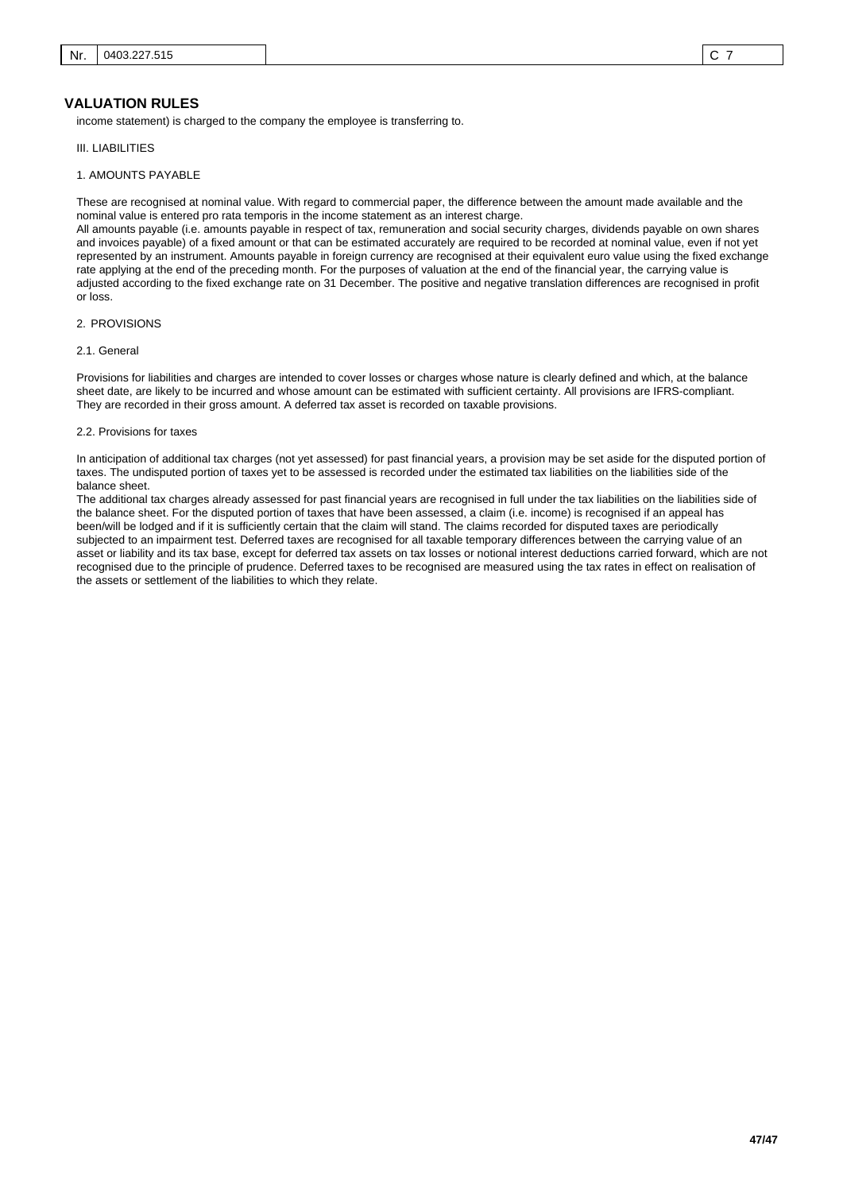## VALUATION RULES

income statement) is charged to the company the employee is transferring to.

III. LIABILITIES

1. AMOUNTS PAYABLE

These are recognised at nominal value. With regard to commercial paper, the difference between the amount made available and the nominal value is entered pro rata temporis in the income statement as an interest charge.
All amounts payable (i.e. amounts payable in respect of tax, remuneration and social security charges, dividends payable on own shares and invoices payable) of a fixed amount or that can be estimated accurately are required to be recorded at nominal value, even if not yet represented by an instrument. Amounts payable in foreign currency are recognised at their equivalent euro value using the fixed exchange rate applying at the end of the preceding month. For the purposes of valuation at the end of the financial year, the carrying value is adjusted according to the fixed exchange rate on 31 December. The positive and negative translation differences are recognised in profit or loss.

2. PROVISIONS

2.1. General

Provisions for liabilities and charges are intended to cover losses or charges whose nature is clearly defined and which, at the balance sheet date, are likely to be incurred and whose amount can be estimated with sufficient certainty. All provisions are IFRS-compliant. They are recorded in their gross amount. A deferred tax asset is recorded on taxable provisions.

2.2. Provisions for taxes

In anticipation of additional tax charges (not yet assessed) for past financial years, a provision may be set aside for the disputed portion of taxes. The undisputed portion of taxes yet to be assessed is recorded under the estimated tax liabilities on the liabilities side of the balance sheet.
The additional tax charges already assessed for past financial years are recognised in full under the tax liabilities on the liabilities side of the balance sheet. For the disputed portion of taxes that have been assessed, a claim (i.e. income) is recognised if an appeal has been/will be lodged and if it is sufficiently certain that the claim will stand. The claims recorded for disputed taxes are periodically subjected to an impairment test. Deferred taxes are recognised for all taxable temporary differences between the carrying value of an asset or liability and its tax base, except for deferred tax assets on tax losses or notional interest deductions carried forward, which are not recognised due to the principle of prudence. Deferred taxes to be recognised are measured using the tax rates in effect on realisation of the assets or settlement of the liabilities to which they relate.